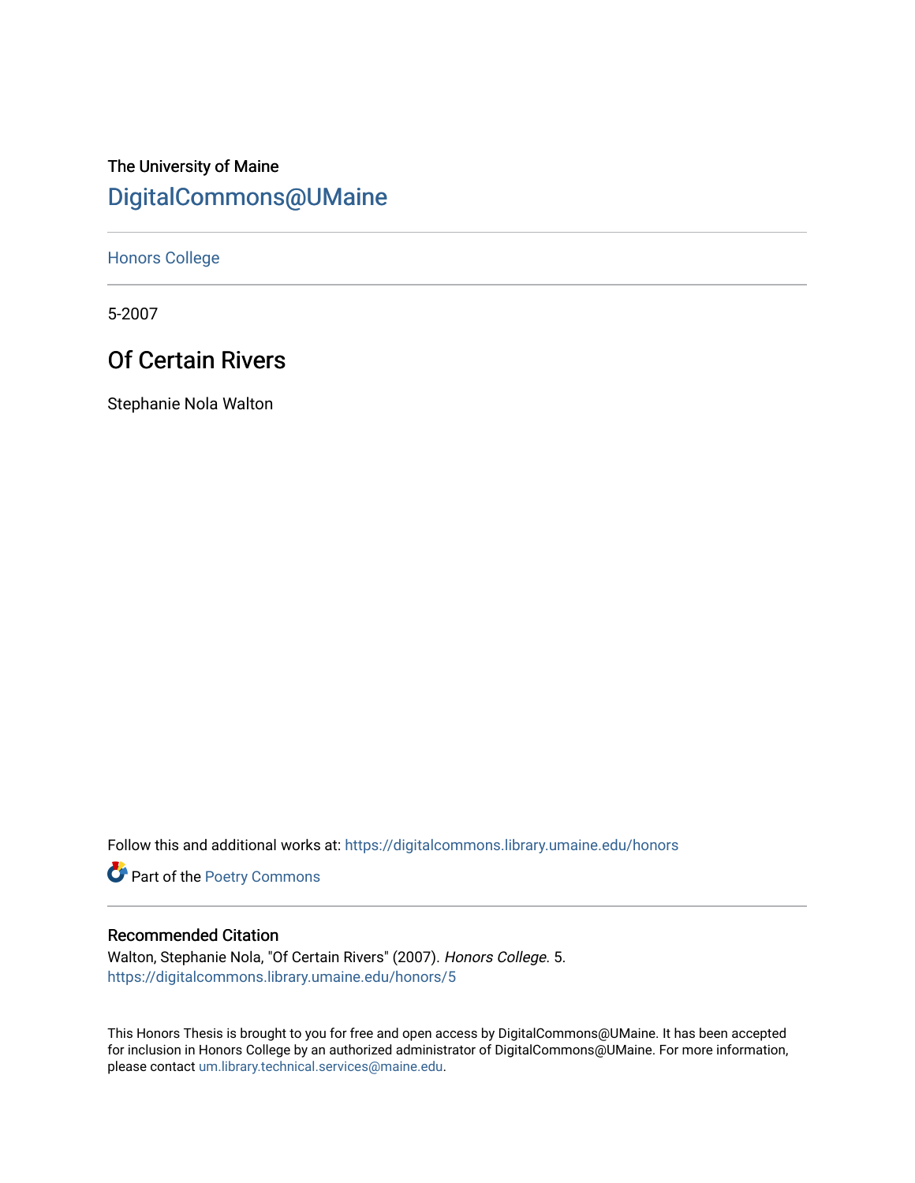The University of Maine

DigitalCommons@UMaine

Honors College

5-2007

# Of Certain Rivers

Stephanie Nola Walton

Follow this and additional works at: https://digitalcommons.library.umaine.edu/honors

Part of the Poetry Commons

## Recommended Citation

Walton, Stephanie Nola, "Of Certain Rivers" (2007). *Honors College*. 5.
https://digitalcommons.library.umaine.edu/honors/5

This Honors Thesis is brought to you for free and open access by DigitalCommons@UMaine. It has been accepted for inclusion in Honors College by an authorized administrator of DigitalCommons@UMaine. For more information, please contact um.library.technical.services@maine.edu.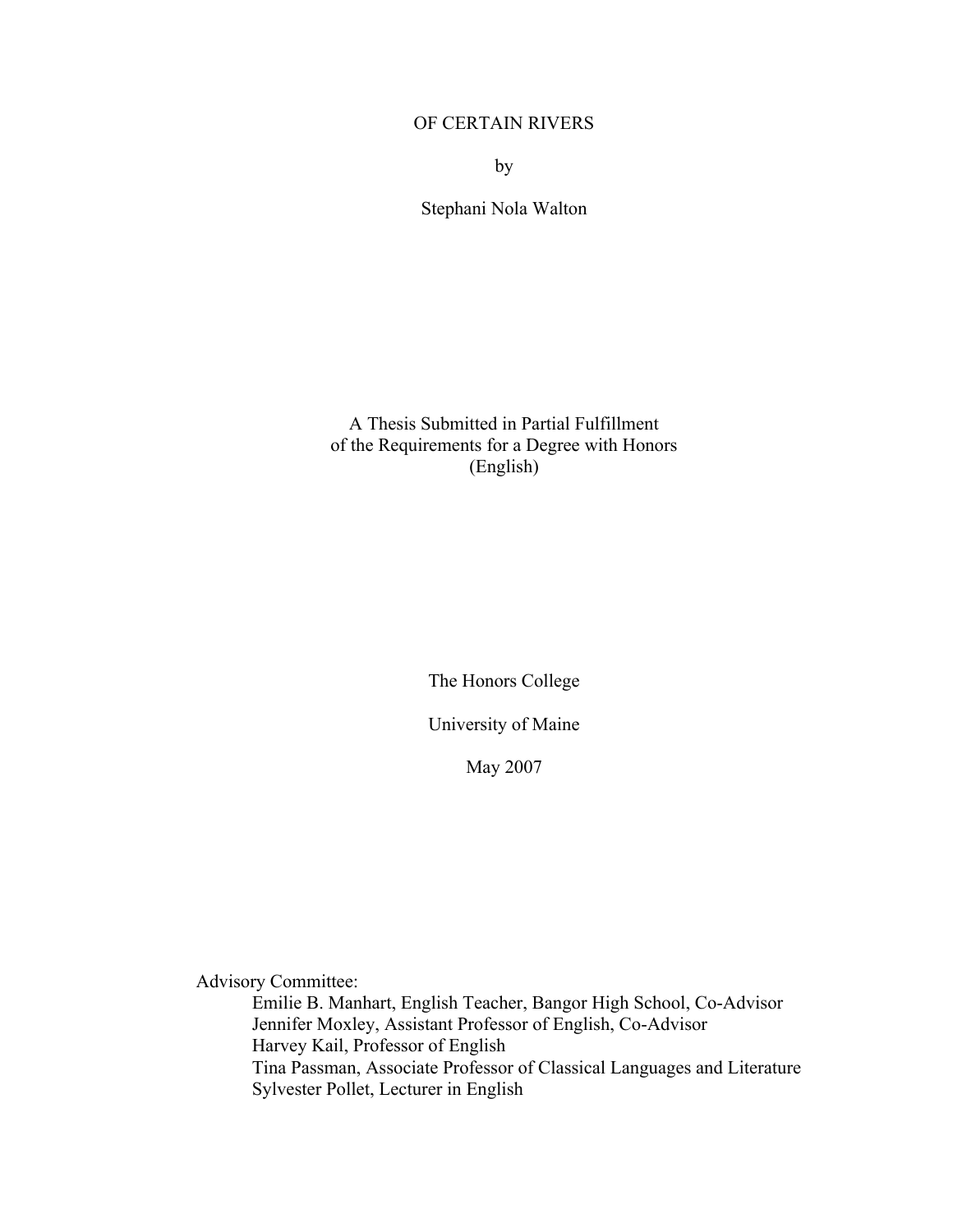# OF CERTAIN RIVERS

by

Stephani Nola Walton

A Thesis Submitted in Partial Fulfillment
of the Requirements for a Degree with Honors
(English)

The Honors College

University of Maine

May 2007

Advisory Committee:

Emilie B. Manhart, English Teacher, Bangor High School, Co-Advisor
Jennifer Moxley, Assistant Professor of English, Co-Advisor
Harvey Kail, Professor of English
Tina Passman, Associate Professor of Classical Languages and Literature
Sylvester Pollet, Lecturer in English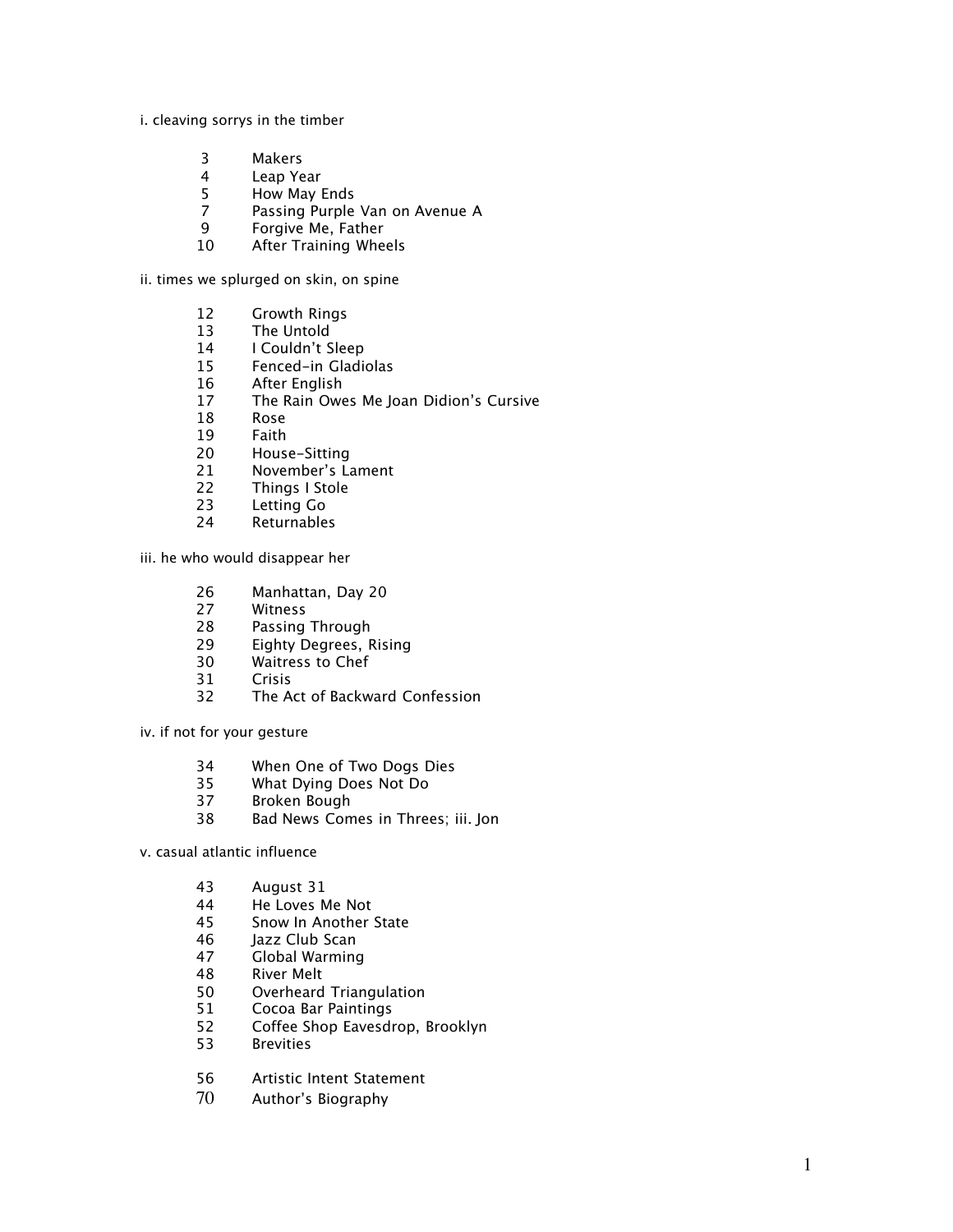i. cleaving sorrys in the timber

| | |
|---|---|
| 3 | Makers |
| 4 | Leap Year |
| 5 | How May Ends |
| 7 | Passing Purple Van on Avenue A |
| 9 | Forgive Me, Father |
| 10 | After Training Wheels |

ii. times we splurged on skin, on spine

| | |
|---|---|
| 12 | Growth Rings |
| 13 | The Untold |
| 14 | I Couldn't Sleep |
| 15 | Fenced-in Gladiolas |
| 16 | After English |
| 17 | The Rain Owes Me Joan Didion's Cursive |
| 18 | Rose |
| 19 | Faith |
| 20 | House-Sitting |
| 21 | November's Lament |
| 22 | Things I Stole |
| 23 | Letting Go |
| 24 | Returnables |

iii. he who would disappear her

| | |
|---|---|
| 26 | Manhattan, Day 20 |
| 27 | Witness |
| 28 | Passing Through |
| 29 | Eighty Degrees, Rising |
| 30 | Waitress to Chef |
| 31 | Crisis |
| 32 | The Act of Backward Confession |

iv. if not for your gesture

| | |
|---|---|
| 34 | When One of Two Dogs Dies |
| 35 | What Dying Does Not Do |
| 37 | Broken Bough |
| 38 | Bad News Comes in Threes; iii. Jon |

v. casual atlantic influence

| | |
|---|---|
| 43 | August 31 |
| 44 | He Loves Me Not |
| 45 | Snow In Another State |
| 46 | Jazz Club Scan |
| 47 | Global Warming |
| 48 | River Melt |
| 50 | Overheard Triangulation |
| 51 | Cocoa Bar Paintings |
| 52 | Coffee Shop Eavesdrop, Brooklyn |
| 53 | Brevities |

| | |
|---|---|
| 56 | Artistic Intent Statement |
| 70 | Author's Biography |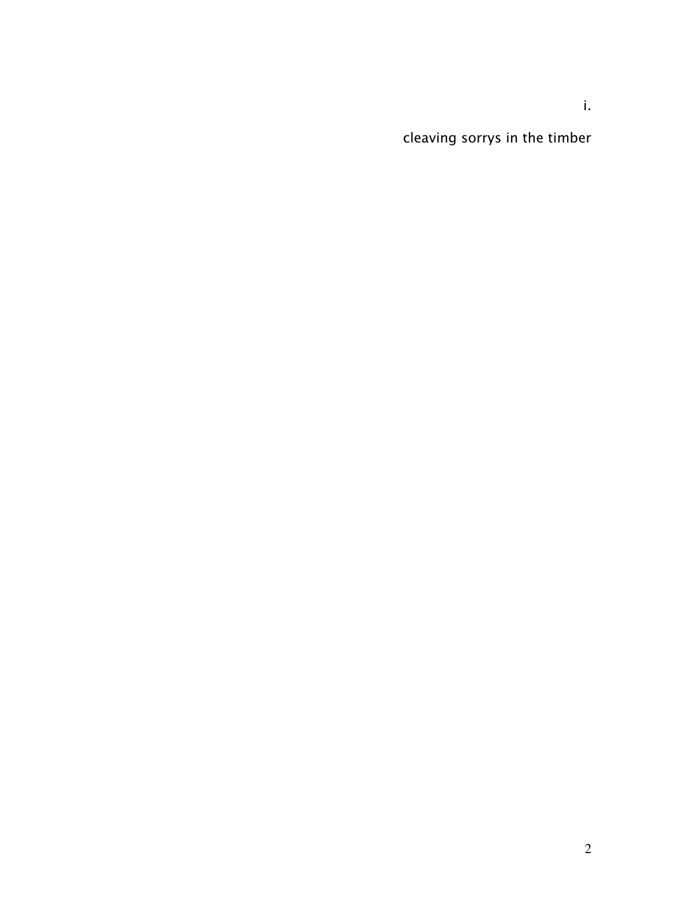## i.

## cleaving sorrys in the timber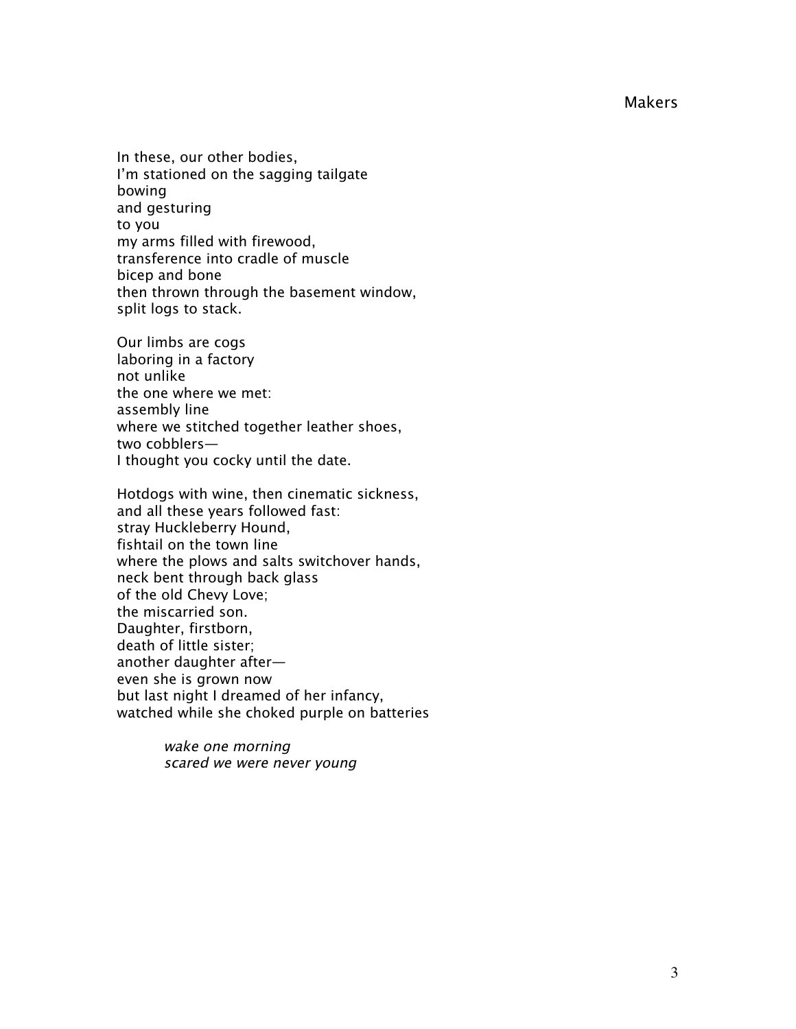# Makers

In these, our other bodies,
I'm stationed on the sagging tailgate
bowing
and gesturing
to you
my arms filled with firewood,
transference into cradle of muscle
bicep and bone
then thrown through the basement window,
split logs to stack.

Our limbs are cogs
laboring in a factory
not unlike
the one where we met:
assembly line
where we stitched together leather shoes,
two cobblers—
I thought you cocky until the date.

Hotdogs with wine, then cinematic sickness,
and all these years followed fast:
stray Huckleberry Hound,
fishtail on the town line
where the plows and salts switchover hands,
neck bent through back glass
of the old Chevy Love;
the miscarried son.
Daughter, firstborn,
death of little sister;
another daughter after—
even she is grown now
but last night I dreamed of her infancy,
watched while she choked purple on batteries

> *wake one morning*
> *scared we were never young*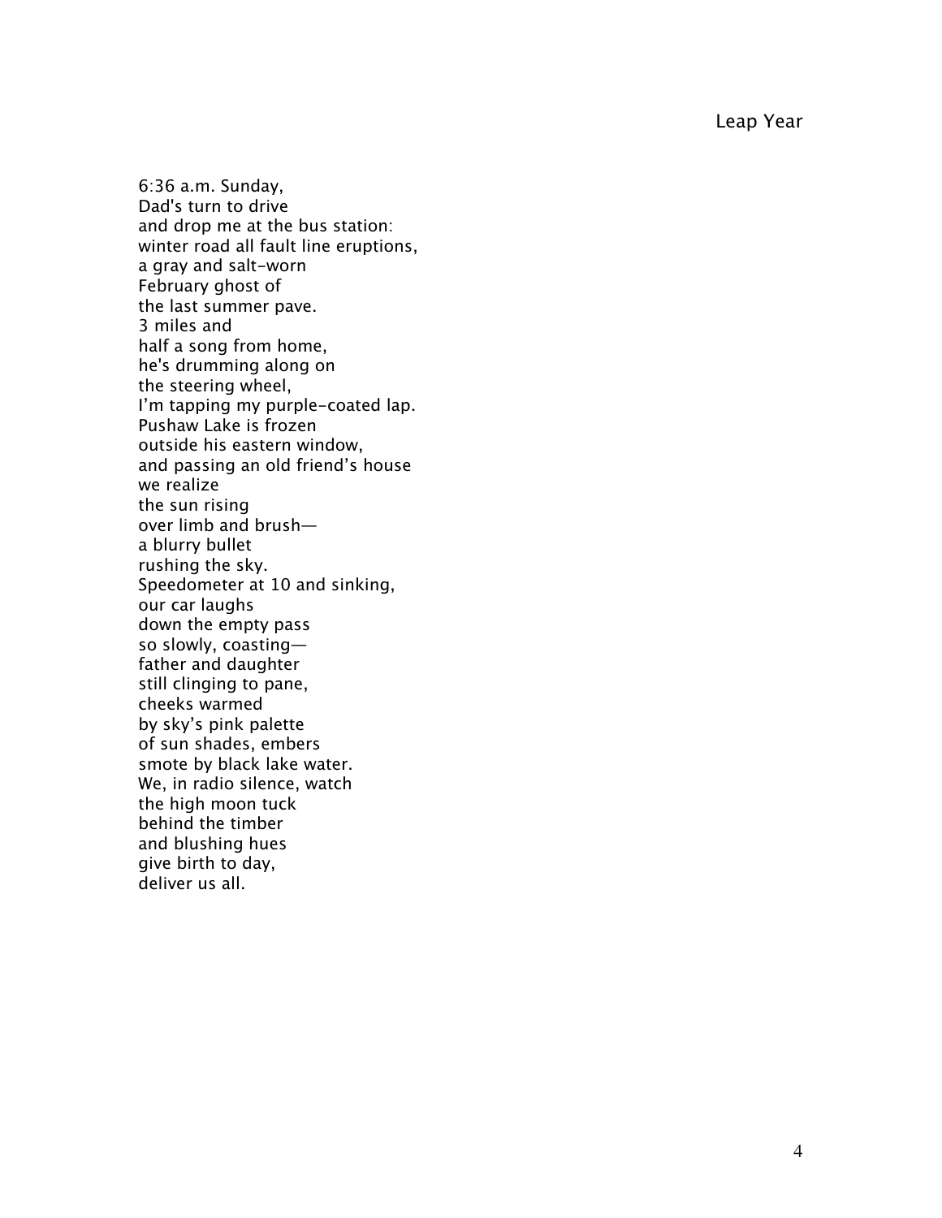## Leap Year

6:36 a.m. Sunday,  
Dad's turn to drive  
and drop me at the bus station:  
winter road all fault line eruptions,  
a gray and salt-worn  
February ghost of  
the last summer pave.  
3 miles and  
half a song from home,  
he's drumming along on  
the steering wheel,  
I'm tapping my purple-coated lap.  
Pushaw Lake is frozen  
outside his eastern window,  
and passing an old friend's house  
we realize  
the sun rising  
over limb and brush—  
a blurry bullet  
rushing the sky.  
Speedometer at 10 and sinking,  
our car laughs  
down the empty pass  
so slowly, coasting—  
father and daughter  
still clinging to pane,  
cheeks warmed  
by sky's pink palette  
of sun shades, embers  
smote by black lake water.  
We, in radio silence, watch  
the high moon tuck  
behind the timber  
and blushing hues  
give birth to day,  
deliver us all.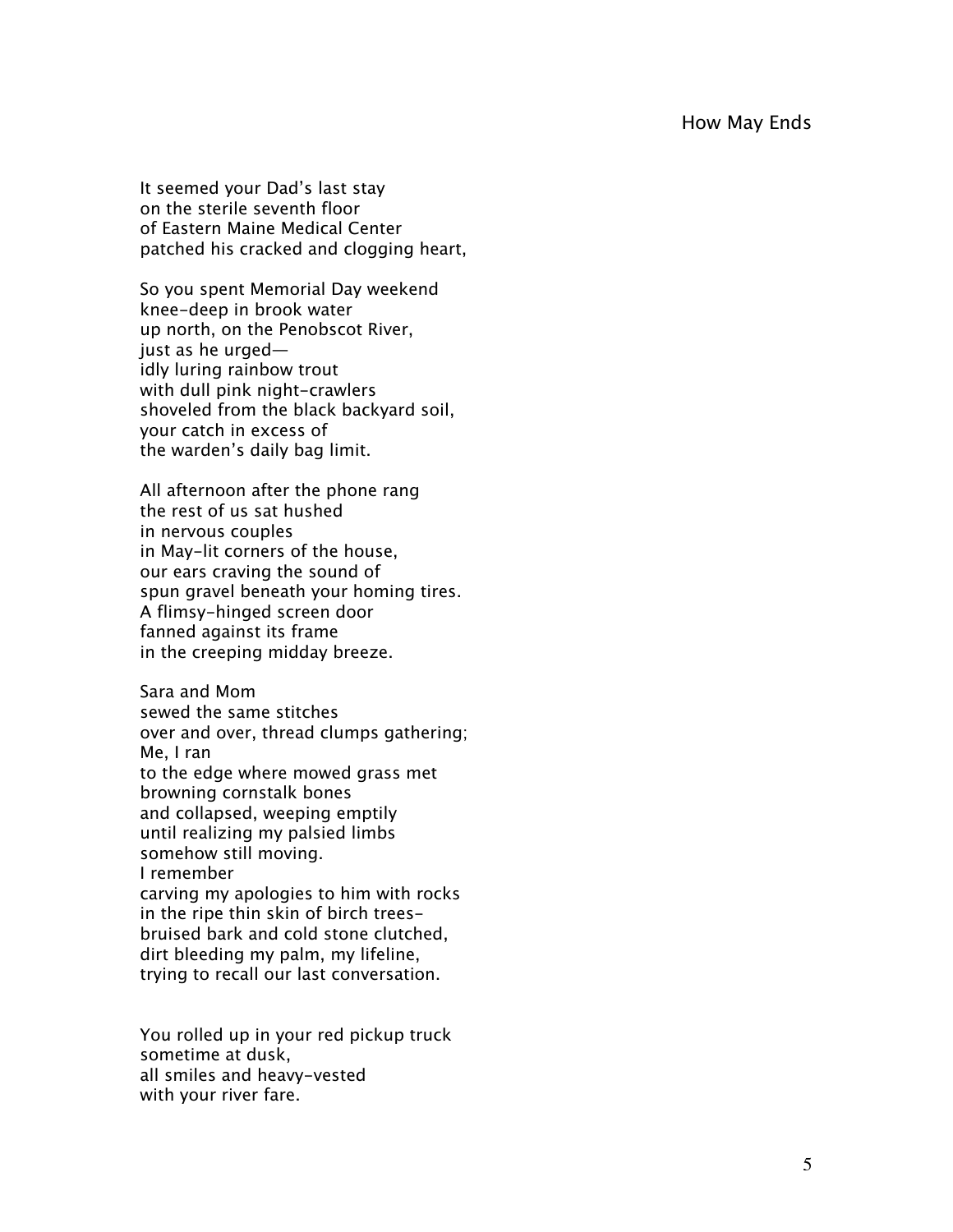## How May Ends

It seemed your Dad's last stay
on the sterile seventh floor
of Eastern Maine Medical Center
patched his cracked and clogging heart,

So you spent Memorial Day weekend
knee-deep in brook water
up north, on the Penobscot River,
just as he urged—
idly luring rainbow trout
with dull pink night-crawlers
shoveled from the black backyard soil,
your catch in excess of
the warden's daily bag limit.

All afternoon after the phone rang
the rest of us sat hushed
in nervous couples
in May-lit corners of the house,
our ears craving the sound of
spun gravel beneath your homing tires.
A flimsy-hinged screen door
fanned against its frame
in the creeping midday breeze.

Sara and Mom
sewed the same stitches
over and over, thread clumps gathering;
Me, I ran
to the edge where mowed grass met
browning cornstalk bones
and collapsed, weeping emptily
until realizing my palsied limbs
somehow still moving.
I remember
carving my apologies to him with rocks
in the ripe thin skin of birch trees-
bruised bark and cold stone clutched,
dirt bleeding my palm, my lifeline,
trying to recall our last conversation.

You rolled up in your red pickup truck
sometime at dusk,
all smiles and heavy-vested
with your river fare.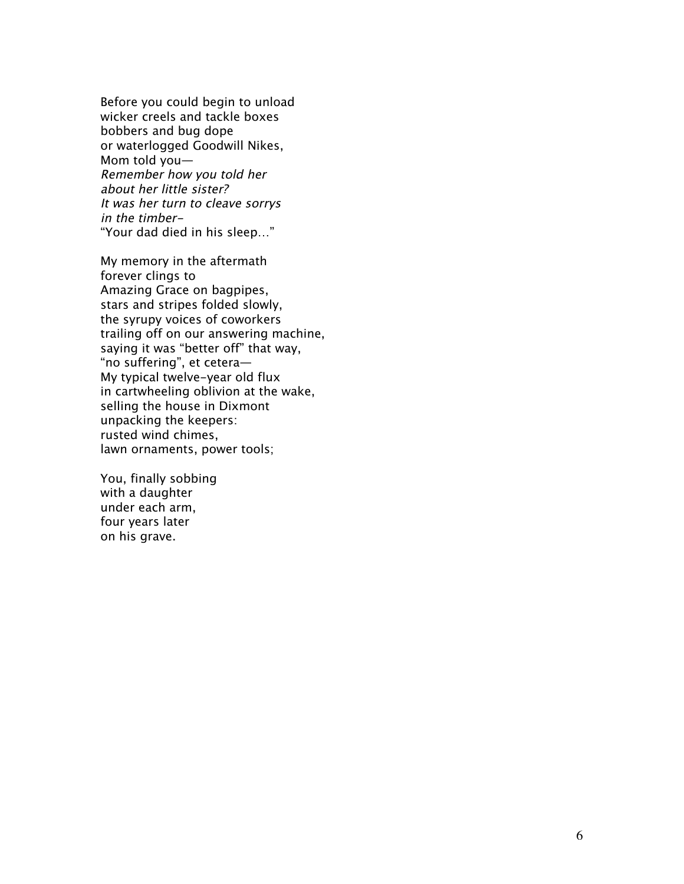Before you could begin to unload  
wicker creels and tackle boxes  
bobbers and bug dope  
or waterlogged Goodwill Nikes,  
Mom told you—  
*Remember how you told her*  
*about her little sister?*  
*It was her turn to cleave sorrys*  
*in the timber-*  
"Your dad died in his sleep…"

My memory in the aftermath  
forever clings to  
Amazing Grace on bagpipes,  
stars and stripes folded slowly,  
the syrupy voices of coworkers  
trailing off on our answering machine,  
saying it was "better off" that way,  
"no suffering", et cetera—  
My typical twelve-year old flux  
in cartwheeling oblivion at the wake,  
selling the house in Dixmont  
unpacking the keepers:  
rusted wind chimes,  
lawn ornaments, power tools;

You, finally sobbing  
with a daughter  
under each arm,  
four years later  
on his grave.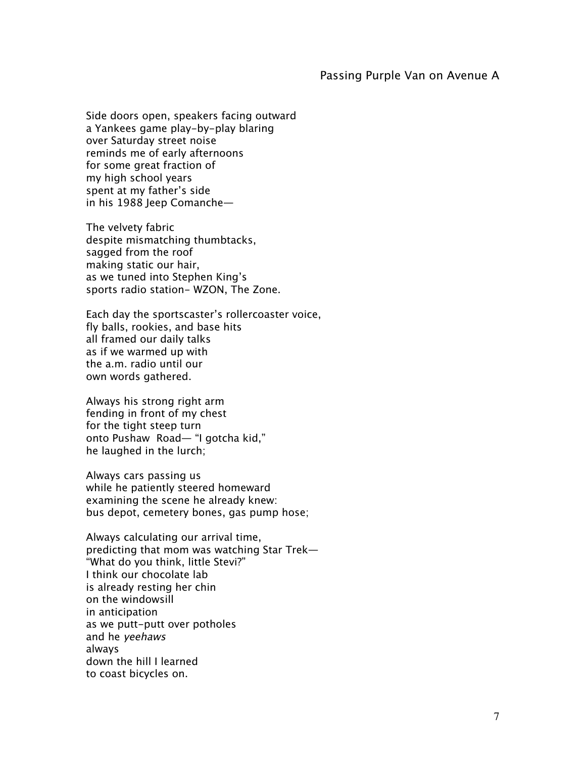## Passing Purple Van on Avenue A

Side doors open, speakers facing outward  
a Yankees game play-by-play blaring  
over Saturday street noise  
reminds me of early afternoons  
for some great fraction of  
my high school years  
spent at my father's side  
in his 1988 Jeep Comanche—

The velvety fabric  
despite mismatching thumbtacks,  
sagged from the roof  
making static our hair,  
as we tuned into Stephen King's  
sports radio station- WZON, The Zone.

Each day the sportscaster's rollercoaster voice,  
fly balls, rookies, and base hits  
all framed our daily talks  
as if we warmed up with  
the a.m. radio until our  
own words gathered.

Always his strong right arm  
fending in front of my chest  
for the tight steep turn  
onto Pushaw  Road— "I gotcha kid,"  
he laughed in the lurch;

Always cars passing us  
while he patiently steered homeward  
examining the scene he already knew:  
bus depot, cemetery bones, gas pump hose;

Always calculating our arrival time,  
predicting that mom was watching Star Trek—  
"What do you think, little Stevi?"  
I think our chocolate lab  
is already resting her chin  
on the windowsill  
in anticipation  
as we putt-putt over potholes  
and he *yeehaws*  
always  
down the hill I learned  
to coast bicycles on.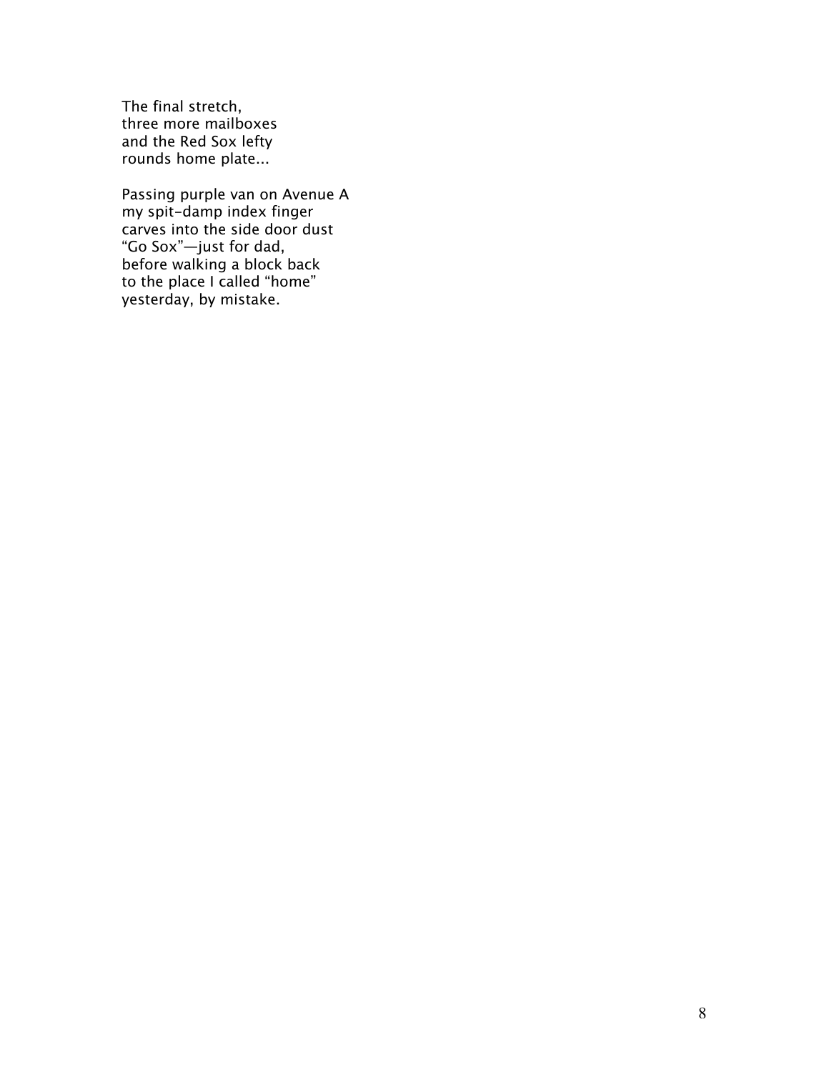The final stretch,  
three more mailboxes  
and the Red Sox lefty  
rounds home plate...

Passing purple van on Avenue A  
my spit-damp index finger  
carves into the side door dust  
“Go Sox”—just for dad,  
before walking a block back  
to the place I called “home”  
yesterday, by mistake.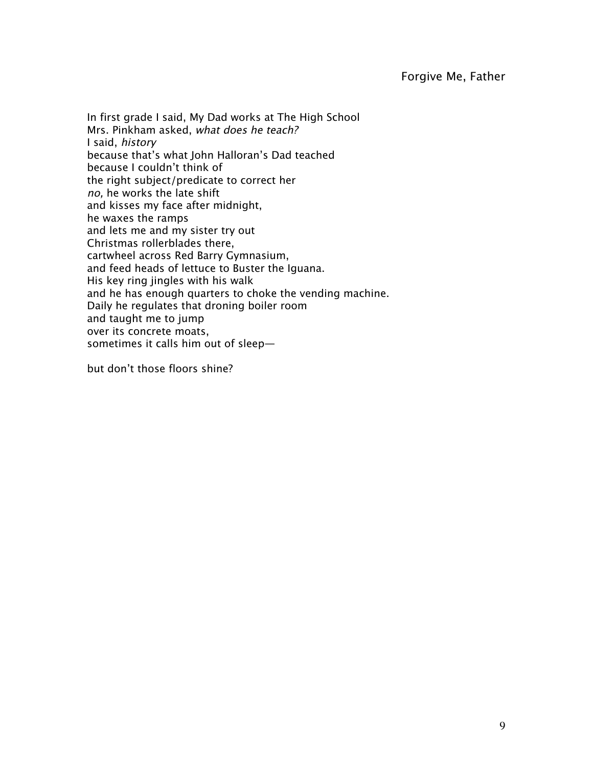# Forgive Me, Father

In first grade I said, My Dad works at The High School  
Mrs. Pinkham asked, *what does he teach?*  
I said, *history*  
because that's what John Halloran's Dad teached  
because I couldn't think of  
the right subject/predicate to correct her  
*no,* he works the late shift  
and kisses my face after midnight,  
he waxes the ramps  
and lets me and my sister try out  
Christmas rollerblades there,  
cartwheel across Red Barry Gymnasium,  
and feed heads of lettuce to Buster the Iguana.  
His key ring jingles with his walk  
and he has enough quarters to choke the vending machine.  
Daily he regulates that droning boiler room  
and taught me to jump  
over its concrete moats,  
sometimes it calls him out of sleep—

but don't those floors shine?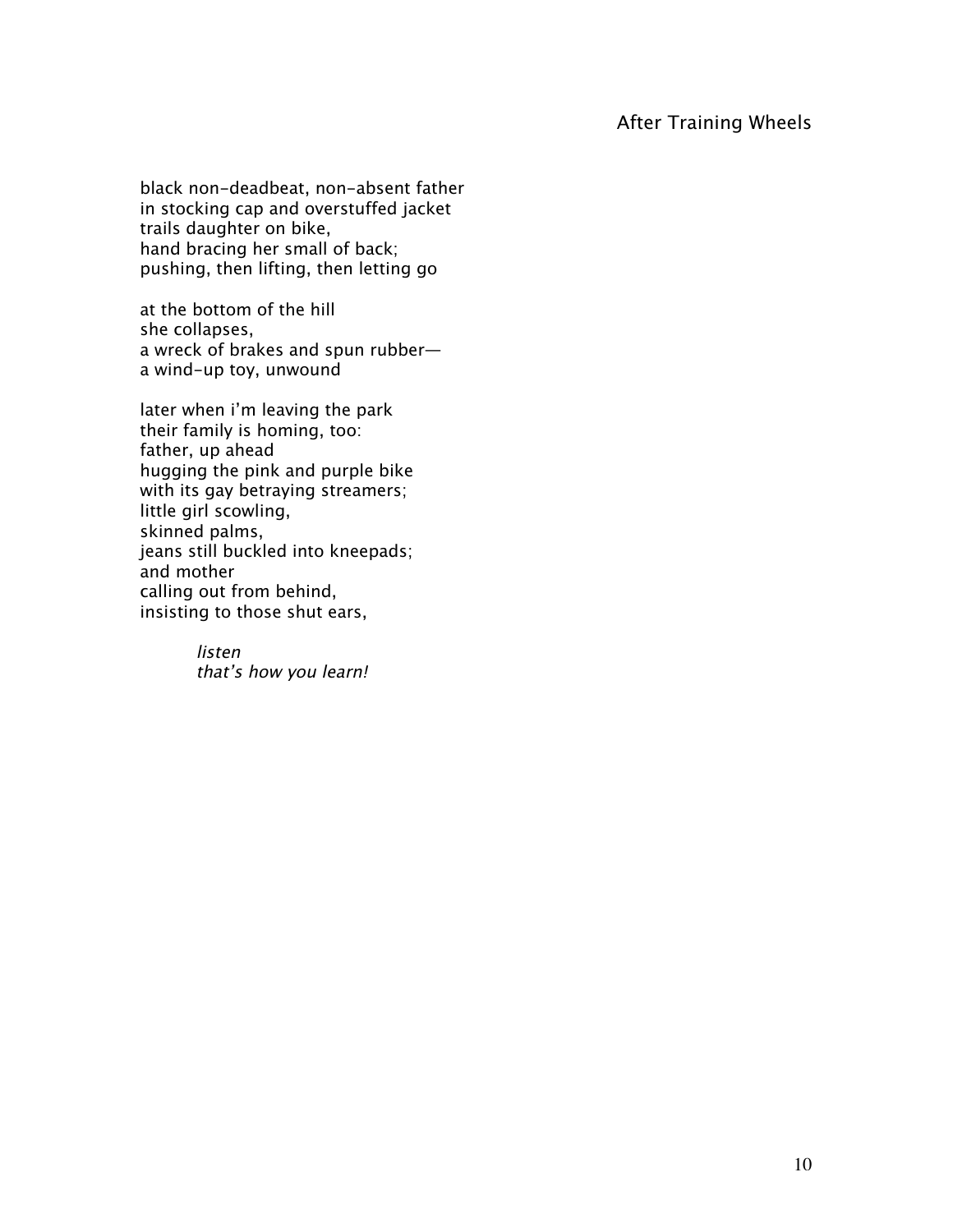## After Training Wheels

black non-deadbeat, non-absent father  
in stocking cap and overstuffed jacket  
trails daughter on bike,  
hand bracing her small of back;  
pushing, then lifting, then letting go

at the bottom of the hill  
she collapses,  
a wreck of brakes and spun rubber—  
a wind-up toy, unwound

later when i'm leaving the park  
their family is homing, too:  
father, up ahead  
hugging the pink and purple bike  
with its gay betraying streamers;  
little girl scowling,  
skinned palms,  
jeans still buckled into kneepads;  
and mother  
calling out from behind,  
insisting to those shut ears,

> *listen*  
> *that's how you learn!*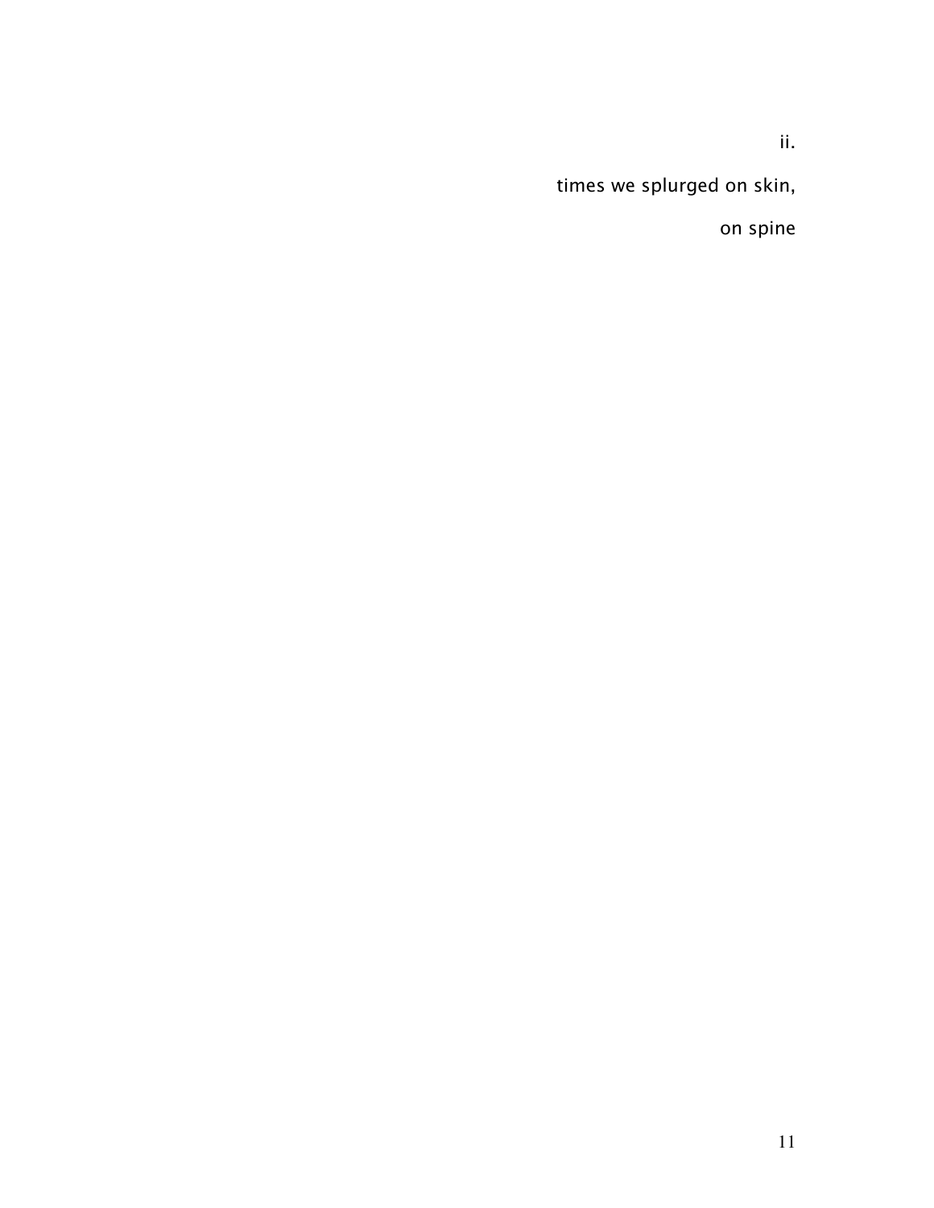ii.

times we splurged on skin,

on spine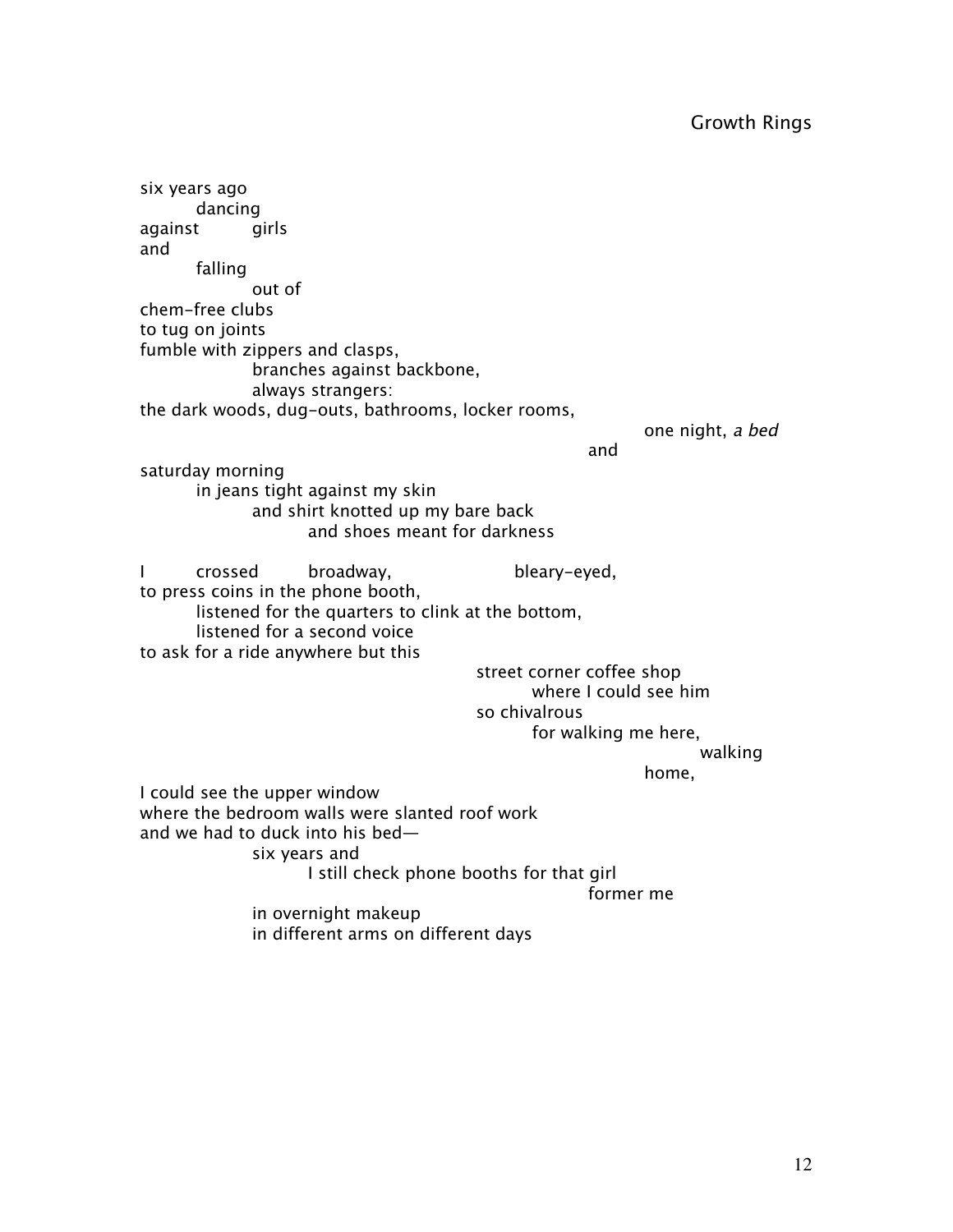## Growth Rings

six years ago
        dancing
against        girls
and
        falling
                out of
chem-free clubs
to tug on joints
fumble with zippers and clasps,
                branches against backbone,
                always strangers:
the dark woods, dug-outs, bathrooms, locker rooms,
                                                                                one night, *a bed*
                                                                        and
saturday morning
        in jeans tight against my skin
                and shirt knotted up my bare back
                        and shoes meant for darkness

I        crossed        broadway,                bleary-eyed,
to press coins in the phone booth,
        listened for the quarters to clink at the bottom,
        listened for a second voice
to ask for a ride anywhere but this
                                                        street corner coffee shop
                                                                where I could see him
                                                        so chivalrous
                                                                for walking me here,
                                                                                walking
                                                                        home,
I could see the upper window
where the bedroom walls were slanted roof work
and we had to duck into his bed—
                six years and
                        I still check phone booths for that girl
                                                                        former me
                in overnight makeup
                in different arms on different days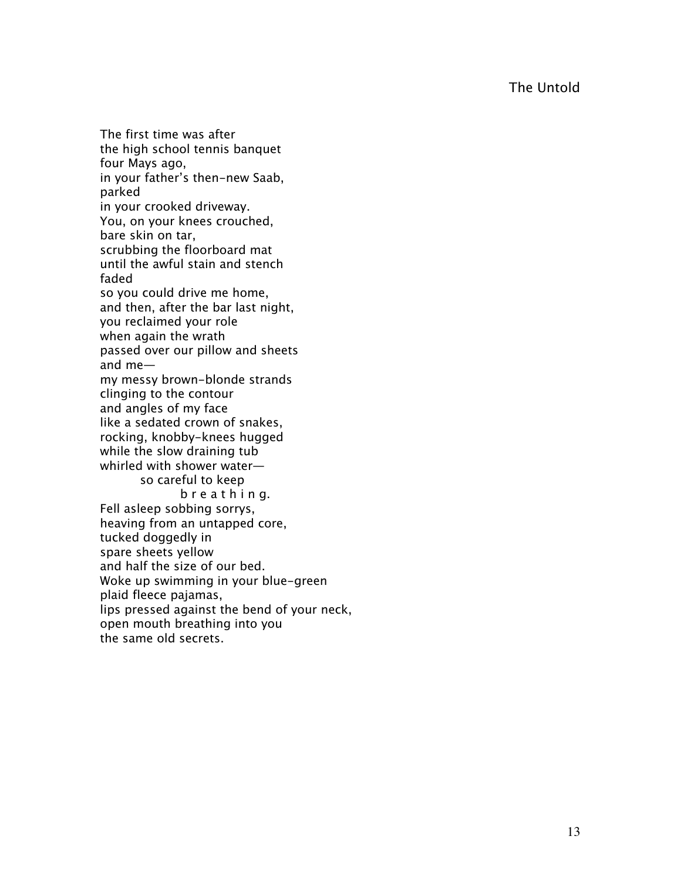## The Untold

The first time was after  
the high school tennis banquet  
four Mays ago,  
in your father's then-new Saab,  
parked  
in your crooked driveway.  
You, on your knees crouched,  
bare skin on tar,  
scrubbing the floorboard mat  
until the awful stain and stench  
faded  
so you could drive me home,  
and then, after the bar last night,  
you reclaimed your role  
when again the wrath  
passed over our pillow and sheets  
and me—  
my messy brown-blonde strands  
clinging to the contour  
and angles of my face  
like a sedated crown of snakes,  
rocking, knobby-knees hugged  
while the slow draining tub  
whirled with shower water—  
&nbsp;&nbsp;&nbsp;&nbsp;&nbsp;&nbsp;&nbsp;&nbsp;so careful to keep  
&nbsp;&nbsp;&nbsp;&nbsp;&nbsp;&nbsp;&nbsp;&nbsp;&nbsp;&nbsp;&nbsp;&nbsp;&nbsp;&nbsp;&nbsp;&nbsp;b r e a t h i n g.  
Fell asleep sobbing sorrys,  
heaving from an untapped core,  
tucked doggedly in  
spare sheets yellow  
and half the size of our bed.  
Woke up swimming in your blue-green  
plaid fleece pajamas,  
lips pressed against the bend of your neck,  
open mouth breathing into you  
the same old secrets.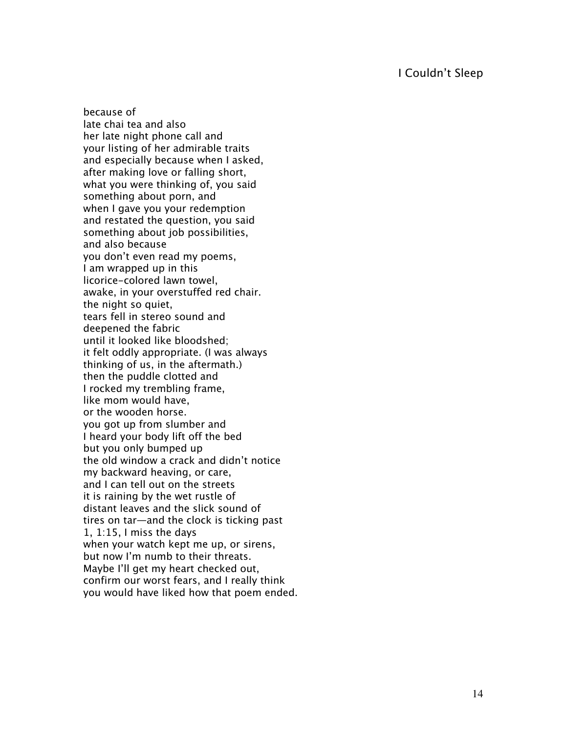# I Couldn't Sleep

because of  
late chai tea and also  
her late night phone call and  
your listing of her admirable traits  
and especially because when I asked,  
after making love or falling short,  
what you were thinking of, you said  
something about porn, and  
when I gave you your redemption  
and restated the question, you said  
something about job possibilities,  
and also because  
you don't even read my poems,  
I am wrapped up in this  
licorice-colored lawn towel,  
awake, in your overstuffed red chair.  
the night so quiet,  
tears fell in stereo sound and  
deepened the fabric  
until it looked like bloodshed;  
it felt oddly appropriate. (I was always  
thinking of us, in the aftermath.)  
then the puddle clotted and  
I rocked my trembling frame,  
like mom would have,  
or the wooden horse.  
you got up from slumber and  
I heard your body lift off the bed  
but you only bumped up  
the old window a crack and didn't notice  
my backward heaving, or care,  
and I can tell out on the streets  
it is raining by the wet rustle of  
distant leaves and the slick sound of  
tires on tar—and the clock is ticking past  
1, 1:15, I miss the days  
when your watch kept me up, or sirens,  
but now I'm numb to their threats.  
Maybe I'll get my heart checked out,  
confirm our worst fears, and I really think  
you would have liked how that poem ended.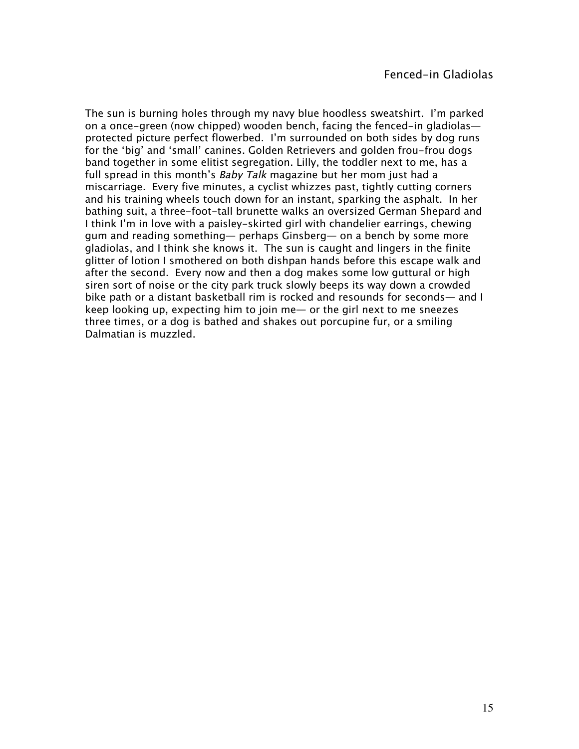# Fenced-in Gladiolas

The sun is burning holes through my navy blue hoodless sweatshirt. I'm parked on a once-green (now chipped) wooden bench, facing the fenced-in gladiolas— protected picture perfect flowerbed. I'm surrounded on both sides by dog runs for the 'big' and 'small' canines. Golden Retrievers and golden frou-frou dogs band together in some elitist segregation. Lilly, the toddler next to me, has a full spread in this month's *Baby Talk* magazine but her mom just had a miscarriage. Every five minutes, a cyclist whizzes past, tightly cutting corners and his training wheels touch down for an instant, sparking the asphalt. In her bathing suit, a three-foot-tall brunette walks an oversized German Shepard and I think I'm in love with a paisley-skirted girl with chandelier earrings, chewing gum and reading something— perhaps Ginsberg— on a bench by some more gladiolas, and I think she knows it. The sun is caught and lingers in the finite glitter of lotion I smothered on both dishpan hands before this escape walk and after the second. Every now and then a dog makes some low guttural or high siren sort of noise or the city park truck slowly beeps its way down a crowded bike path or a distant basketball rim is rocked and resounds for seconds— and I keep looking up, expecting him to join me— or the girl next to me sneezes three times, or a dog is bathed and shakes out porcupine fur, or a smiling Dalmatian is muzzled.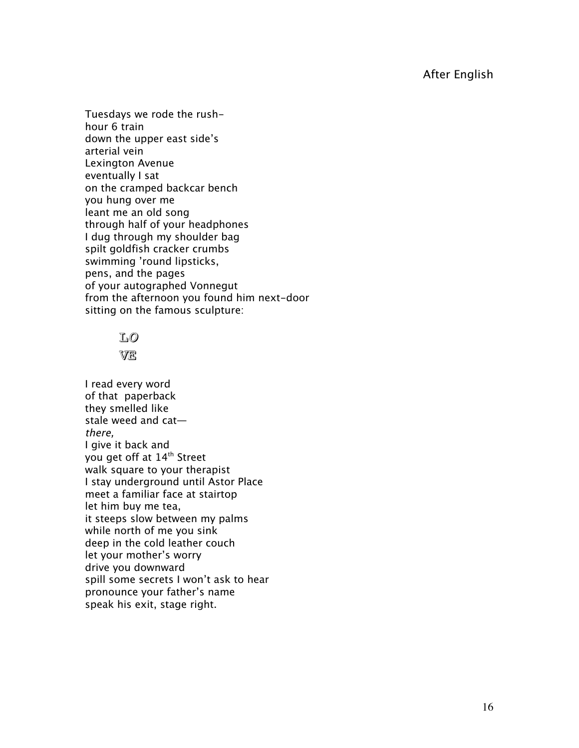## After English

Tuesdays we rode the rush-
hour 6 train
down the upper east side's
arterial vein
Lexington Avenue
eventually I sat
on the cramped backcar bench
you hung over me
leant me an old song
through half of your headphones
I dug through my shoulder bag
spilt goldfish cracker crumbs
swimming 'round lipsticks,
pens, and the pages
of your autographed Vonnegut
from the afternoon you found him next-door
sitting on the famous sculpture:

LO
VE

I read every word
of that paperback
they smelled like
stale weed and cat—
*there,*
I give it back and
you get off at 14th Street
walk square to your therapist
I stay underground until Astor Place
meet a familiar face at stairtop
let him buy me tea,
it steeps slow between my palms
while north of me you sink
deep in the cold leather couch
let your mother's worry
drive you downward
spill some secrets I won't ask to hear
pronounce your father's name
speak his exit, stage right.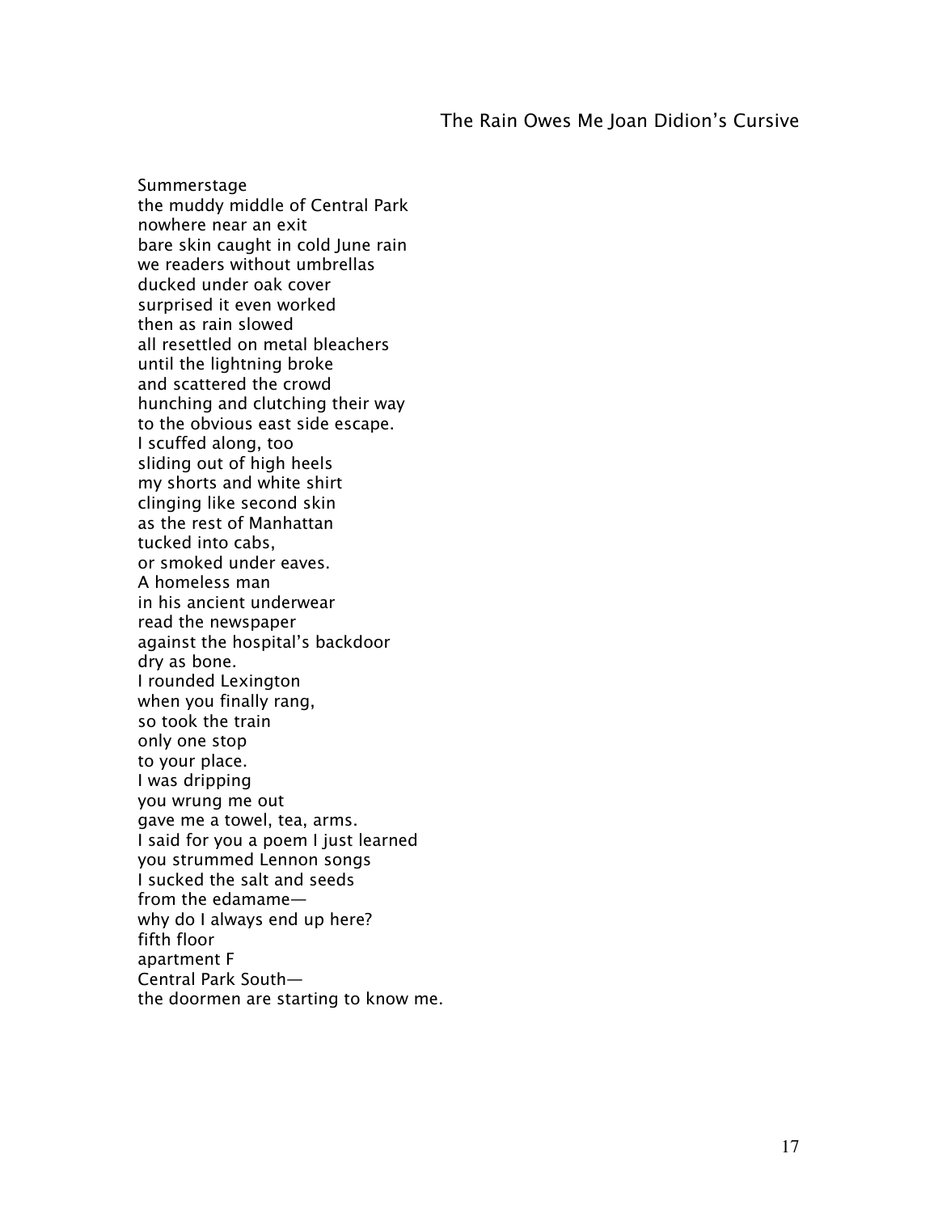## The Rain Owes Me Joan Didion's Cursive

Summerstage  
the muddy middle of Central Park  
nowhere near an exit  
bare skin caught in cold June rain  
we readers without umbrellas  
ducked under oak cover  
surprised it even worked  
then as rain slowed  
all resettled on metal bleachers  
until the lightning broke  
and scattered the crowd  
hunching and clutching their way  
to the obvious east side escape.  
I scuffed along, too  
sliding out of high heels  
my shorts and white shirt  
clinging like second skin  
as the rest of Manhattan  
tucked into cabs,  
or smoked under eaves.  
A homeless man  
in his ancient underwear  
read the newspaper  
against the hospital's backdoor  
dry as bone.  
I rounded Lexington  
when you finally rang,  
so took the train  
only one stop  
to your place.  
I was dripping  
you wrung me out  
gave me a towel, tea, arms.  
I said for you a poem I just learned  
you strummed Lennon songs  
I sucked the salt and seeds  
from the edamame—  
why do I always end up here?  
fifth floor  
apartment F  
Central Park South—  
the doormen are starting to know me.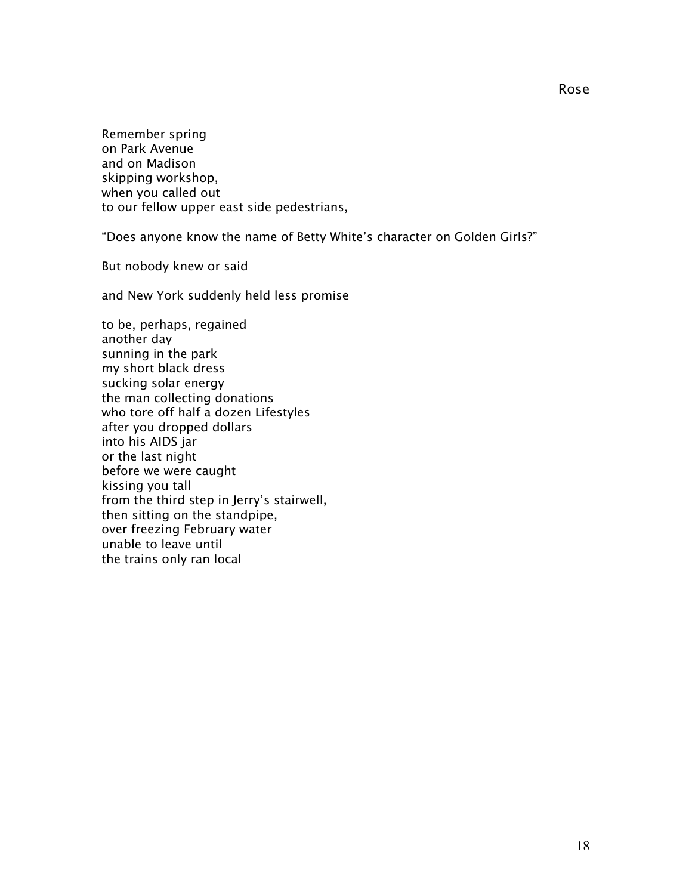## Rose

Remember spring
on Park Avenue
and on Madison
skipping workshop,
when you called out
to our fellow upper east side pedestrians,

"Does anyone know the name of Betty White's character on Golden Girls?"

But nobody knew or said

and New York suddenly held less promise

to be, perhaps, regained
another day
sunning in the park
my short black dress
sucking solar energy
the man collecting donations
who tore off half a dozen Lifestyles
after you dropped dollars
into his AIDS jar
or the last night
before we were caught
kissing you tall
from the third step in Jerry's stairwell,
then sitting on the standpipe,
over freezing February water
unable to leave until
the trains only ran local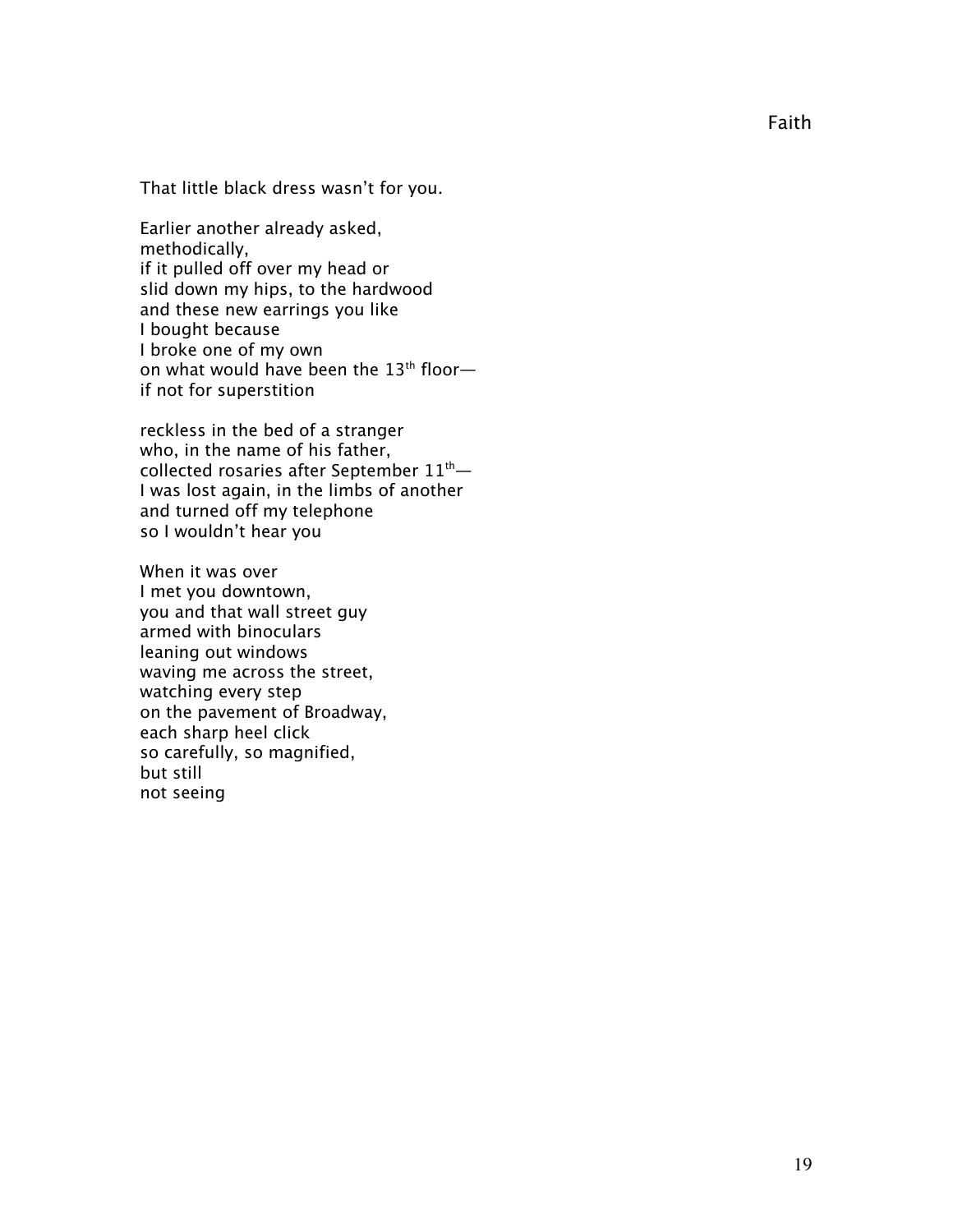## Faith

That little black dress wasn't for you.

Earlier another already asked,  
methodically,  
if it pulled off over my head or  
slid down my hips, to the hardwood  
and these new earrings you like  
I bought because  
I broke one of my own  
on what would have been the 13th floor—  
if not for superstition

reckless in the bed of a stranger  
who, in the name of his father,  
collected rosaries after September 11th—  
I was lost again, in the limbs of another  
and turned off my telephone  
so I wouldn't hear you

When it was over  
I met you downtown,  
you and that wall street guy  
armed with binoculars  
leaning out windows  
waving me across the street,  
watching every step  
on the pavement of Broadway,  
each sharp heel click  
so carefully, so magnified,  
but still  
not seeing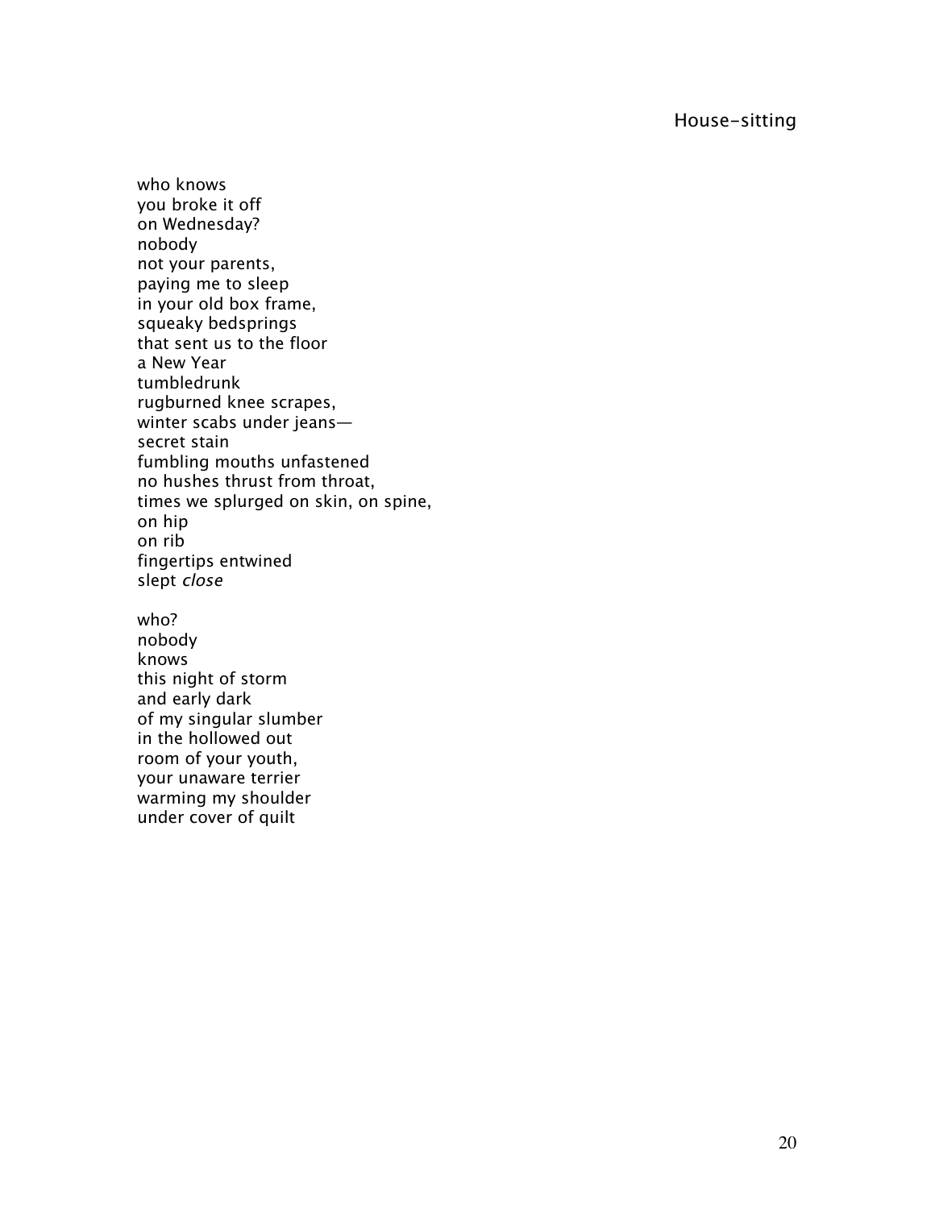# House-sitting

who knows  
you broke it off  
on Wednesday?  
nobody  
not your parents,  
paying me to sleep  
in your old box frame,  
squeaky bedsprings  
that sent us to the floor  
a New Year  
tumbledrunk  
rugburned knee scrapes,  
winter scabs under jeans—  
secret stain  
fumbling mouths unfastened  
no hushes thrust from throat,  
times we splurged on skin, on spine,  
on hip  
on rib  
fingertips entwined  
slept *close*

who?  
nobody  
knows  
this night of storm  
and early dark  
of my singular slumber  
in the hollowed out  
room of your youth,  
your unaware terrier  
warming my shoulder  
under cover of quilt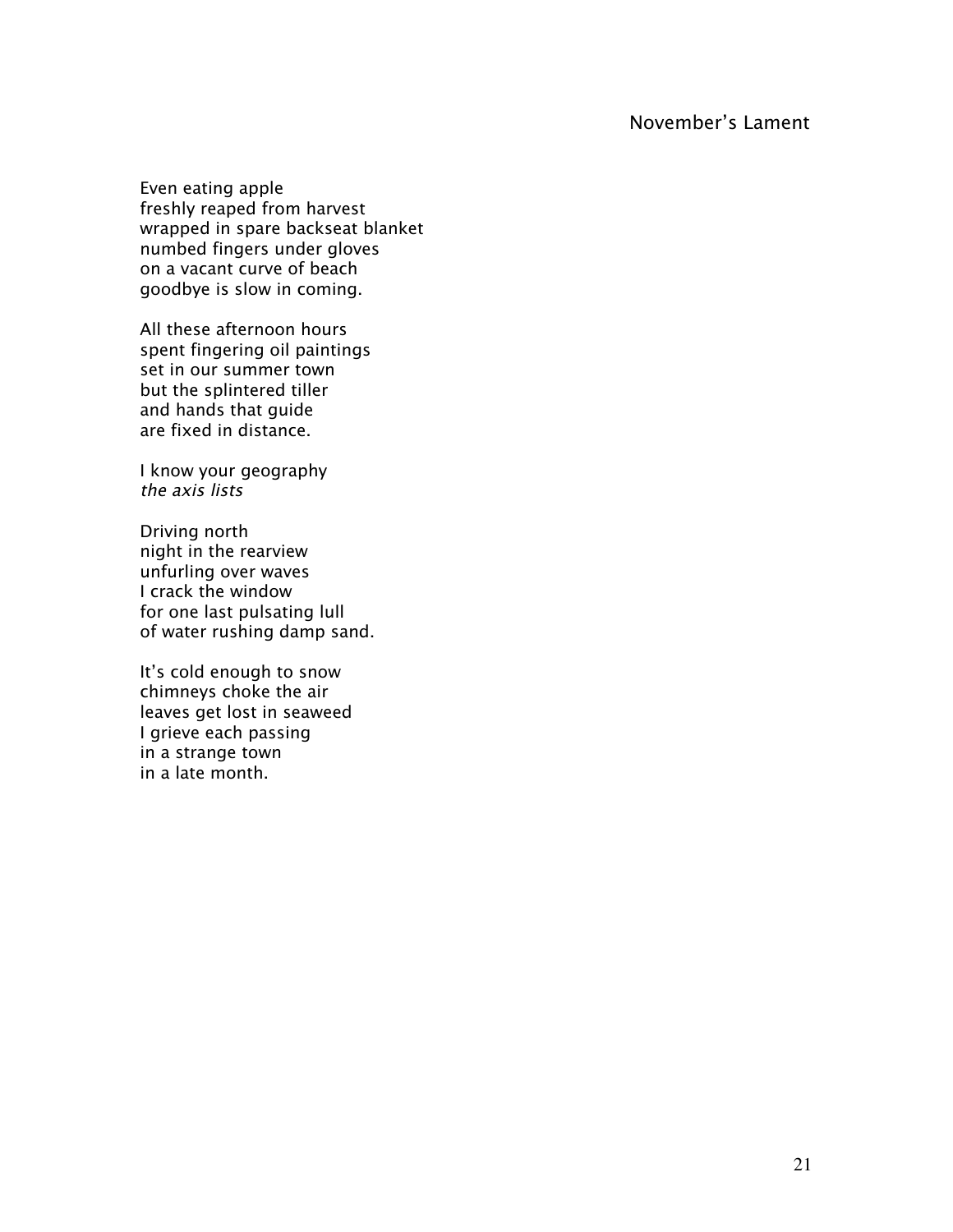## November's Lament

Even eating apple  
freshly reaped from harvest  
wrapped in spare backseat blanket  
numbed fingers under gloves  
on a vacant curve of beach  
goodbye is slow in coming.

All these afternoon hours  
spent fingering oil paintings  
set in our summer town  
but the splintered tiller  
and hands that guide  
are fixed in distance.

I know your geography  
*the axis lists*

Driving north  
night in the rearview  
unfurling over waves  
I crack the window  
for one last pulsating lull  
of water rushing damp sand.

It's cold enough to snow  
chimneys choke the air  
leaves get lost in seaweed  
I grieve each passing  
in a strange town  
in a late month.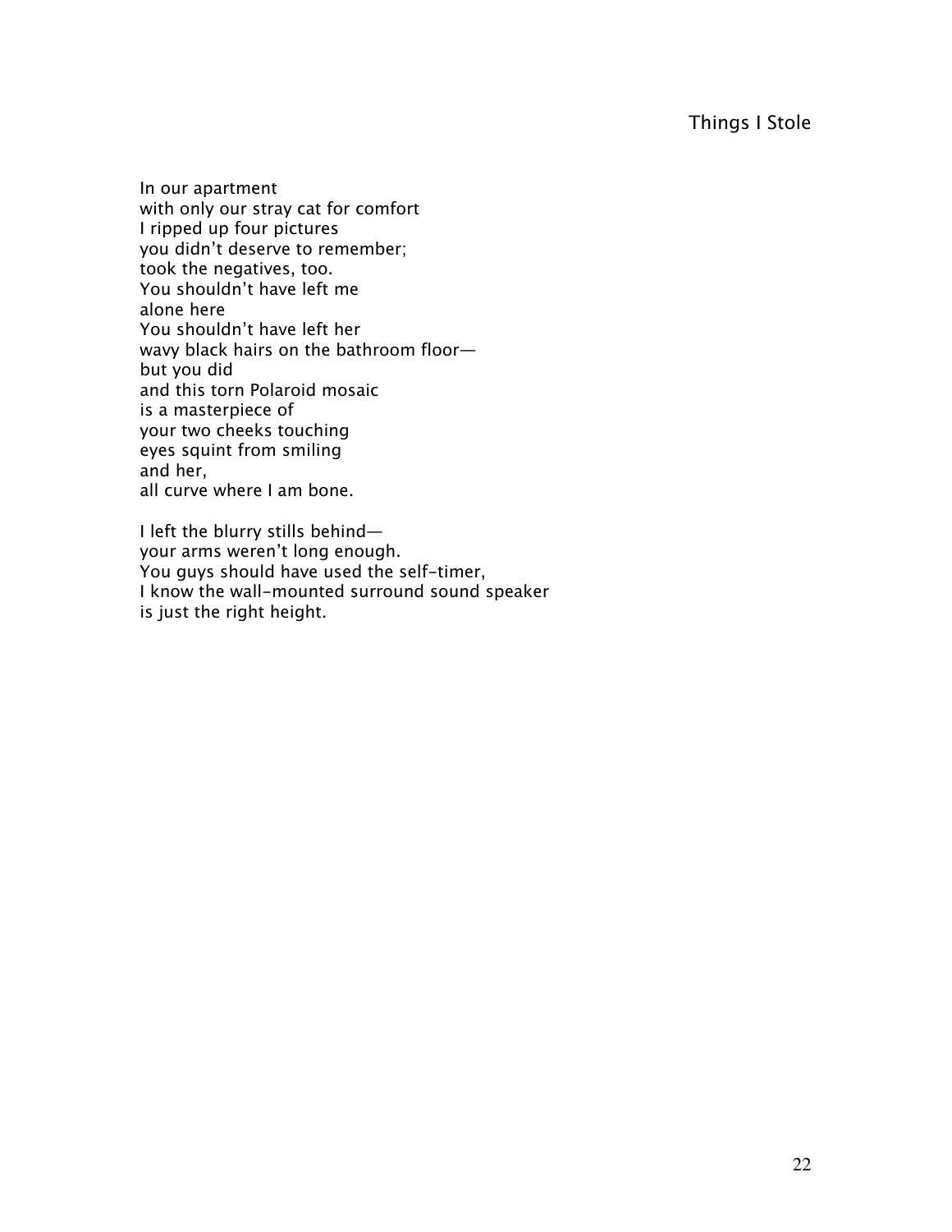## Things I Stole

In our apartment  
with only our stray cat for comfort  
I ripped up four pictures  
you didn't deserve to remember;  
took the negatives, too.  
You shouldn't have left me  
alone here  
You shouldn't have left her  
wavy black hairs on the bathroom floor—  
but you did  
and this torn Polaroid mosaic  
is a masterpiece of  
your two cheeks touching  
eyes squint from smiling  
and her,  
all curve where I am bone.

I left the blurry stills behind—  
your arms weren't long enough.  
You guys should have used the self-timer,  
I know the wall-mounted surround sound speaker  
is just the right height.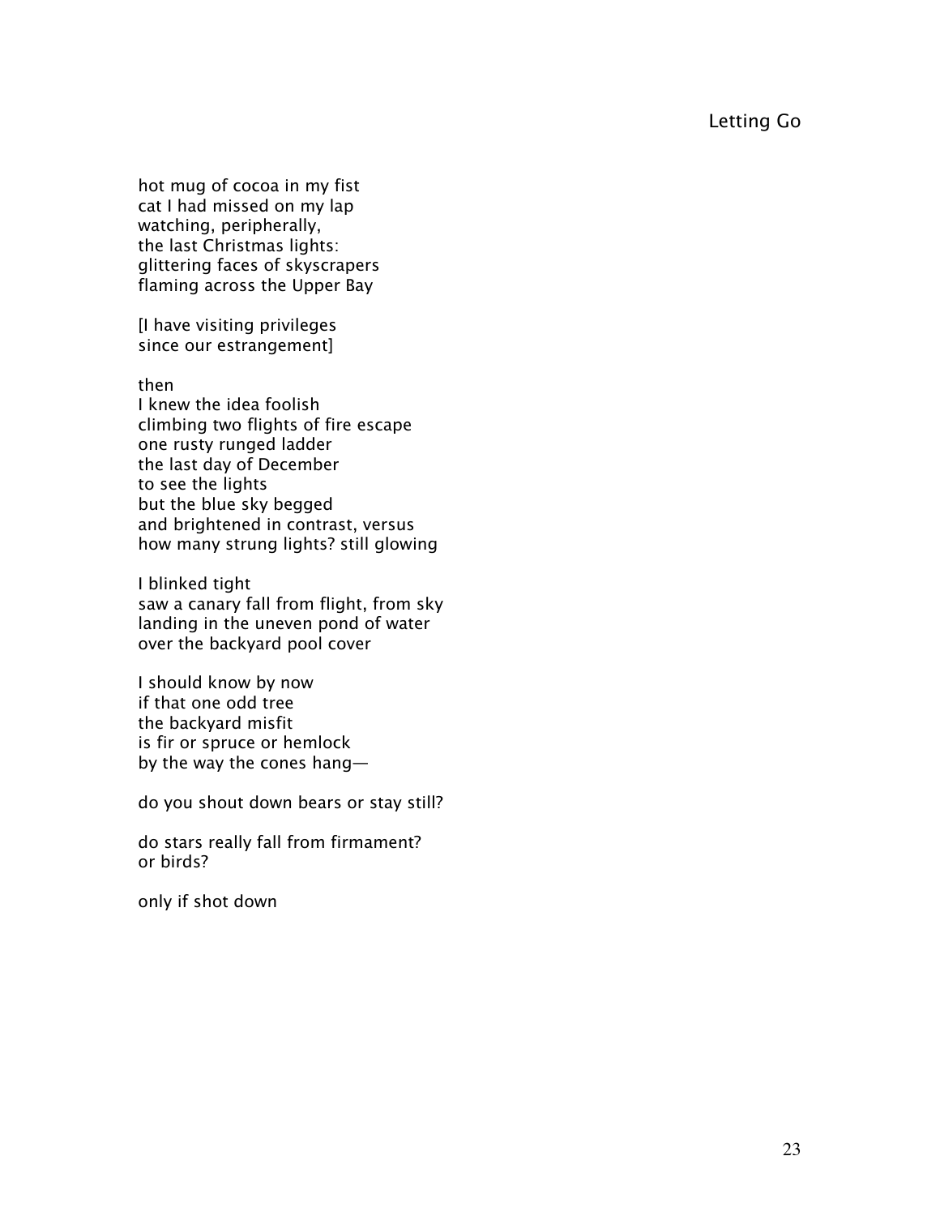# Letting Go

hot mug of cocoa in my fist
cat I had missed on my lap
watching, peripherally,
the last Christmas lights:
glittering faces of skyscrapers
flaming across the Upper Bay

[I have visiting privileges
since our estrangement]

then
I knew the idea foolish
climbing two flights of fire escape
one rusty runged ladder
the last day of December
to see the lights
but the blue sky begged
and brightened in contrast, versus
how many strung lights? still glowing

I blinked tight
saw a canary fall from flight, from sky
landing in the uneven pond of water
over the backyard pool cover

I should know by now
if that one odd tree
the backyard misfit
is fir or spruce or hemlock
by the way the cones hang—

do you shout down bears or stay still?

do stars really fall from firmament?
or birds?

only if shot down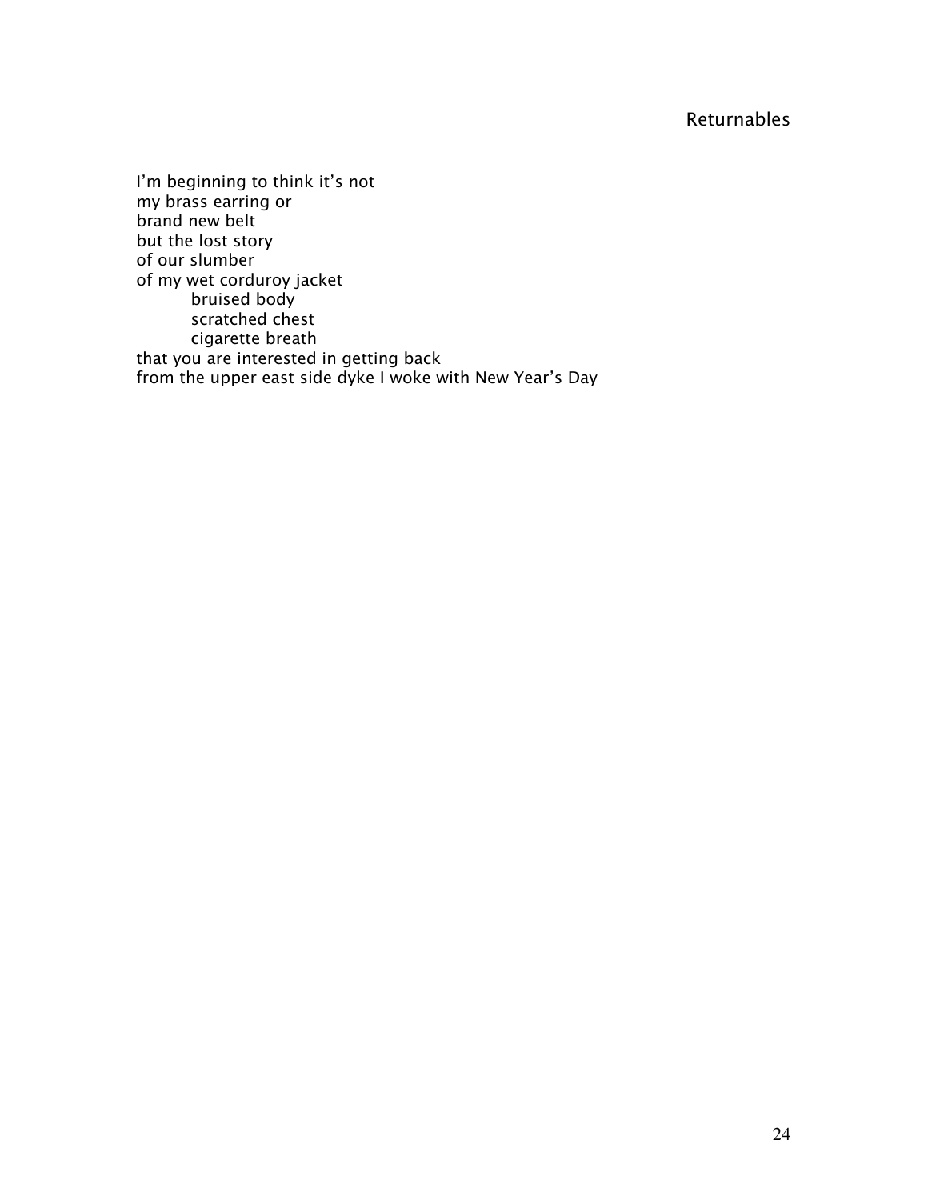## Returnables

I'm beginning to think it's not  
my brass earring or  
brand new belt  
but the lost story  
of our slumber  
of my wet corduroy jacket  
&nbsp;&nbsp;&nbsp;&nbsp;&nbsp;&nbsp;&nbsp;&nbsp;bruised body  
&nbsp;&nbsp;&nbsp;&nbsp;&nbsp;&nbsp;&nbsp;&nbsp;scratched chest  
&nbsp;&nbsp;&nbsp;&nbsp;&nbsp;&nbsp;&nbsp;&nbsp;cigarette breath  
that you are interested in getting back  
from the upper east side dyke I woke with New Year's Day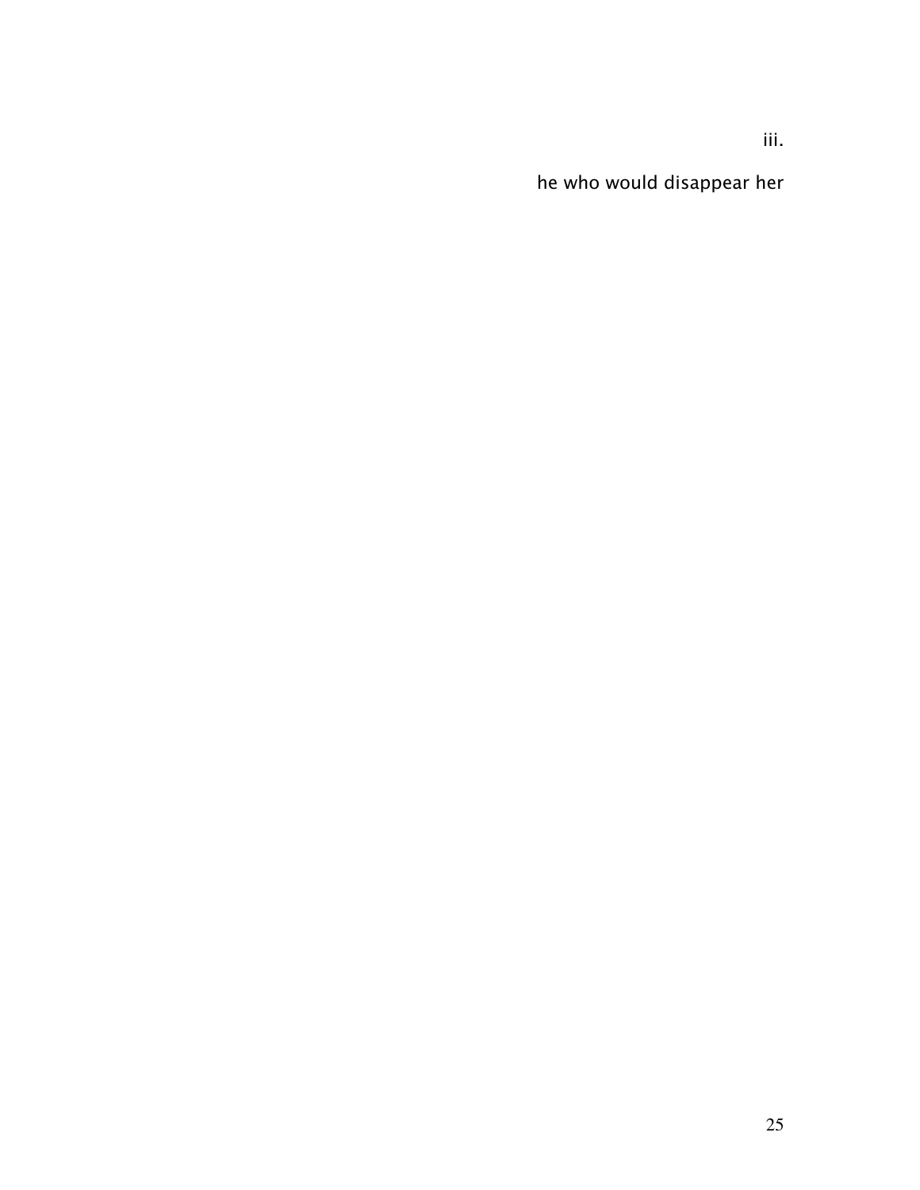iii.

## he who would disappear her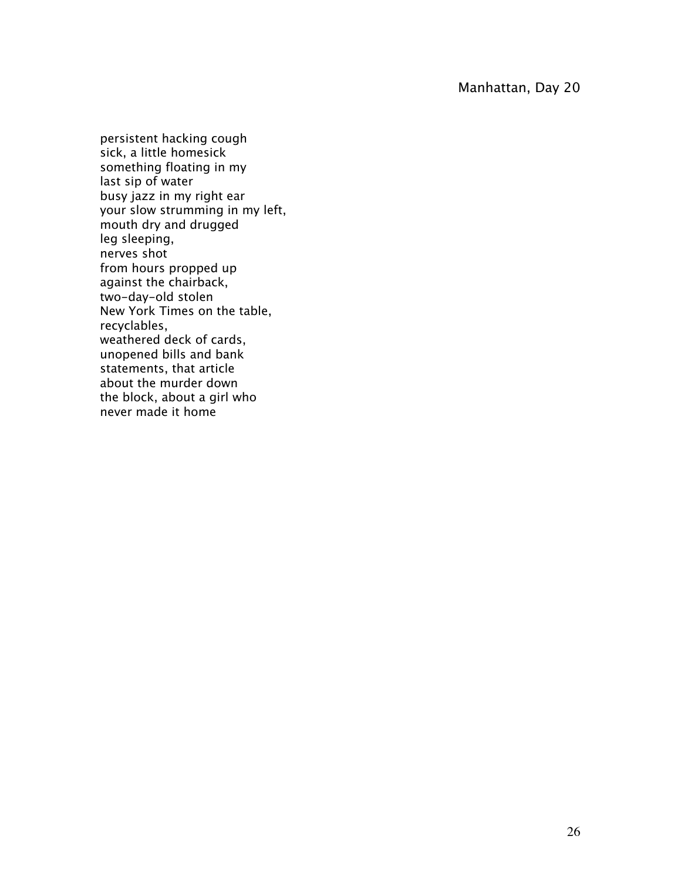# Manhattan, Day 20

persistent hacking cough  
sick, a little homesick  
something floating in my  
last sip of water  
busy jazz in my right ear  
your slow strumming in my left,  
mouth dry and drugged  
leg sleeping,  
nerves shot  
from hours propped up  
against the chairback,  
two-day-old stolen  
New York Times on the table,  
recyclables,  
weathered deck of cards,  
unopened bills and bank  
statements, that article  
about the murder down  
the block, about a girl who  
never made it home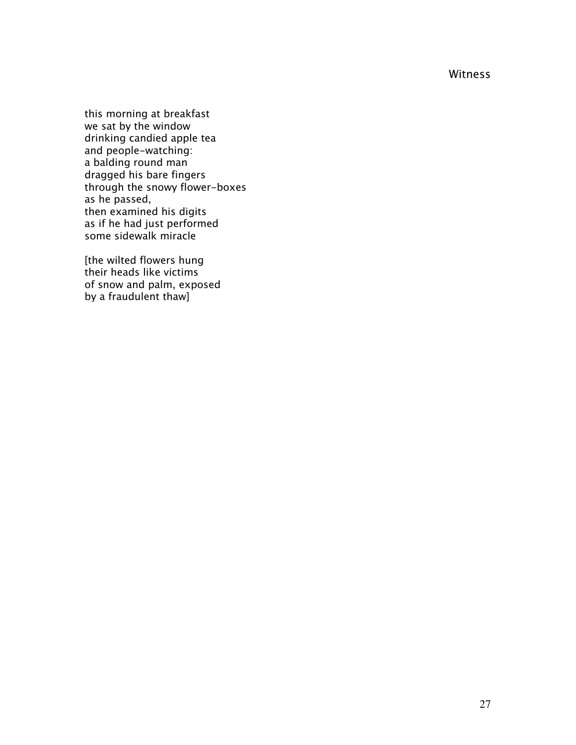# Witness

this morning at breakfast
we sat by the window
drinking candied apple tea
and people-watching:
a balding round man
dragged his bare fingers
through the snowy flower-boxes
as he passed,
then examined his digits
as if he had just performed
some sidewalk miracle

[the wilted flowers hung
their heads like victims
of snow and palm, exposed
by a fraudulent thaw]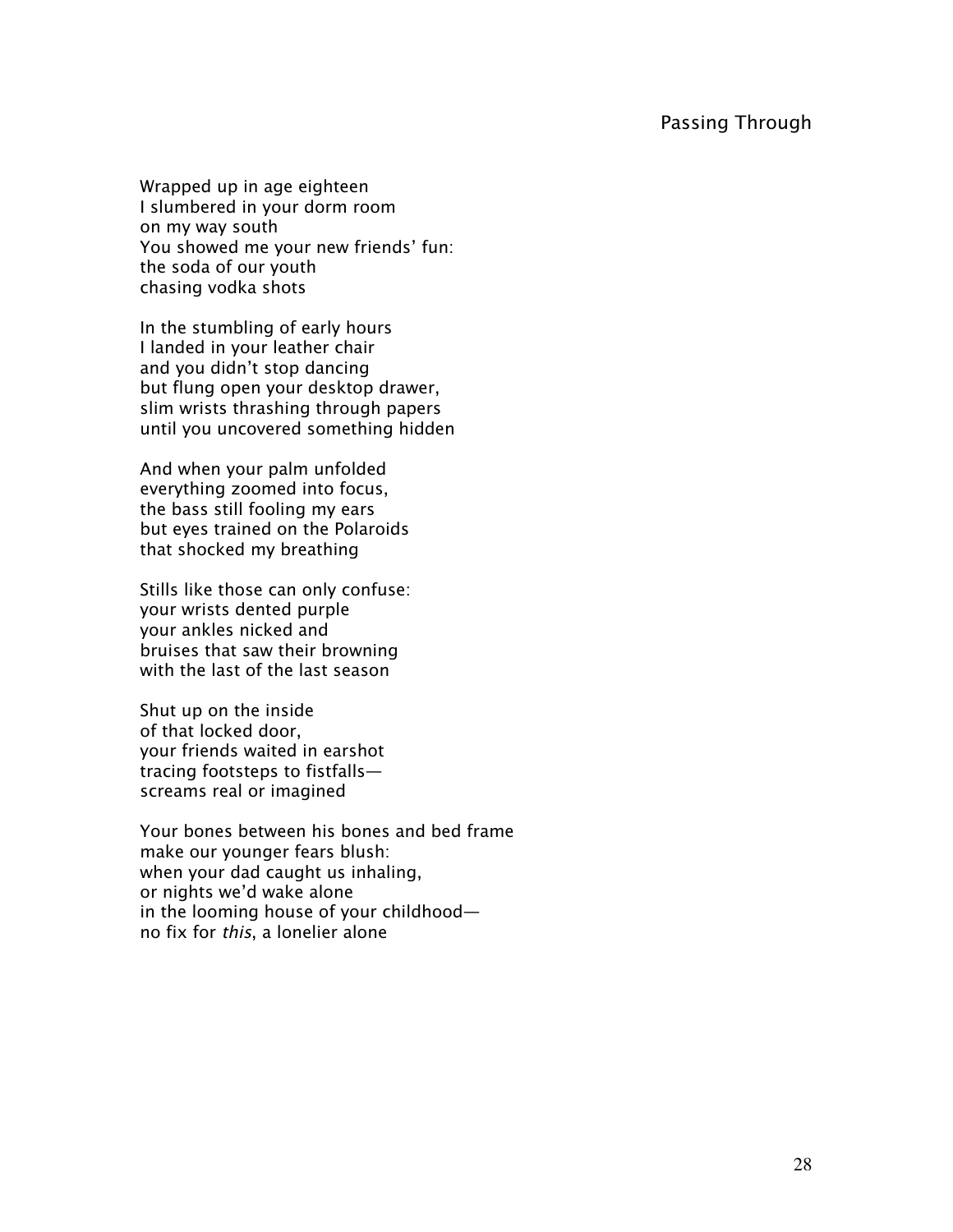## Passing Through

Wrapped up in age eighteen  
I slumbered in your dorm room  
on my way south  
You showed me your new friends' fun:  
the soda of our youth  
chasing vodka shots

In the stumbling of early hours  
I landed in your leather chair  
and you didn't stop dancing  
but flung open your desktop drawer,  
slim wrists thrashing through papers  
until you uncovered something hidden

And when your palm unfolded  
everything zoomed into focus,  
the bass still fooling my ears  
but eyes trained on the Polaroids  
that shocked my breathing

Stills like those can only confuse:  
your wrists dented purple  
your ankles nicked and  
bruises that saw their browning  
with the last of the last season

Shut up on the inside  
of that locked door,  
your friends waited in earshot  
tracing footsteps to fistfalls—  
screams real or imagined

Your bones between his bones and bed frame  
make our younger fears blush:  
when your dad caught us inhaling,  
or nights we'd wake alone  
in the looming house of your childhood—  
no fix for *this*, a lonelier alone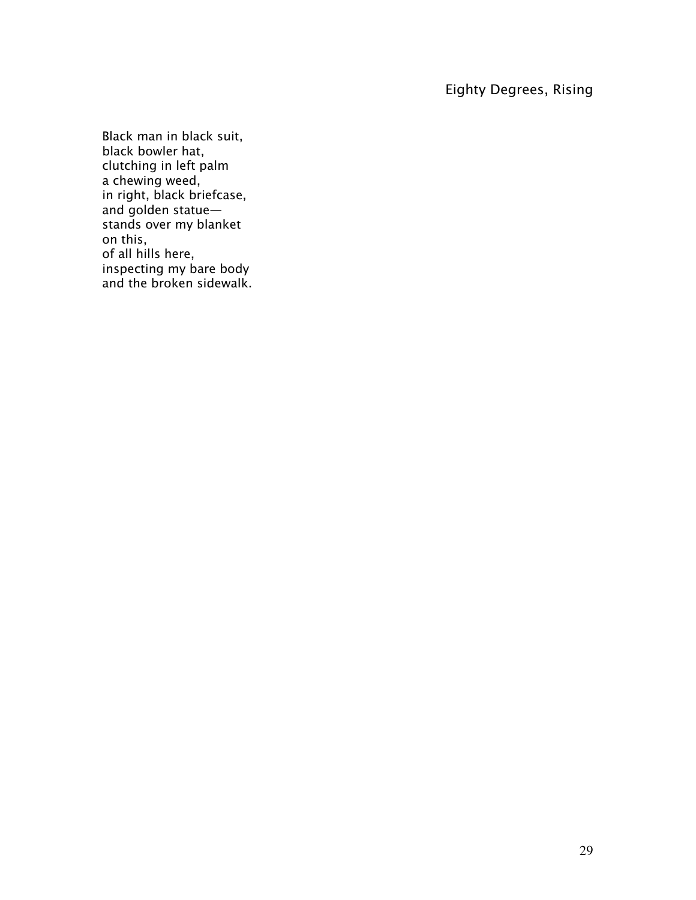## Eighty Degrees, Rising

Black man in black suit,
black bowler hat,
clutching in left palm
a chewing weed,
in right, black briefcase,
and golden statue—
stands over my blanket
on this,
of all hills here,
inspecting my bare body
and the broken sidewalk.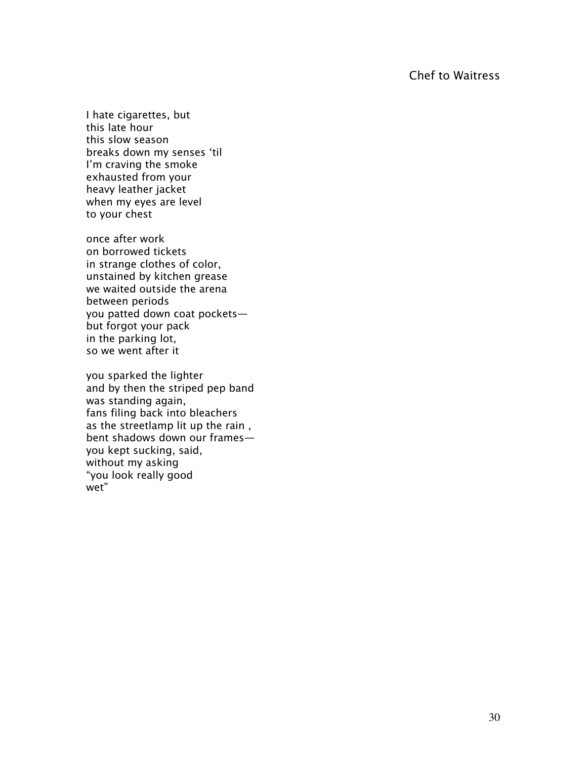## Chef to Waitress

I hate cigarettes, but
this late hour
this slow season
breaks down my senses ‘til
I’m craving the smoke
exhausted from your
heavy leather jacket
when my eyes are level
to your chest

once after work
on borrowed tickets
in strange clothes of color,
unstained by kitchen grease
we waited outside the arena
between periods
you patted down coat pockets—
but forgot your pack
in the parking lot,
so we went after it

you sparked the lighter
and by then the striped pep band
was standing again,
fans filing back into bleachers
as the streetlamp lit up the rain ,
bent shadows down our frames—
you kept sucking, said,
without my asking
“you look really good
wet”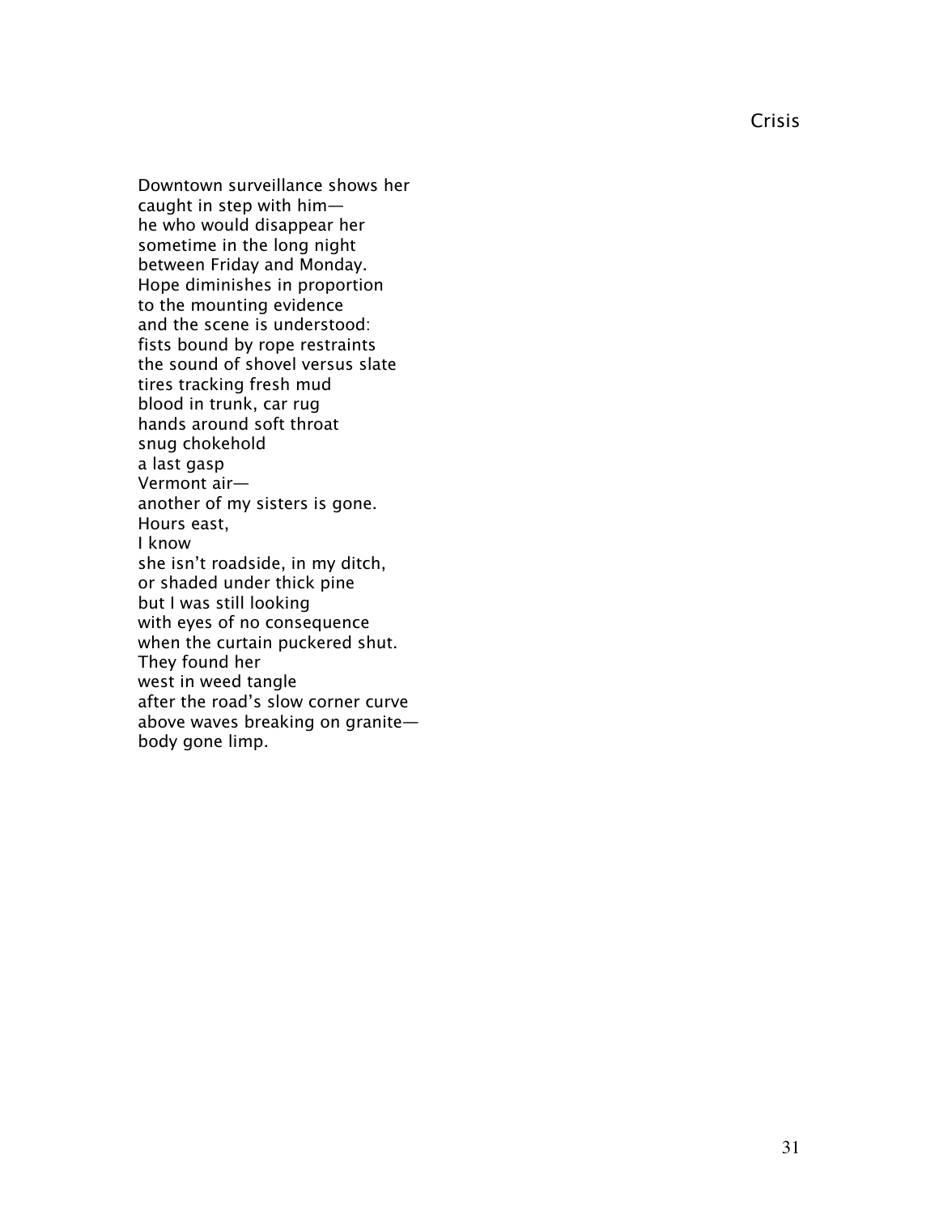# Crisis

Downtown surveillance shows her  
caught in step with him—  
he who would disappear her  
sometime in the long night  
between Friday and Monday.  
Hope diminishes in proportion  
to the mounting evidence  
and the scene is understood:  
fists bound by rope restraints  
the sound of shovel versus slate  
tires tracking fresh mud  
blood in trunk, car rug  
hands around soft throat  
snug chokehold  
a last gasp  
Vermont air—  
another of my sisters is gone.  
Hours east,  
I know  
she isn't roadside, in my ditch,  
or shaded under thick pine  
but I was still looking  
with eyes of no consequence  
when the curtain puckered shut.  
They found her  
west in weed tangle  
after the road's slow corner curve  
above waves breaking on granite—  
body gone limp.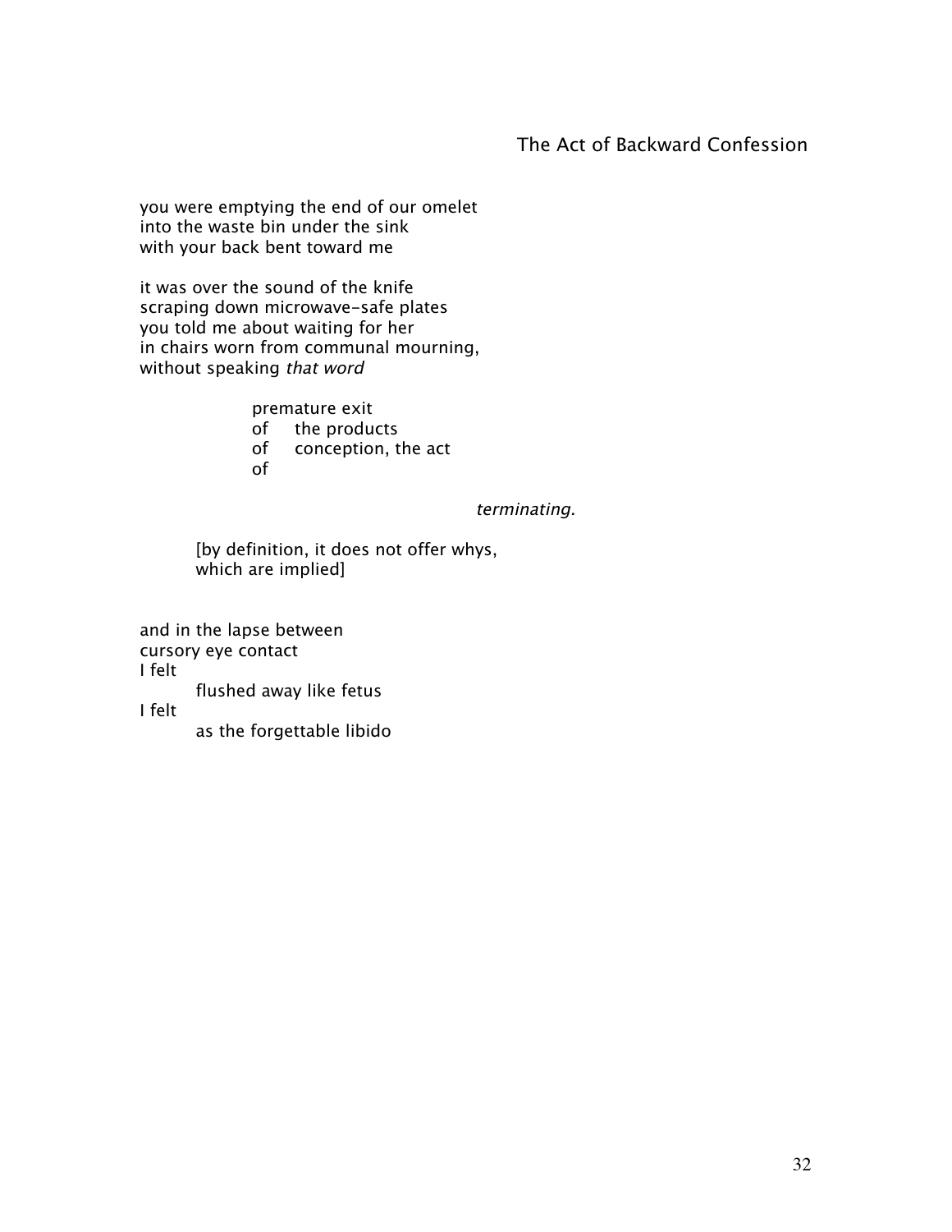## The Act of Backward Confession

you were emptying the end of our omelet
into the waste bin under the sink
with your back bent toward me

it was over the sound of the knife
scraping down microwave-safe plates
you told me about waiting for her
in chairs worn from communal mourning,
without speaking *that word*

&nbsp;&nbsp;&nbsp;&nbsp;&nbsp;&nbsp;&nbsp;&nbsp;&nbsp;&nbsp;&nbsp;&nbsp;&nbsp;&nbsp;&nbsp;&nbsp;premature exit
&nbsp;&nbsp;&nbsp;&nbsp;&nbsp;&nbsp;&nbsp;&nbsp;&nbsp;&nbsp;&nbsp;&nbsp;&nbsp;&nbsp;&nbsp;&nbsp;of&nbsp;&nbsp;&nbsp;&nbsp;the products
&nbsp;&nbsp;&nbsp;&nbsp;&nbsp;&nbsp;&nbsp;&nbsp;&nbsp;&nbsp;&nbsp;&nbsp;&nbsp;&nbsp;&nbsp;&nbsp;of&nbsp;&nbsp;&nbsp;&nbsp;conception, the act
&nbsp;&nbsp;&nbsp;&nbsp;&nbsp;&nbsp;&nbsp;&nbsp;&nbsp;&nbsp;&nbsp;&nbsp;&nbsp;&nbsp;&nbsp;&nbsp;of

&nbsp;&nbsp;&nbsp;&nbsp;&nbsp;&nbsp;&nbsp;&nbsp;&nbsp;&nbsp;&nbsp;&nbsp;&nbsp;&nbsp;&nbsp;&nbsp;&nbsp;&nbsp;&nbsp;&nbsp;&nbsp;&nbsp;&nbsp;&nbsp;&nbsp;&nbsp;&nbsp;&nbsp;&nbsp;&nbsp;&nbsp;&nbsp;&nbsp;&nbsp;&nbsp;&nbsp;&nbsp;&nbsp;&nbsp;&nbsp;&nbsp;&nbsp;&nbsp;&nbsp;&nbsp;&nbsp;&nbsp;&nbsp;*terminating.*

&nbsp;&nbsp;&nbsp;&nbsp;&nbsp;&nbsp;&nbsp;&nbsp;[by definition, it does not offer whys,
&nbsp;&nbsp;&nbsp;&nbsp;&nbsp;&nbsp;&nbsp;&nbsp;which are implied]

and in the lapse between
cursory eye contact
I felt
&nbsp;&nbsp;&nbsp;&nbsp;&nbsp;&nbsp;&nbsp;&nbsp;flushed away like fetus
I felt
&nbsp;&nbsp;&nbsp;&nbsp;&nbsp;&nbsp;&nbsp;&nbsp;as the forgettable libido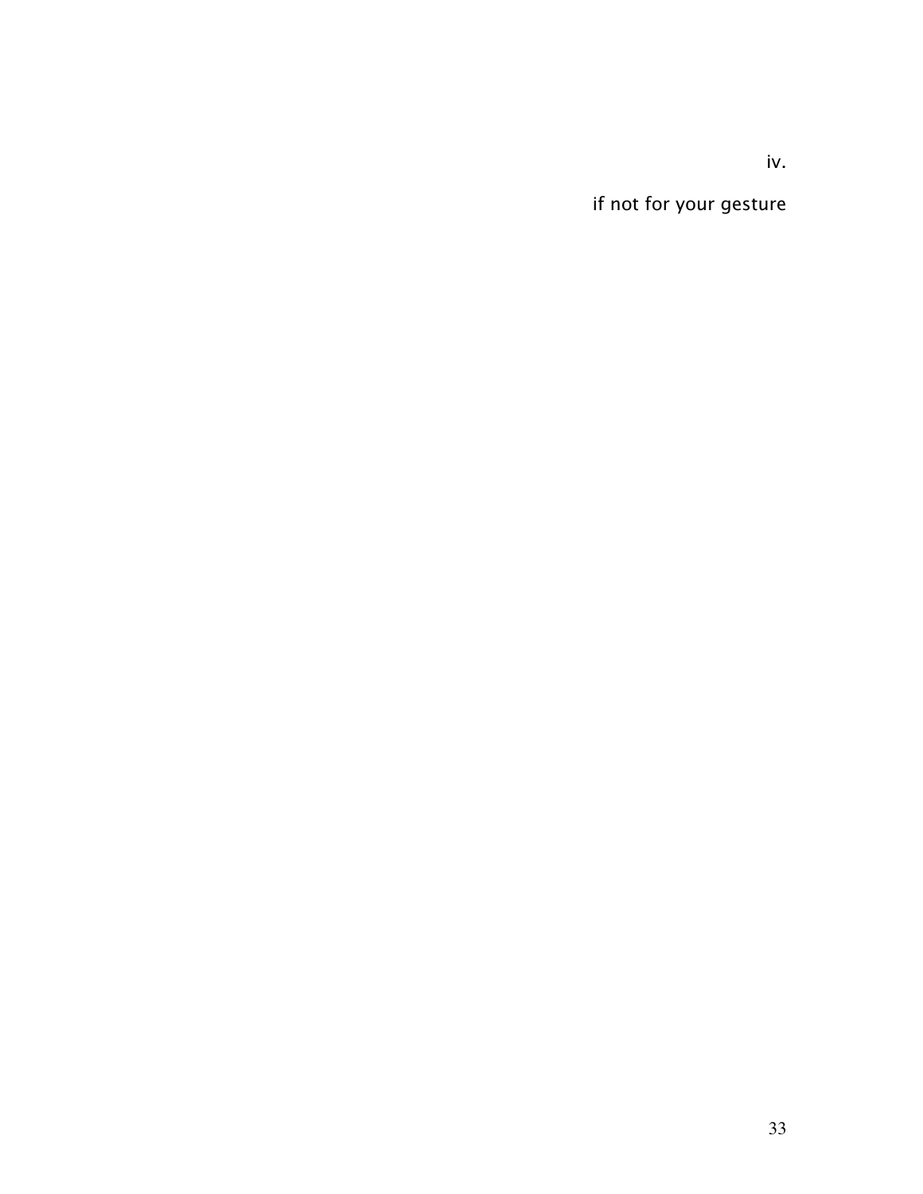iv.

if not for your gesture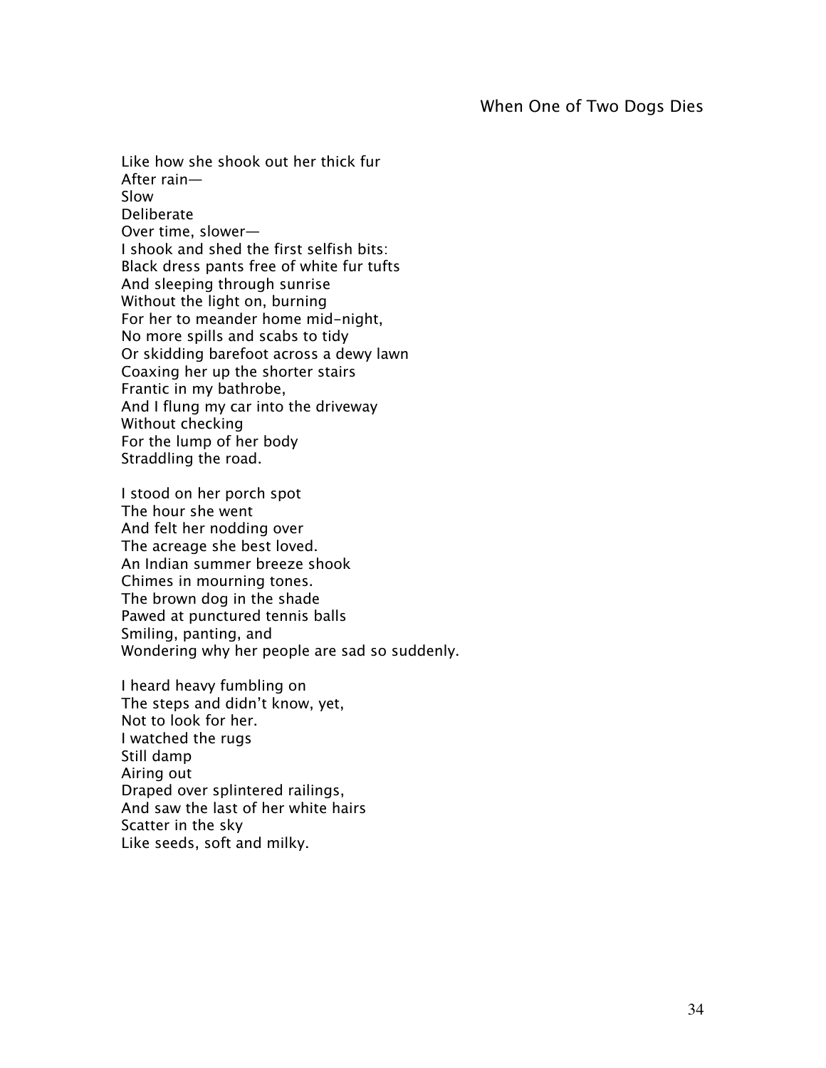## When One of Two Dogs Dies

Like how she shook out her thick fur  
After rain—  
Slow  
Deliberate  
Over time, slower—  
I shook and shed the first selfish bits:  
Black dress pants free of white fur tufts  
And sleeping through sunrise  
Without the light on, burning  
For her to meander home mid-night,  
No more spills and scabs to tidy  
Or skidding barefoot across a dewy lawn  
Coaxing her up the shorter stairs  
Frantic in my bathrobe,  
And I flung my car into the driveway  
Without checking  
For the lump of her body  
Straddling the road.

I stood on her porch spot  
The hour she went  
And felt her nodding over  
The acreage she best loved.  
An Indian summer breeze shook  
Chimes in mourning tones.  
The brown dog in the shade  
Pawed at punctured tennis balls  
Smiling, panting, and  
Wondering why her people are sad so suddenly.

I heard heavy fumbling on  
The steps and didn't know, yet,  
Not to look for her.  
I watched the rugs  
Still damp  
Airing out  
Draped over splintered railings,  
And saw the last of her white hairs  
Scatter in the sky  
Like seeds, soft and milky.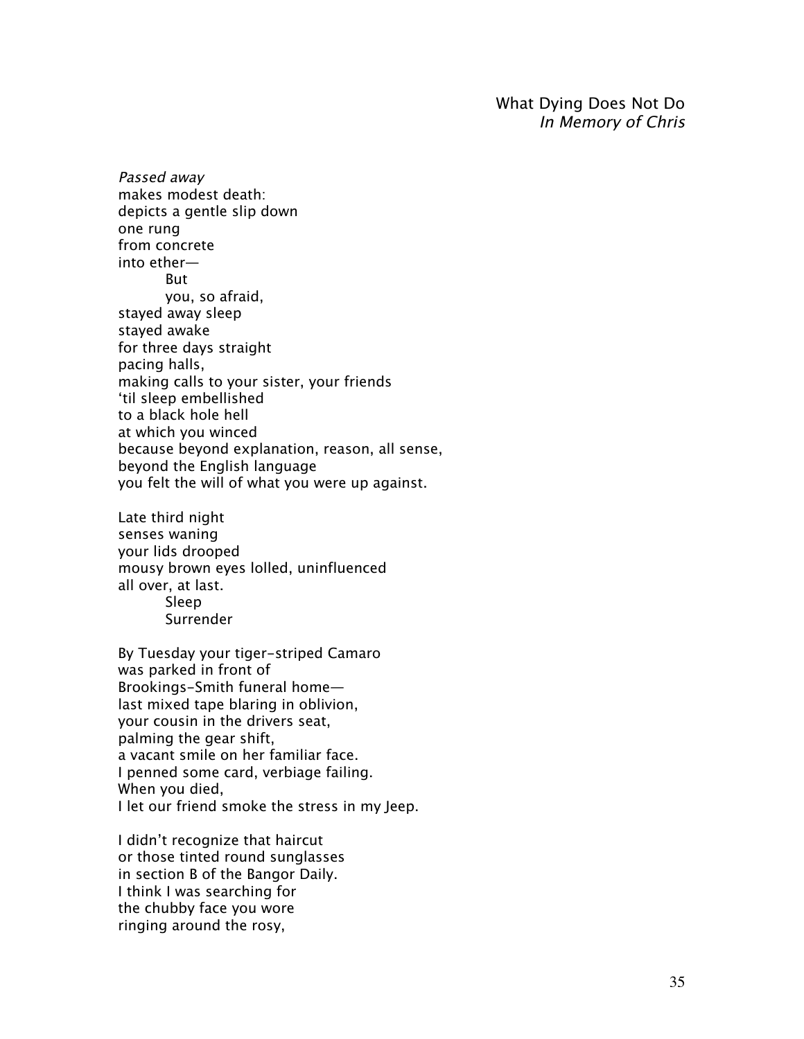## What Dying Does Not Do

*In Memory of Chris*

*Passed away*  
makes modest death:  
depicts a gentle slip down  
one rung  
from concrete  
into ether—  
&nbsp;&nbsp;&nbsp;&nbsp;&nbsp;&nbsp;&nbsp;&nbsp;But  
&nbsp;&nbsp;&nbsp;&nbsp;&nbsp;&nbsp;&nbsp;&nbsp;you, so afraid,  
stayed away sleep  
stayed awake  
for three days straight  
pacing halls,  
making calls to your sister, your friends  
'til sleep embellished  
to a black hole hell  
at which you winced  
because beyond explanation, reason, all sense,  
beyond the English language  
you felt the will of what you were up against.

Late third night  
senses waning  
your lids drooped  
mousy brown eyes lolled, uninfluenced  
all over, at last.  
&nbsp;&nbsp;&nbsp;&nbsp;&nbsp;&nbsp;&nbsp;&nbsp;Sleep  
&nbsp;&nbsp;&nbsp;&nbsp;&nbsp;&nbsp;&nbsp;&nbsp;Surrender

By Tuesday your tiger-striped Camaro  
was parked in front of  
Brookings-Smith funeral home—  
last mixed tape blaring in oblivion,  
your cousin in the drivers seat,  
palming the gear shift,  
a vacant smile on her familiar face.  
I penned some card, verbiage failing.  
When you died,  
I let our friend smoke the stress in my Jeep.

I didn't recognize that haircut  
or those tinted round sunglasses  
in section B of the Bangor Daily.  
I think I was searching for  
the chubby face you wore  
ringing around the rosy,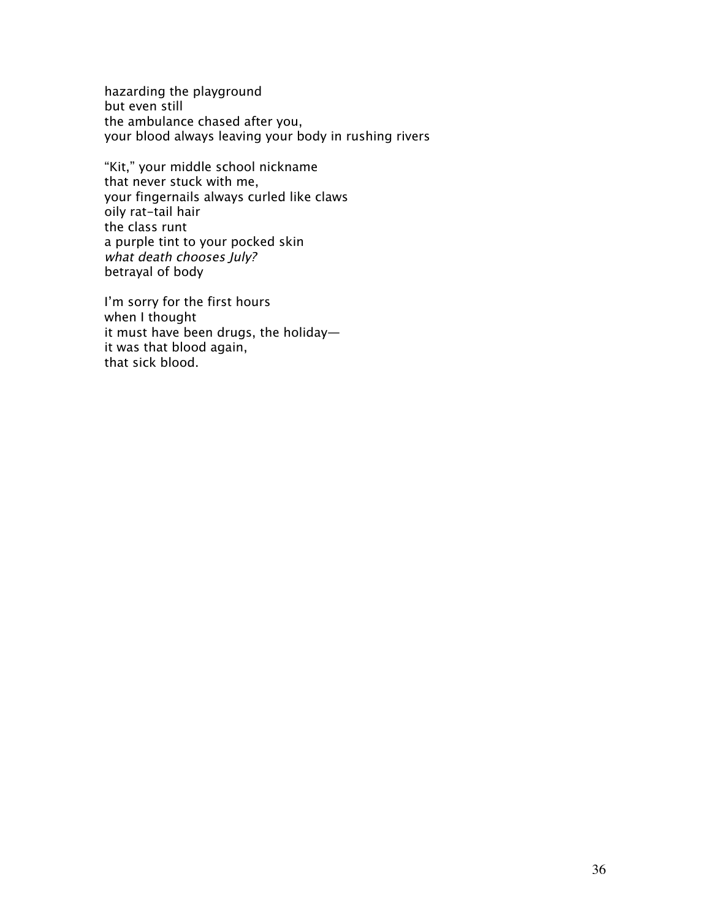hazarding the playground  
but even still  
the ambulance chased after you,  
your blood always leaving your body in rushing rivers

"Kit," your middle school nickname  
that never stuck with me,  
your fingernails always curled like claws  
oily rat-tail hair  
the class runt  
a purple tint to your pocked skin  
*what death chooses July?*  
betrayal of body

I'm sorry for the first hours  
when I thought  
it must have been drugs, the holiday—  
it was that blood again,  
that sick blood.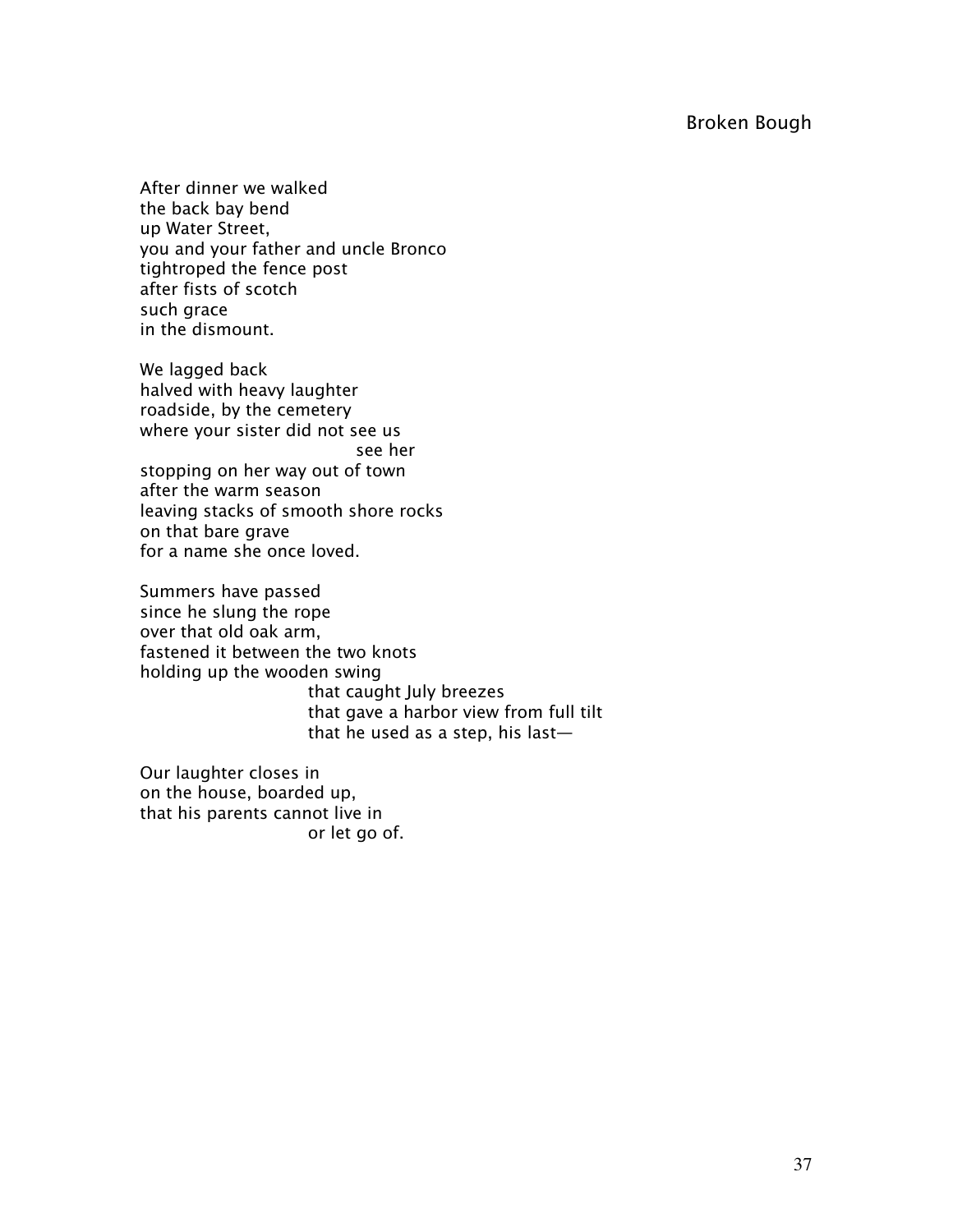## Broken Bough

After dinner we walked  
the back bay bend  
up Water Street,  
you and your father and uncle Bronco  
tightroped the fence post  
after fists of scotch  
such grace  
in the dismount.

We lagged back  
halved with heavy laughter  
roadside, by the cemetery  
where your sister did not see us  
&nbsp;&nbsp;&nbsp;&nbsp;&nbsp;&nbsp;&nbsp;&nbsp;&nbsp;&nbsp;&nbsp;&nbsp;&nbsp;&nbsp;&nbsp;&nbsp;&nbsp;&nbsp;&nbsp;&nbsp;&nbsp;&nbsp;&nbsp;&nbsp;&nbsp;&nbsp;&nbsp;&nbsp;&nbsp;&nbsp;&nbsp;&nbsp;&nbsp;&nbsp;&nbsp;&nbsp;&nbsp;&nbsp;&nbsp;&nbsp;&nbsp;&nbsp;&nbsp;&nbsp;&nbsp;&nbsp;&nbsp;&nbsp;see her  
stopping on her way out of town  
after the warm season  
leaving stacks of smooth shore rocks  
on that bare grave  
for a name she once loved.

Summers have passed  
since he slung the rope  
over that old oak arm,  
fastened it between the two knots  
holding up the wooden swing  
&nbsp;&nbsp;&nbsp;&nbsp;&nbsp;&nbsp;&nbsp;&nbsp;&nbsp;&nbsp;&nbsp;&nbsp;&nbsp;&nbsp;&nbsp;&nbsp;&nbsp;&nbsp;&nbsp;&nbsp;&nbsp;&nbsp;&nbsp;&nbsp;&nbsp;&nbsp;&nbsp;&nbsp;&nbsp;&nbsp;&nbsp;&nbsp;&nbsp;&nbsp;that caught July breezes  
&nbsp;&nbsp;&nbsp;&nbsp;&nbsp;&nbsp;&nbsp;&nbsp;&nbsp;&nbsp;&nbsp;&nbsp;&nbsp;&nbsp;&nbsp;&nbsp;&nbsp;&nbsp;&nbsp;&nbsp;&nbsp;&nbsp;&nbsp;&nbsp;&nbsp;&nbsp;&nbsp;&nbsp;&nbsp;&nbsp;&nbsp;&nbsp;&nbsp;&nbsp;that gave a harbor view from full tilt  
&nbsp;&nbsp;&nbsp;&nbsp;&nbsp;&nbsp;&nbsp;&nbsp;&nbsp;&nbsp;&nbsp;&nbsp;&nbsp;&nbsp;&nbsp;&nbsp;&nbsp;&nbsp;&nbsp;&nbsp;&nbsp;&nbsp;&nbsp;&nbsp;&nbsp;&nbsp;&nbsp;&nbsp;&nbsp;&nbsp;&nbsp;&nbsp;&nbsp;&nbsp;that he used as a step, his last—

Our laughter closes in  
on the house, boarded up,  
that his parents cannot live in  
&nbsp;&nbsp;&nbsp;&nbsp;&nbsp;&nbsp;&nbsp;&nbsp;&nbsp;&nbsp;&nbsp;&nbsp;&nbsp;&nbsp;&nbsp;&nbsp;&nbsp;&nbsp;&nbsp;&nbsp;&nbsp;&nbsp;&nbsp;&nbsp;&nbsp;&nbsp;&nbsp;&nbsp;&nbsp;&nbsp;&nbsp;&nbsp;&nbsp;&nbsp;or let go of.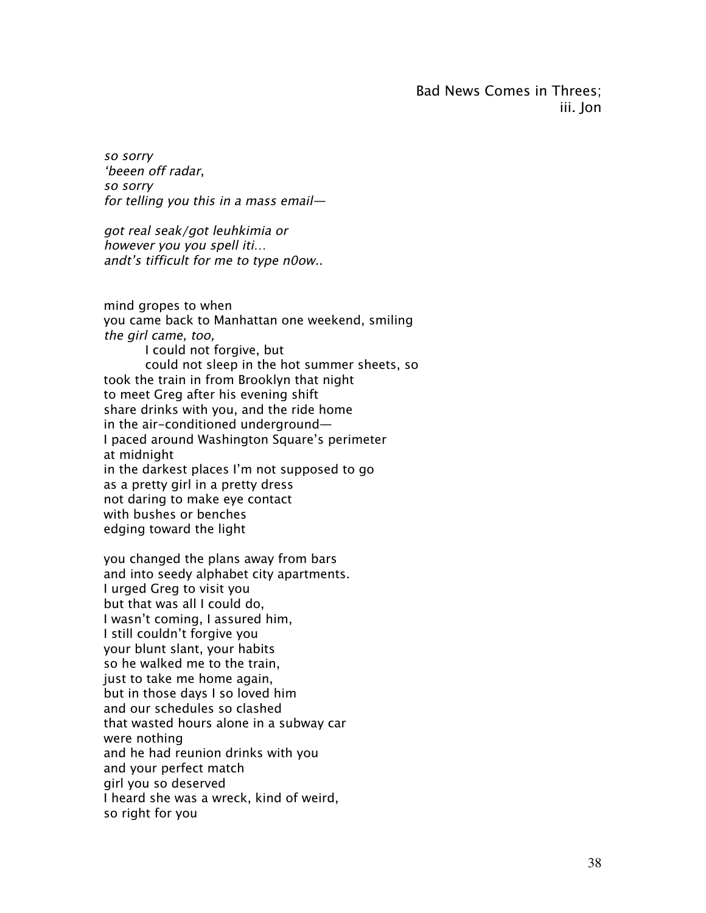Bad News Comes in Threes;
iii. Jon

*so sorry*
*'beeen off radar*,
*so sorry*
*for telling you this in a mass email—*

*got real seak/got leuhkimia or*
*however you you spell iti…*
*andt's tifficult for me to type n0ow..*

mind gropes to when
you came back to Manhattan one weekend, smiling
*the girl came, too,*
        I could not forgive, but
        could not sleep in the hot summer sheets, so
took the train in from Brooklyn that night
to meet Greg after his evening shift
share drinks with you, and the ride home
in the air-conditioned underground—
I paced around Washington Square's perimeter
at midnight
in the darkest places I'm not supposed to go
as a pretty girl in a pretty dress
not daring to make eye contact
with bushes or benches
edging toward the light

you changed the plans away from bars
and into seedy alphabet city apartments.
I urged Greg to visit you
but that was all I could do,
I wasn't coming, I assured him,
I still couldn't forgive you
your blunt slant, your habits
so he walked me to the train,
just to take me home again,
but in those days I so loved him
and our schedules so clashed
that wasted hours alone in a subway car
were nothing
and he had reunion drinks with you
and your perfect match
girl you so deserved
I heard she was a wreck, kind of weird,
so right for you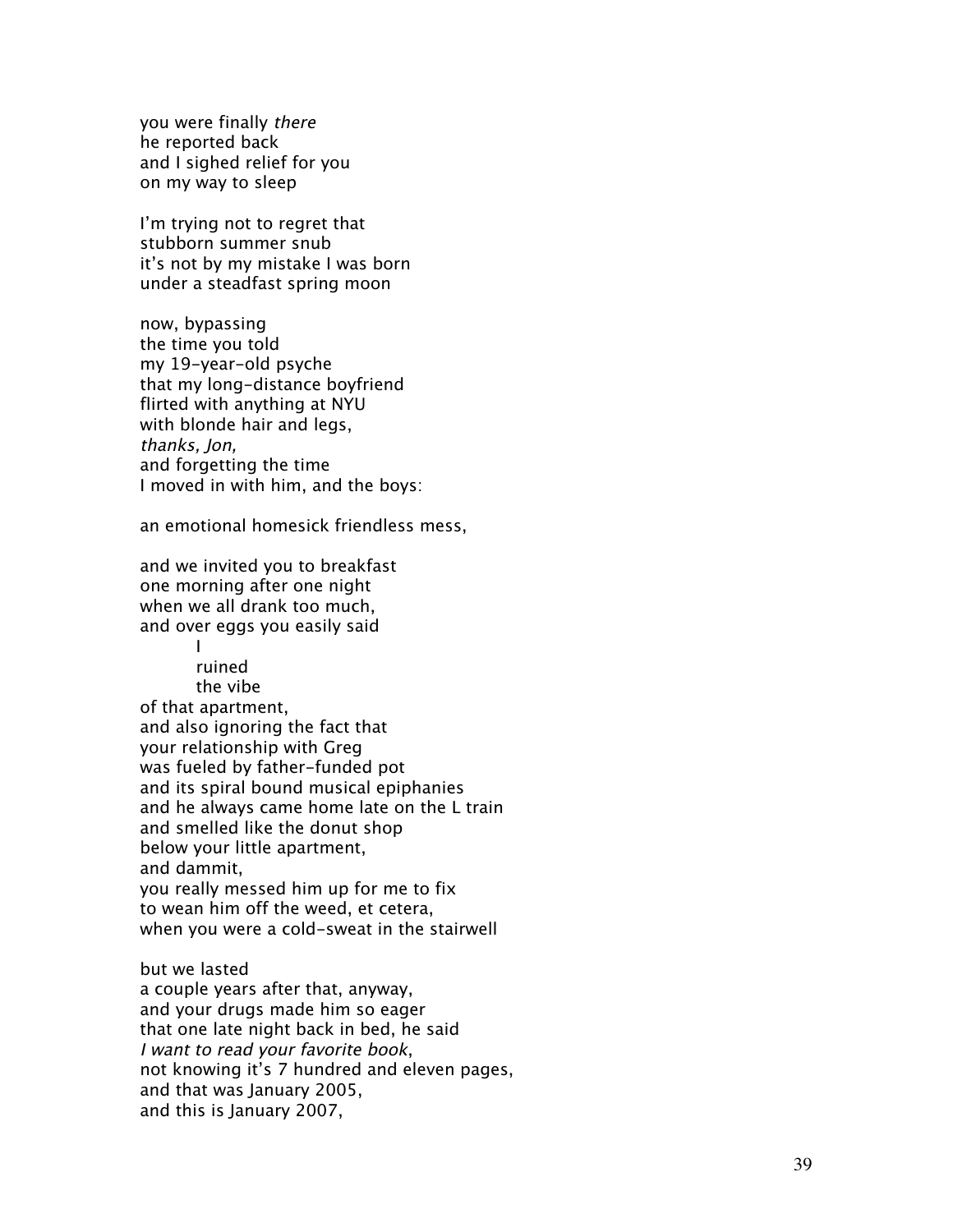you were finally *there*  
he reported back  
and I sighed relief for you  
on my way to sleep

I'm trying not to regret that  
stubborn summer snub  
it's not by my mistake I was born  
under a steadfast spring moon

now, bypassing  
the time you told  
my 19-year-old psyche  
that my long-distance boyfriend  
flirted with anything at NYU  
with blonde hair and legs,  
*thanks, Jon,*  
and forgetting the time  
I moved in with him, and the boys:

an emotional homesick friendless mess,

and we invited you to breakfast  
one morning after one night  
when we all drank too much,  
and over eggs you easily said  
&nbsp;&nbsp;&nbsp;&nbsp;&nbsp;&nbsp;&nbsp;&nbsp;I  
&nbsp;&nbsp;&nbsp;&nbsp;&nbsp;&nbsp;&nbsp;&nbsp;ruined  
&nbsp;&nbsp;&nbsp;&nbsp;&nbsp;&nbsp;&nbsp;&nbsp;the vibe  
of that apartment,  
and also ignoring the fact that  
your relationship with Greg  
was fueled by father-funded pot  
and its spiral bound musical epiphanies  
and he always came home late on the L train  
and smelled like the donut shop  
below your little apartment,  
and dammit,  
you really messed him up for me to fix  
to wean him off the weed, et cetera,  
when you were a cold-sweat in the stairwell

but we lasted  
a couple years after that, anyway,  
and your drugs made him so eager  
that one late night back in bed, he said  
*I want to read your favorite book*,  
not knowing it's 7 hundred and eleven pages,  
and that was January 2005,  
and this is January 2007,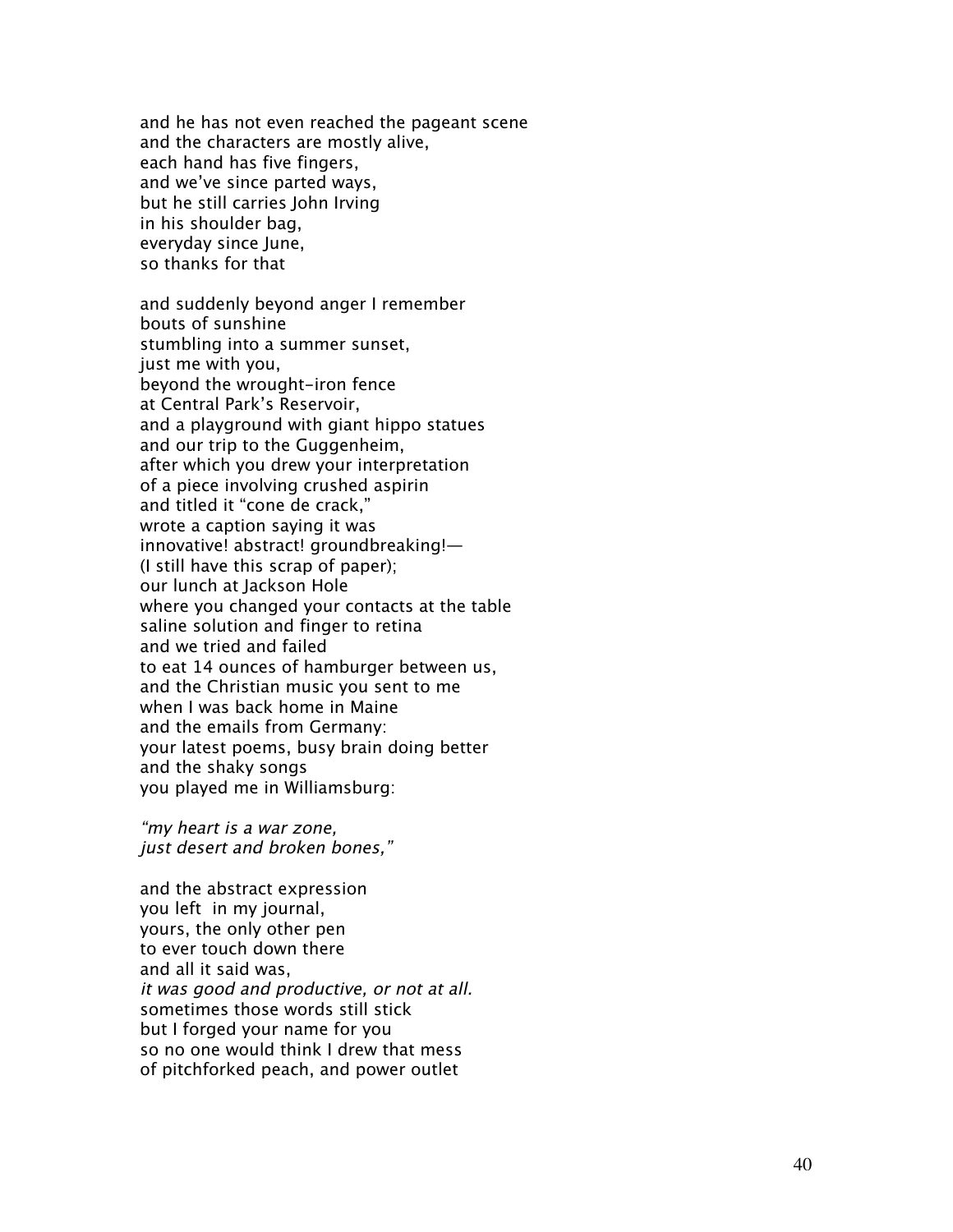and he has not even reached the pageant scene  
and the characters are mostly alive,  
each hand has five fingers,  
and we've since parted ways,  
but he still carries John Irving  
in his shoulder bag,  
everyday since June,  
so thanks for that

and suddenly beyond anger I remember  
bouts of sunshine  
stumbling into a summer sunset,  
just me with you,  
beyond the wrought-iron fence  
at Central Park's Reservoir,  
and a playground with giant hippo statues  
and our trip to the Guggenheim,  
after which you drew your interpretation  
of a piece involving crushed aspirin  
and titled it "cone de crack,"  
wrote a caption saying it was  
innovative! abstract! groundbreaking!—  
(I still have this scrap of paper);  
our lunch at Jackson Hole  
where you changed your contacts at the table  
saline solution and finger to retina  
and we tried and failed  
to eat 14 ounces of hamburger between us,  
and the Christian music you sent to me  
when I was back home in Maine  
and the emails from Germany:  
your latest poems, busy brain doing better  
and the shaky songs  
you played me in Williamsburg:

*"my heart is a war zone,*  
*just desert and broken bones,"*

and the abstract expression  
you left in my journal,  
yours, the only other pen  
to ever touch down there  
and all it said was,  
*it was good and productive, or not at all.*  
sometimes those words still stick  
but I forged your name for you  
so no one would think I drew that mess  
of pitchforked peach, and power outlet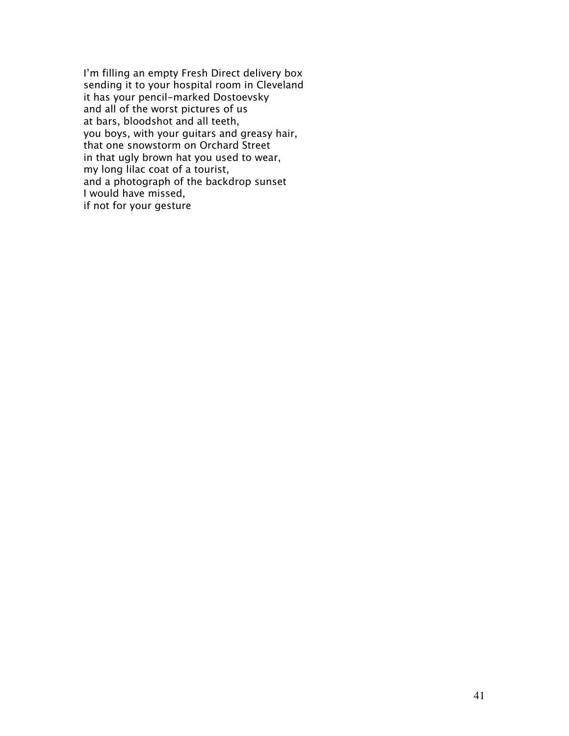I'm filling an empty Fresh Direct delivery box  
sending it to your hospital room in Cleveland  
it has your pencil-marked Dostoevsky  
and all of the worst pictures of us  
at bars, bloodshot and all teeth,  
you boys, with your guitars and greasy hair,  
that one snowstorm on Orchard Street  
in that ugly brown hat you used to wear,  
my long lilac coat of a tourist,  
and a photograph of the backdrop sunset  
I would have missed,  
if not for your gesture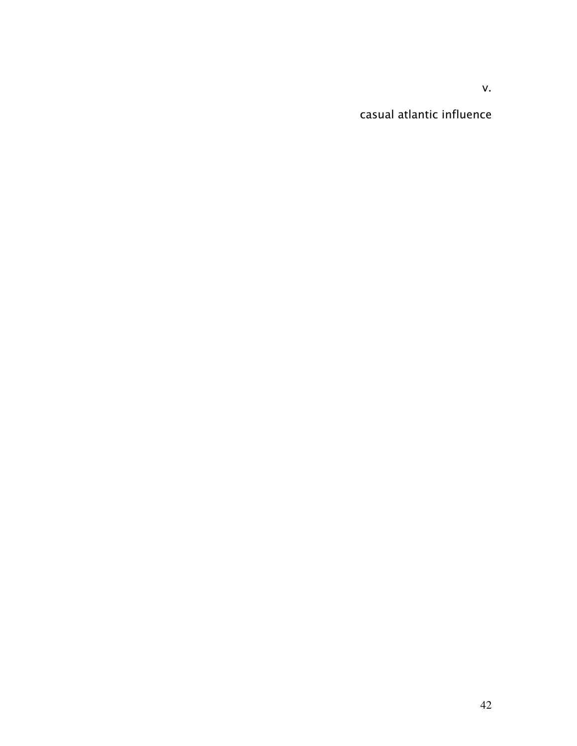v.

casual atlantic influence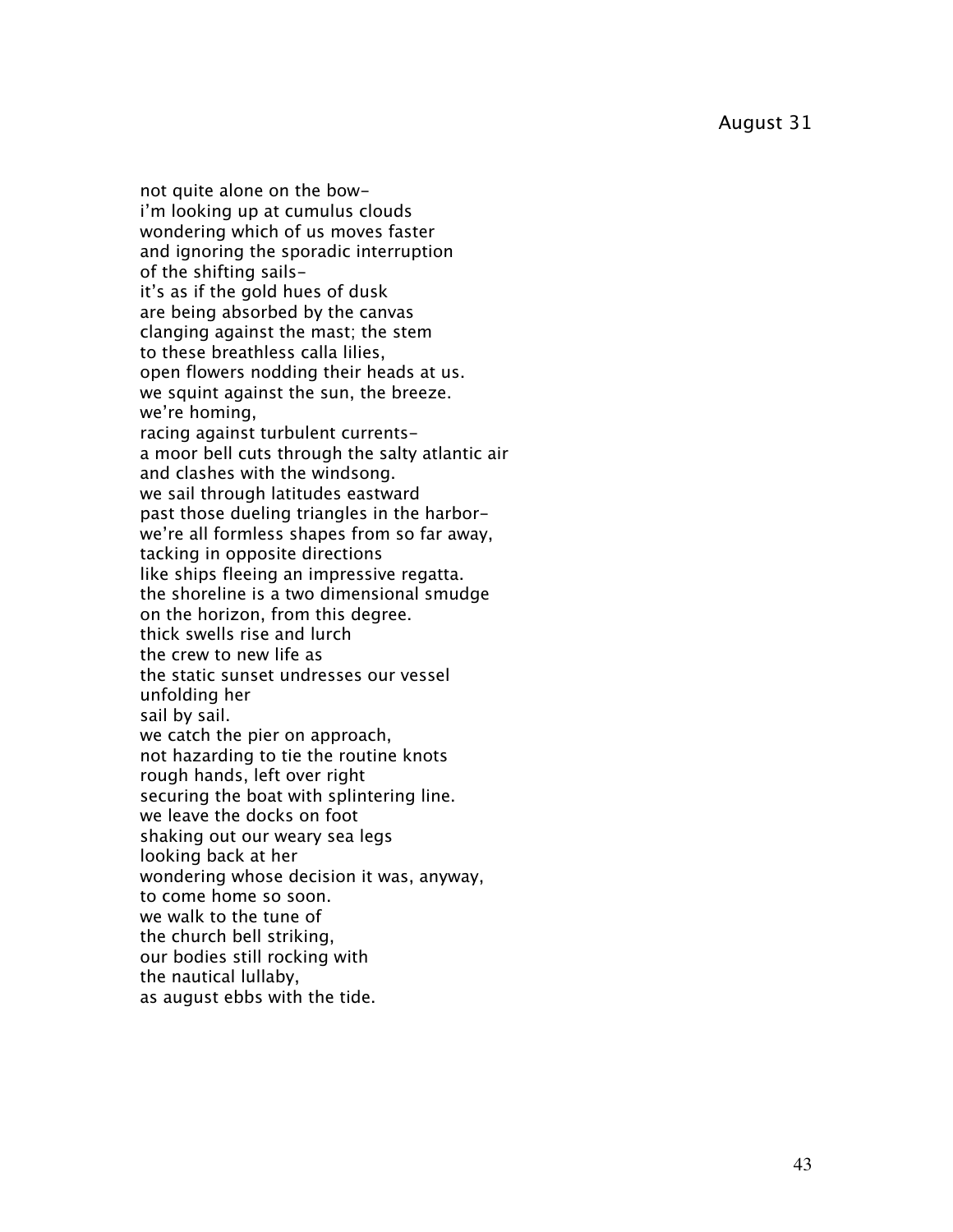August 31

not quite alone on the bow-
i'm looking up at cumulus clouds
wondering which of us moves faster
and ignoring the sporadic interruption
of the shifting sails-
it's as if the gold hues of dusk
are being absorbed by the canvas
clanging against the mast; the stem
to these breathless calla lilies,
open flowers nodding their heads at us.
we squint against the sun, the breeze.
we're homing,
racing against turbulent currents-
a moor bell cuts through the salty atlantic air
and clashes with the windsong.
we sail through latitudes eastward
past those dueling triangles in the harbor-
we're all formless shapes from so far away,
tacking in opposite directions
like ships fleeing an impressive regatta.
the shoreline is a two dimensional smudge
on the horizon, from this degree.
thick swells rise and lurch
the crew to new life as
the static sunset undresses our vessel
unfolding her
sail by sail.
we catch the pier on approach,
not hazarding to tie the routine knots
rough hands, left over right
securing the boat with splintering line.
we leave the docks on foot
shaking out our weary sea legs
looking back at her
wondering whose decision it was, anyway,
to come home so soon.
we walk to the tune of
the church bell striking,
our bodies still rocking with
the nautical lullaby,
as august ebbs with the tide.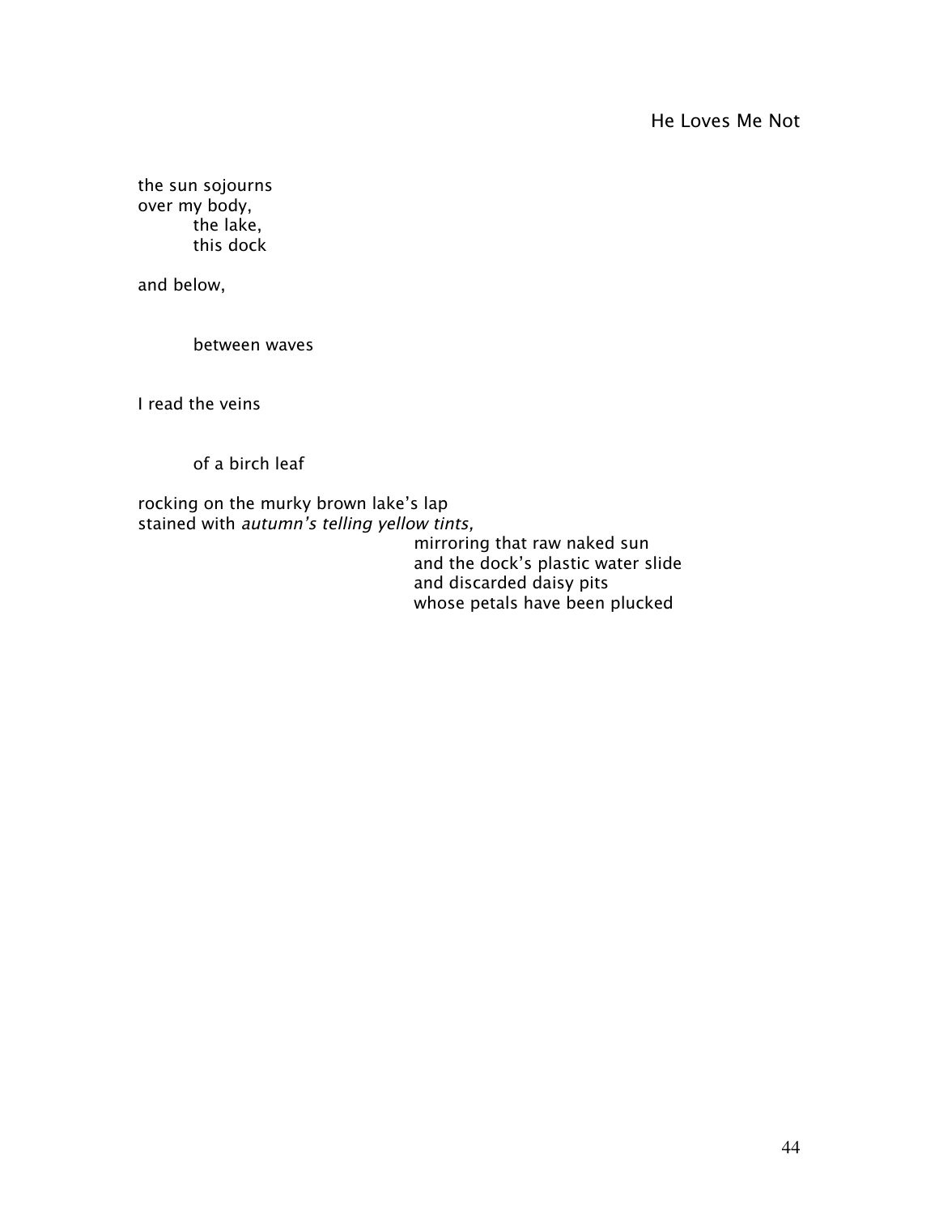# He Loves Me Not

the sun sojourns
over my body,
        the lake,
        this dock

and below,

        between waves

I read the veins

        of a birch leaf

rocking on the murky brown lake's lap
stained with *autumn's telling yellow tints,*
                                        mirroring that raw naked sun
                                        and the dock's plastic water slide
                                        and discarded daisy pits
                                        whose petals have been plucked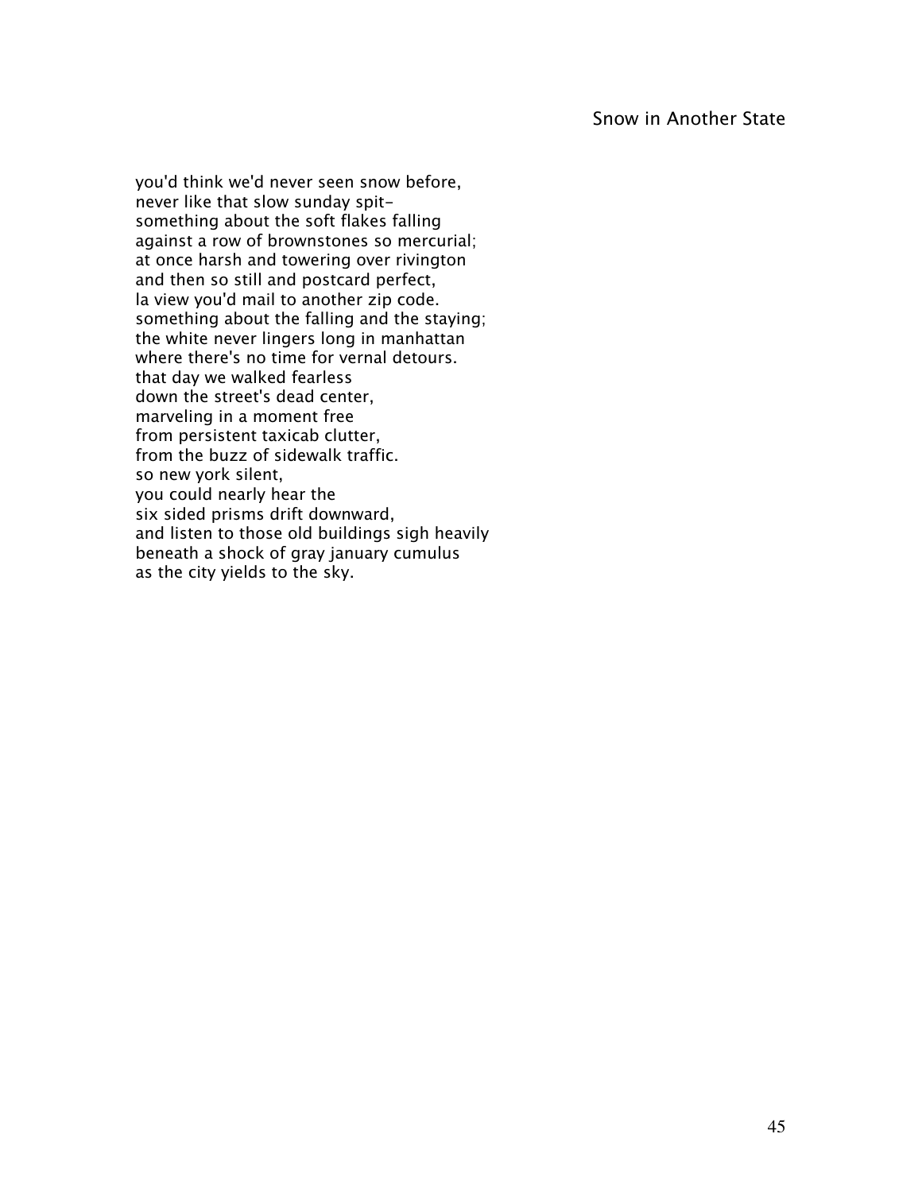## Snow in Another State

you'd think we'd never seen snow before,  
never like that slow sunday spit–  
something about the soft flakes falling  
against a row of brownstones so mercurial;  
at once harsh and towering over rivington  
and then so still and postcard perfect,  
la view you'd mail to another zip code.  
something about the falling and the staying;  
the white never lingers long in manhattan  
where there's no time for vernal detours.  
that day we walked fearless  
down the street's dead center,  
marveling in a moment free  
from persistent taxicab clutter,  
from the buzz of sidewalk traffic.  
so new york silent,  
you could nearly hear the  
six sided prisms drift downward,  
and listen to those old buildings sigh heavily  
beneath a shock of gray january cumulus  
as the city yields to the sky.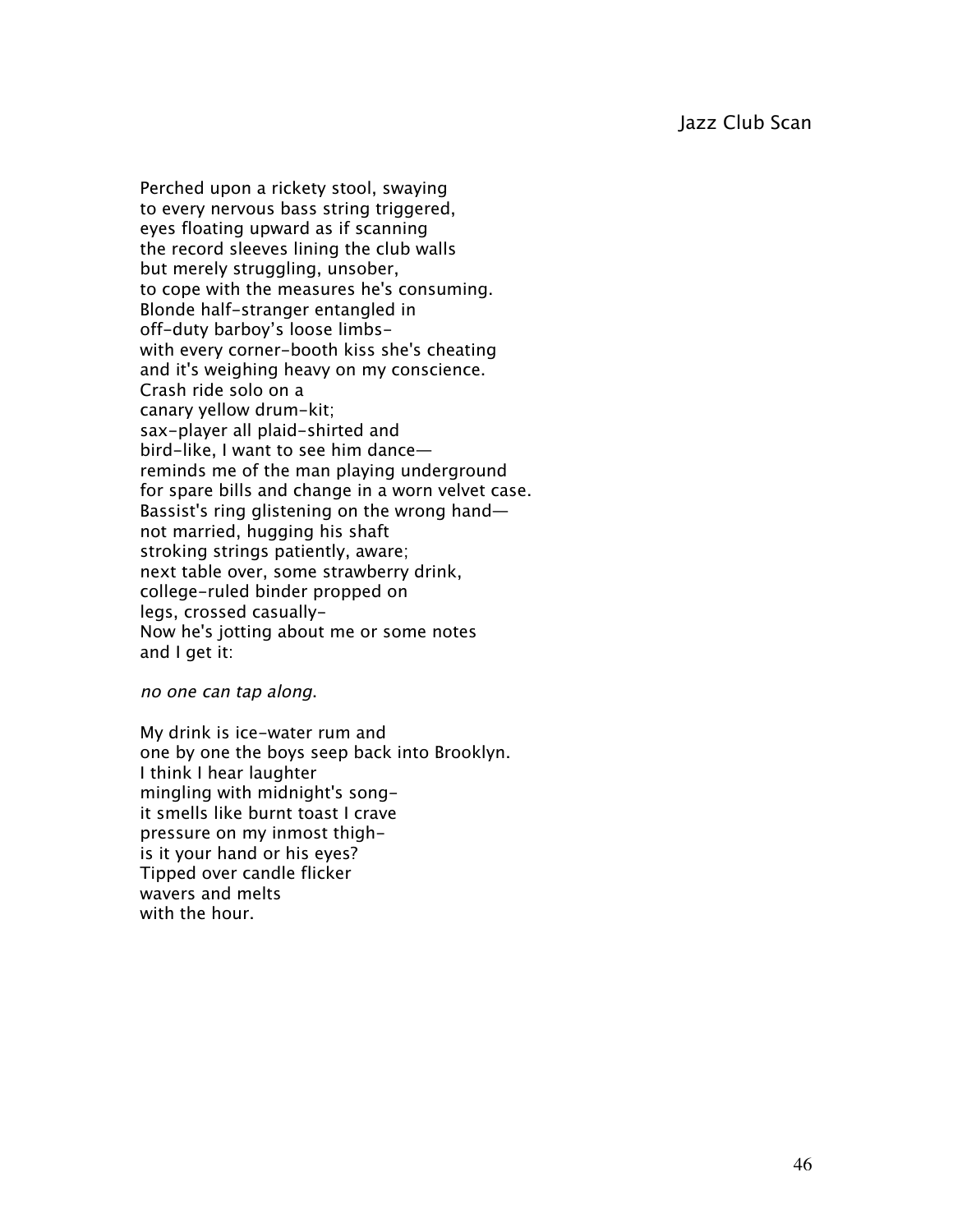## Jazz Club Scan

Perched upon a rickety stool, swaying  
to every nervous bass string triggered,  
eyes floating upward as if scanning  
the record sleeves lining the club walls  
but merely struggling, unsober,  
to cope with the measures he's consuming.  
Blonde half-stranger entangled in  
off-duty barboy's loose limbs-  
with every corner-booth kiss she's cheating  
and it's weighing heavy on my conscience.  
Crash ride solo on a  
canary yellow drum-kit;  
sax-player all plaid-shirted and  
bird-like, I want to see him dance—  
reminds me of the man playing underground  
for spare bills and change in a worn velvet case.  
Bassist's ring glistening on the wrong hand—  
not married, hugging his shaft  
stroking strings patiently, aware;  
next table over, some strawberry drink,  
college-ruled binder propped on  
legs, crossed casually-  
Now he's jotting about me or some notes  
and I get it:

*no one can tap along.*

My drink is ice-water rum and  
one by one the boys seep back into Brooklyn.  
I think I hear laughter  
mingling with midnight's song-  
it smells like burnt toast I crave  
pressure on my inmost thigh-  
is it your hand or his eyes?  
Tipped over candle flicker  
wavers and melts  
with the hour.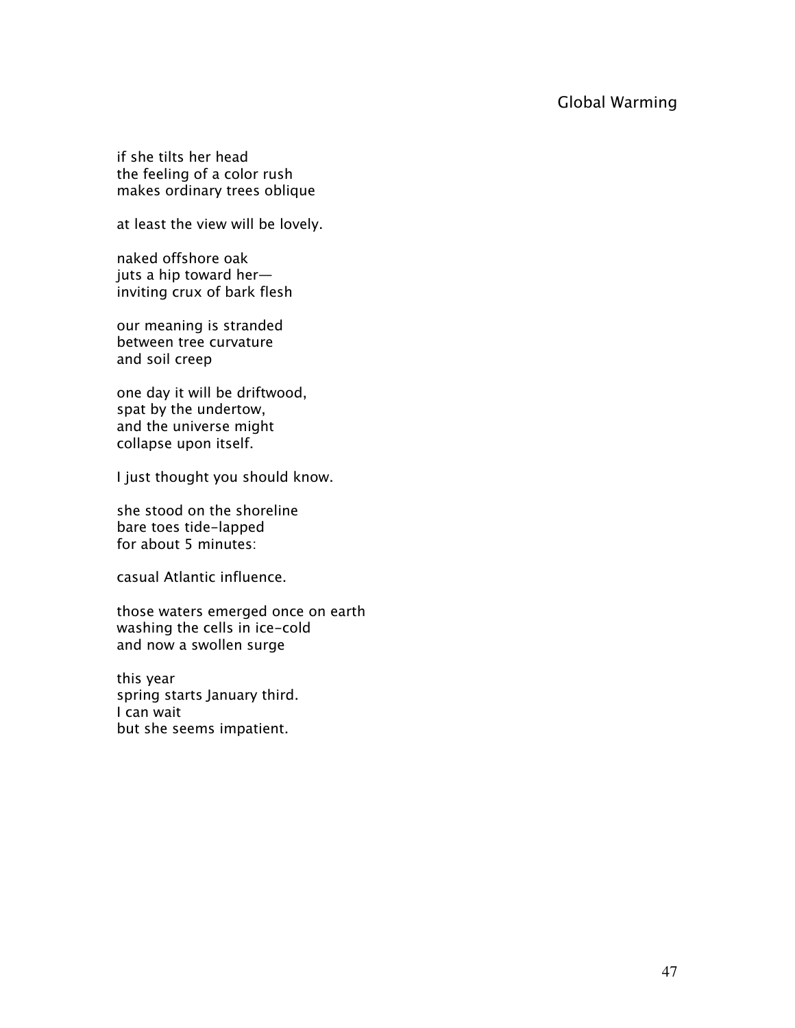## Global Warming

if she tilts her head
the feeling of a color rush
makes ordinary trees oblique

at least the view will be lovely.

naked offshore oak
juts a hip toward her—
inviting crux of bark flesh

our meaning is stranded
between tree curvature
and soil creep

one day it will be driftwood,
spat by the undertow,
and the universe might
collapse upon itself.

I just thought you should know.

she stood on the shoreline
bare toes tide-lapped
for about 5 minutes:

casual Atlantic influence.

those waters emerged once on earth
washing the cells in ice-cold
and now a swollen surge

this year
spring starts January third.
I can wait
but she seems impatient.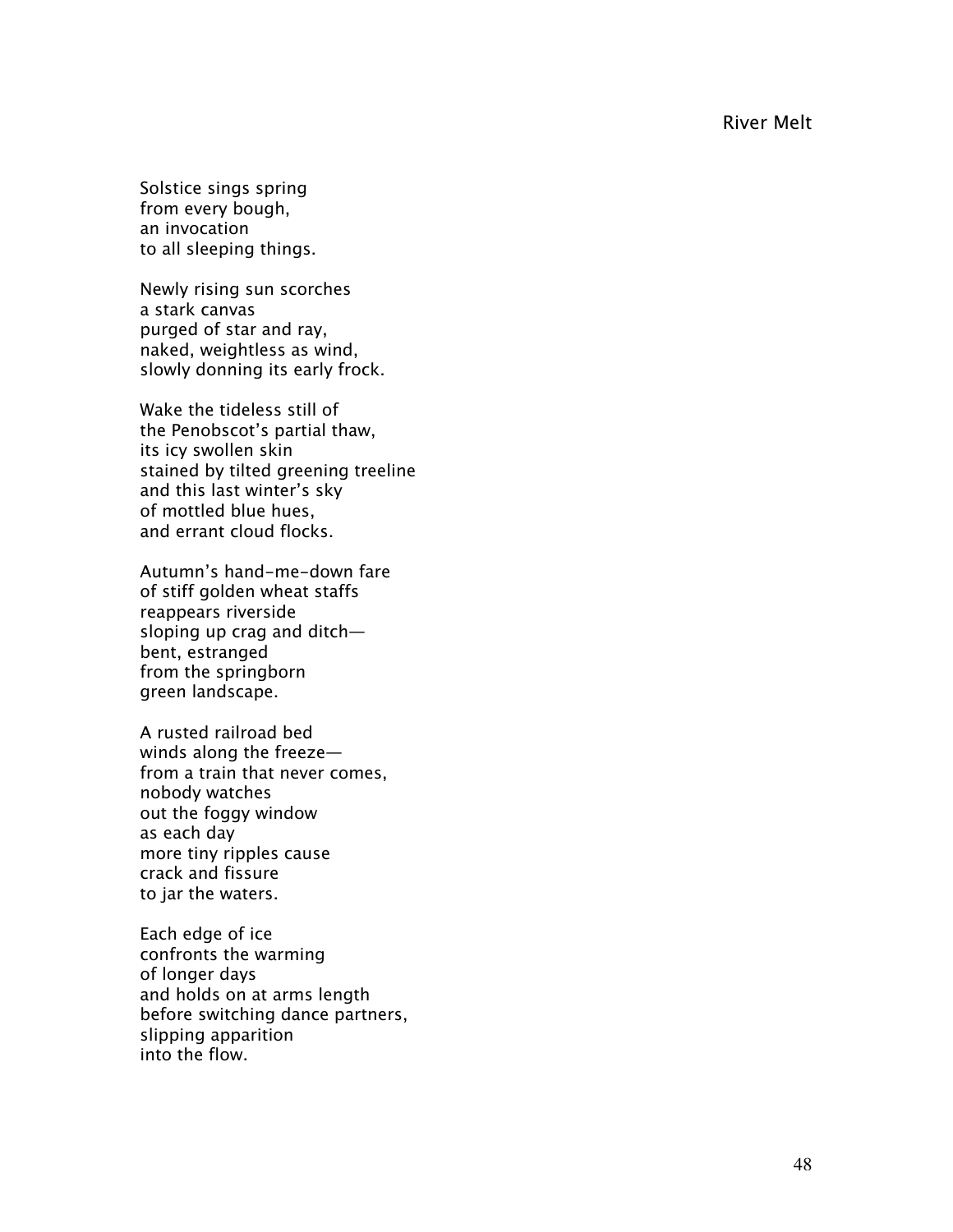## River Melt

Solstice sings spring  
from every bough,  
an invocation  
to all sleeping things.

Newly rising sun scorches  
a stark canvas  
purged of star and ray,  
naked, weightless as wind,  
slowly donning its early frock.

Wake the tideless still of  
the Penobscot's partial thaw,  
its icy swollen skin  
stained by tilted greening treeline  
and this last winter's sky  
of mottled blue hues,  
and errant cloud flocks.

Autumn's hand-me-down fare  
of stiff golden wheat staffs  
reappears riverside  
sloping up crag and ditch—  
bent, estranged  
from the springborn  
green landscape.

A rusted railroad bed  
winds along the freeze—  
from a train that never comes,  
nobody watches  
out the foggy window  
as each day  
more tiny ripples cause  
crack and fissure  
to jar the waters.

Each edge of ice  
confronts the warming  
of longer days  
and holds on at arms length  
before switching dance partners,  
slipping apparition  
into the flow.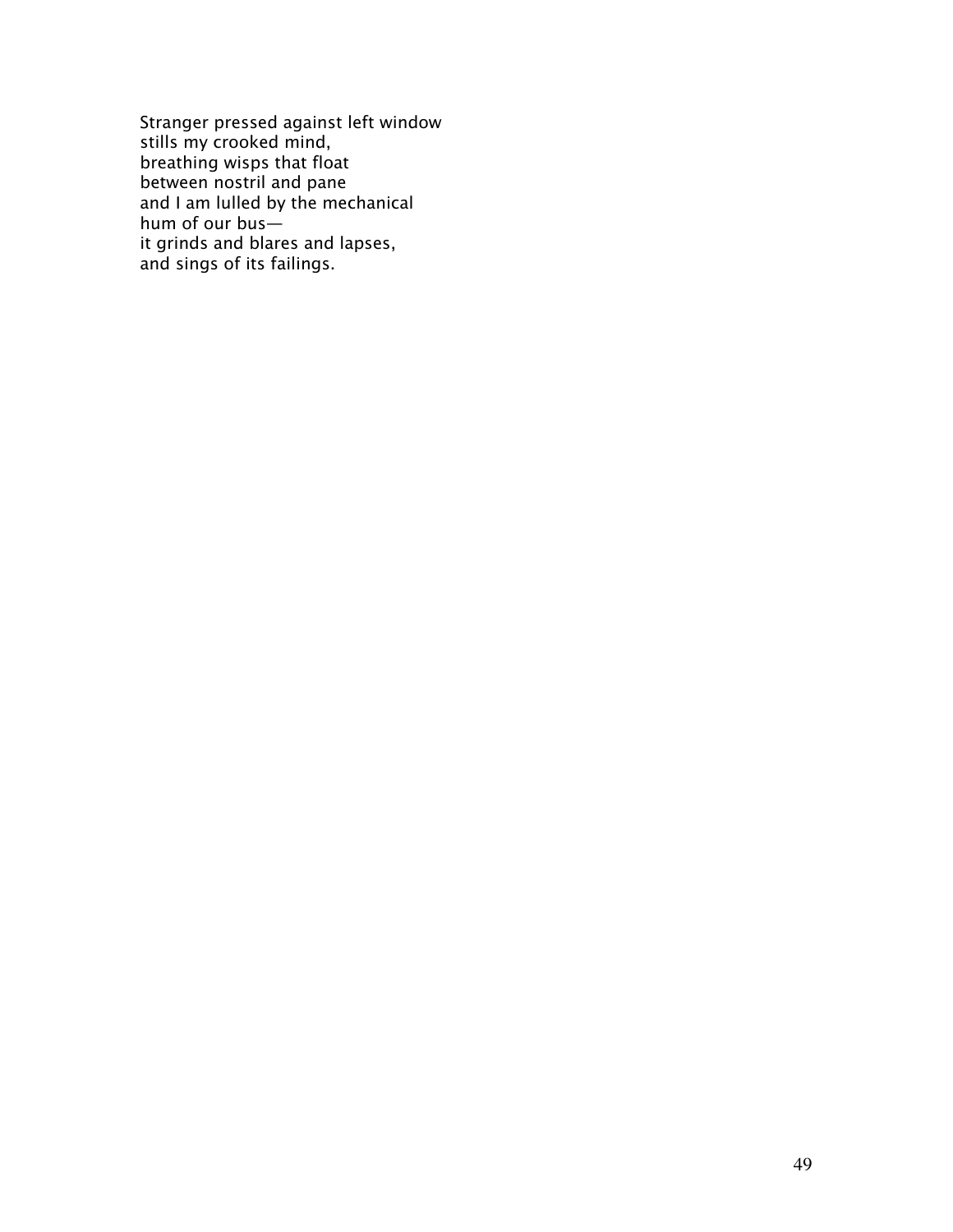Stranger pressed against left window  
stills my crooked mind,  
breathing wisps that float  
between nostril and pane  
and I am lulled by the mechanical  
hum of our bus—  
it grinds and blares and lapses,  
and sings of its failings.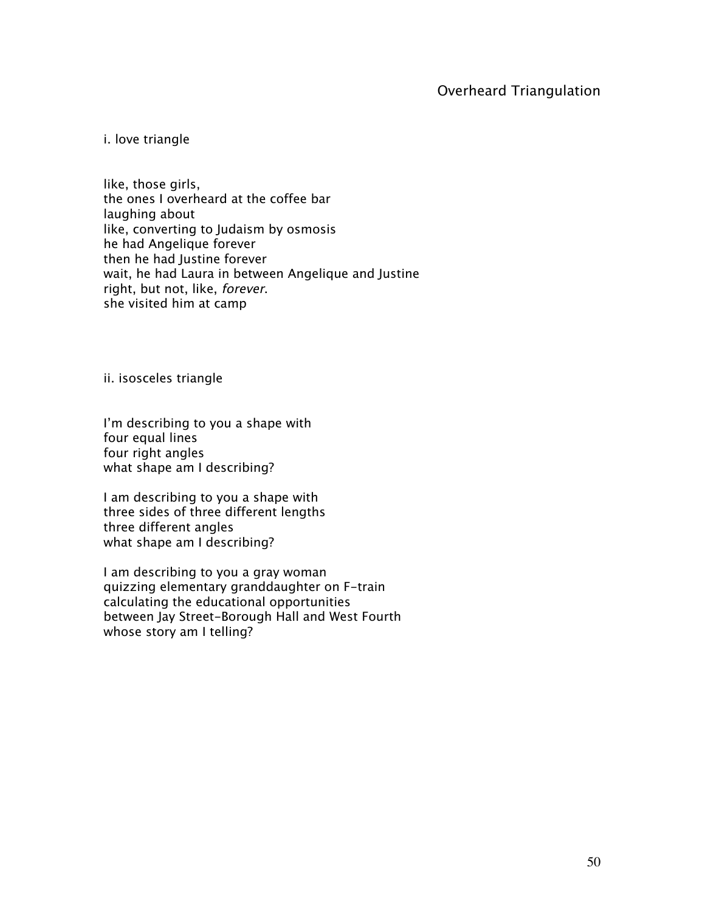## Overheard Triangulation

i. love triangle

like, those girls,  
the ones I overheard at the coffee bar  
laughing about  
like, converting to Judaism by osmosis  
he had Angelique forever  
then he had Justine forever  
wait, he had Laura in between Angelique and Justine  
right, but not, like, *forever*.  
she visited him at camp

ii. isosceles triangle

I'm describing to you a shape with  
four equal lines  
four right angles  
what shape am I describing?

I am describing to you a shape with  
three sides of three different lengths  
three different angles  
what shape am I describing?

I am describing to you a gray woman  
quizzing elementary granddaughter on F-train  
calculating the educational opportunities  
between Jay Street-Borough Hall and West Fourth  
whose story am I telling?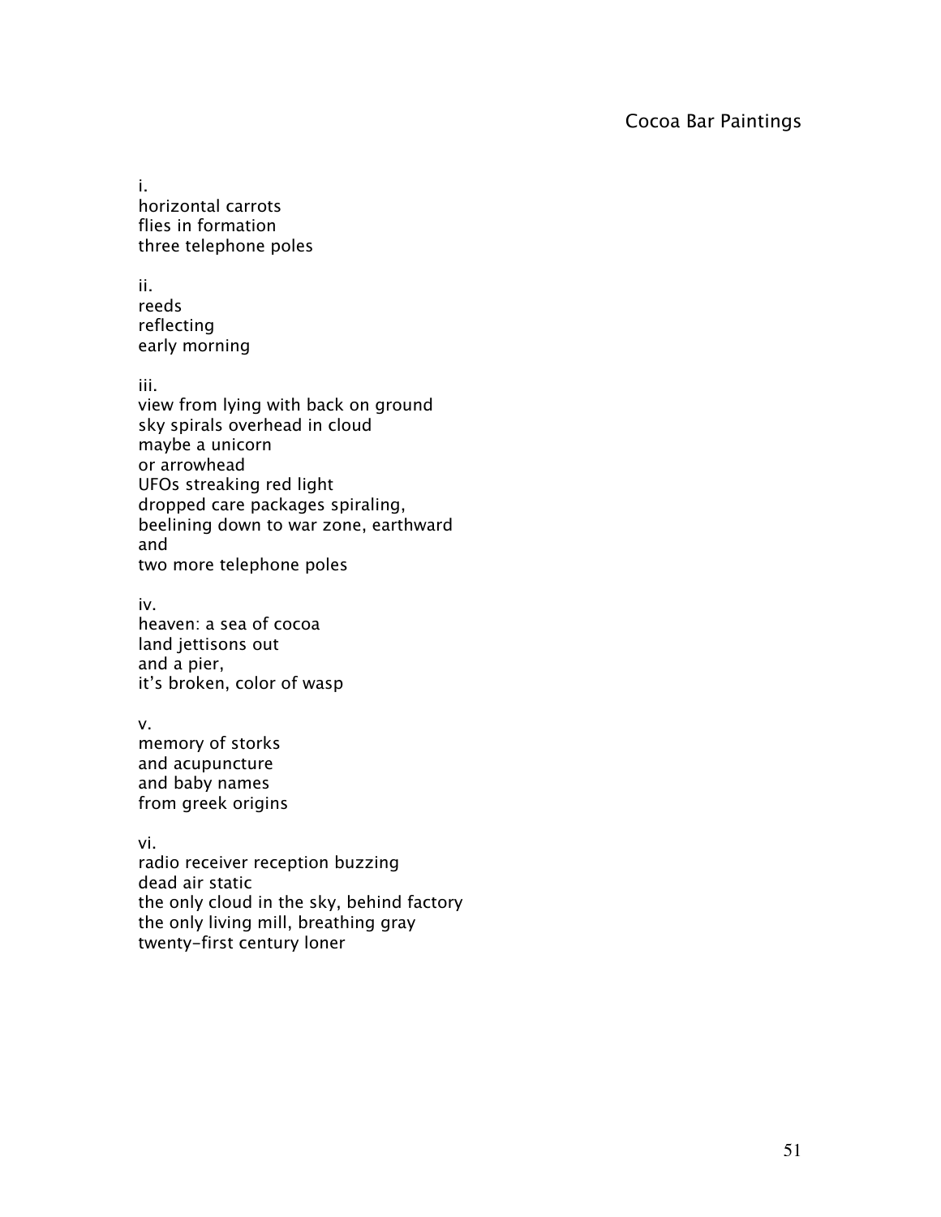# Cocoa Bar Paintings

i.
horizontal carrots
flies in formation
three telephone poles

ii.
reeds
reflecting
early morning

iii.
view from lying with back on ground
sky spirals overhead in cloud
maybe a unicorn
or arrowhead
UFOs streaking red light
dropped care packages spiraling,
beelining down to war zone, earthward
and
two more telephone poles

iv.
heaven: a sea of cocoa
land jettisons out
and a pier,
it's broken, color of wasp

v.
memory of storks
and acupuncture
and baby names
from greek origins

vi.
radio receiver reception buzzing
dead air static
the only cloud in the sky, behind factory
the only living mill, breathing gray
twenty-first century loner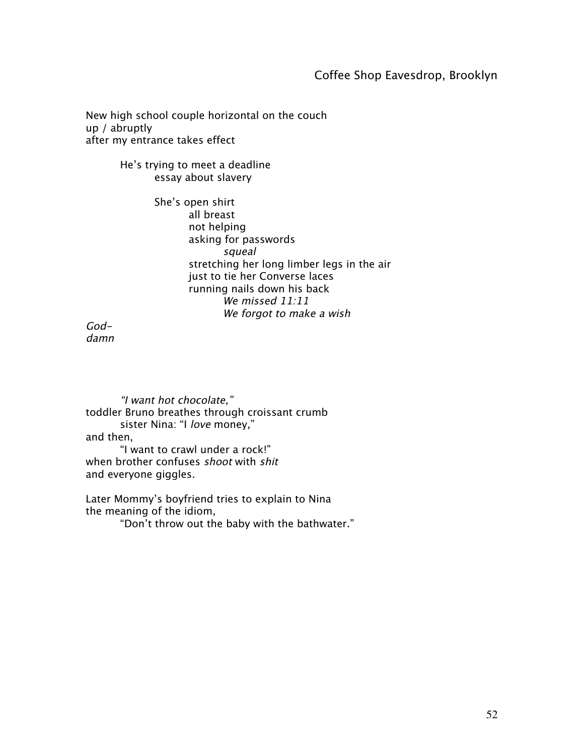## Coffee Shop Eavesdrop, Brooklyn

New high school couple horizontal on the couch
up / abruptly
after my entrance takes effect

&nbsp;&nbsp;&nbsp;&nbsp;He's trying to meet a deadline
&nbsp;&nbsp;&nbsp;&nbsp;&nbsp;&nbsp;&nbsp;&nbsp;essay about slavery

&nbsp;&nbsp;&nbsp;&nbsp;&nbsp;&nbsp;&nbsp;&nbsp;She's open shirt
&nbsp;&nbsp;&nbsp;&nbsp;&nbsp;&nbsp;&nbsp;&nbsp;&nbsp;&nbsp;&nbsp;&nbsp;all breast
&nbsp;&nbsp;&nbsp;&nbsp;&nbsp;&nbsp;&nbsp;&nbsp;&nbsp;&nbsp;&nbsp;&nbsp;not helping
&nbsp;&nbsp;&nbsp;&nbsp;&nbsp;&nbsp;&nbsp;&nbsp;&nbsp;&nbsp;&nbsp;&nbsp;asking for passwords
&nbsp;&nbsp;&nbsp;&nbsp;&nbsp;&nbsp;&nbsp;&nbsp;&nbsp;&nbsp;&nbsp;&nbsp;&nbsp;&nbsp;&nbsp;&nbsp;*squeal*
&nbsp;&nbsp;&nbsp;&nbsp;&nbsp;&nbsp;&nbsp;&nbsp;&nbsp;&nbsp;&nbsp;&nbsp;stretching her long limber legs in the air
&nbsp;&nbsp;&nbsp;&nbsp;&nbsp;&nbsp;&nbsp;&nbsp;&nbsp;&nbsp;&nbsp;&nbsp;just to tie her Converse laces
&nbsp;&nbsp;&nbsp;&nbsp;&nbsp;&nbsp;&nbsp;&nbsp;&nbsp;&nbsp;&nbsp;&nbsp;running nails down his back
&nbsp;&nbsp;&nbsp;&nbsp;&nbsp;&nbsp;&nbsp;&nbsp;&nbsp;&nbsp;&nbsp;&nbsp;&nbsp;&nbsp;&nbsp;&nbsp;*We missed 11:11*
&nbsp;&nbsp;&nbsp;&nbsp;&nbsp;&nbsp;&nbsp;&nbsp;&nbsp;&nbsp;&nbsp;&nbsp;&nbsp;&nbsp;&nbsp;&nbsp;*We forgot to make a wish*

*God-*
*damn*

&nbsp;&nbsp;&nbsp;&nbsp;*"I want hot chocolate,"*
toddler Bruno breathes through croissant crumb
&nbsp;&nbsp;&nbsp;&nbsp;sister Nina: "I *love* money,"
and then,
&nbsp;&nbsp;&nbsp;&nbsp;"I want to crawl under a rock!"
when brother confuses *shoot* with *shit*
and everyone giggles.

Later Mommy's boyfriend tries to explain to Nina
the meaning of the idiom,
&nbsp;&nbsp;&nbsp;&nbsp;"Don't throw out the baby with the bathwater."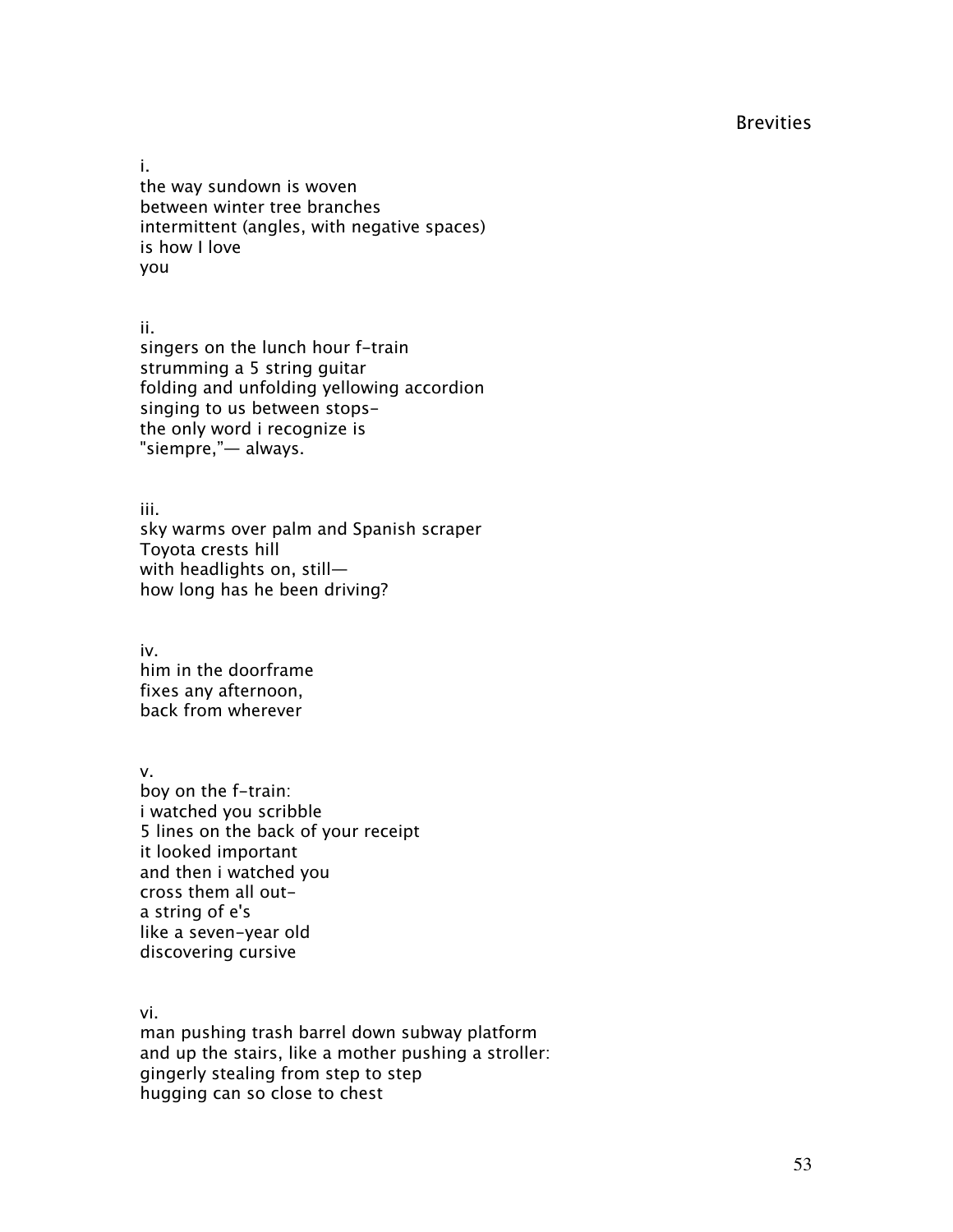## Brevities

i.
the way sundown is woven
between winter tree branches
intermittent (angles, with negative spaces)
is how I love
you

ii.
singers on the lunch hour f-train
strumming a 5 string guitar
folding and unfolding yellowing accordion
singing to us between stops-
the only word i recognize is
"siempre,"— always.

iii.
sky warms over palm and Spanish scraper
Toyota crests hill
with headlights on, still—
how long has he been driving?

iv.
him in the doorframe
fixes any afternoon,
back from wherever

v.
boy on the f-train:
i watched you scribble
5 lines on the back of your receipt
it looked important
and then i watched you
cross them all out-
a string of e's
like a seven-year old
discovering cursive

vi.
man pushing trash barrel down subway platform
and up the stairs, like a mother pushing a stroller:
gingerly stealing from step to step
hugging can so close to chest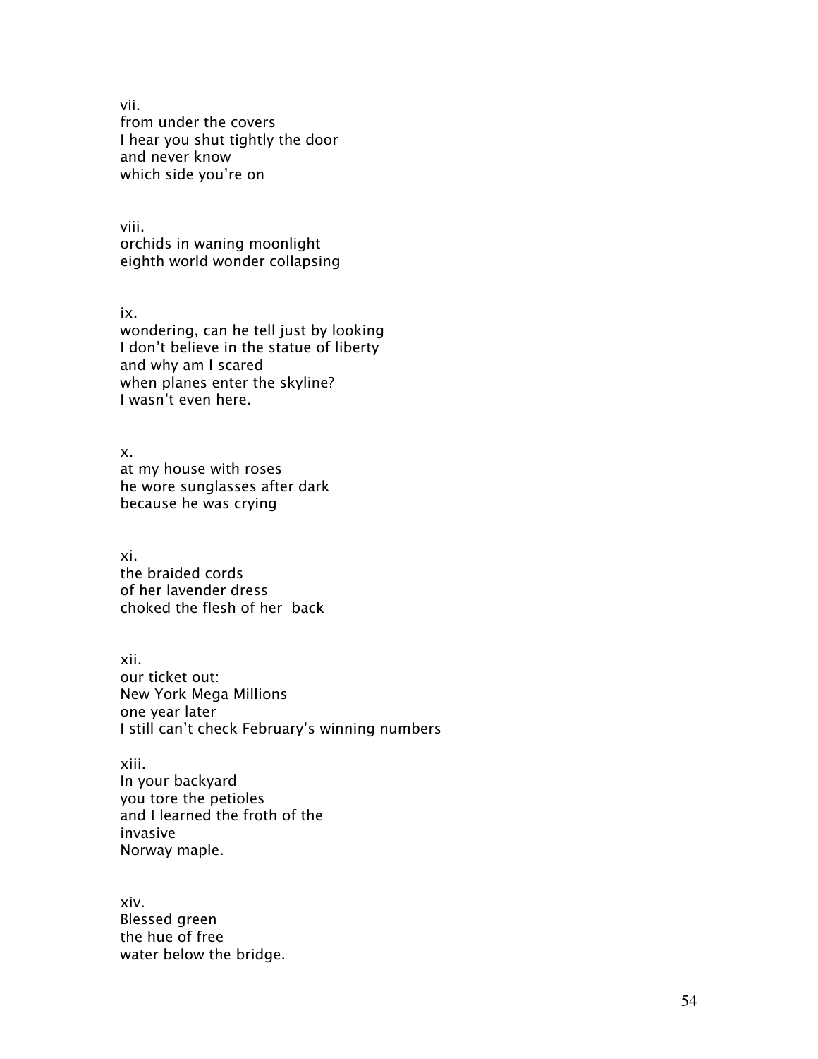vii.
from under the covers
I hear you shut tightly the door
and never know
which side you're on

viii.
orchids in waning moonlight
eighth world wonder collapsing

ix.
wondering, can he tell just by looking
I don't believe in the statue of liberty
and why am I scared
when planes enter the skyline?
I wasn't even here.

x.
at my house with roses
he wore sunglasses after dark
because he was crying

xi.
the braided cords
of her lavender dress
choked the flesh of her  back

xii.
our ticket out:
New York Mega Millions
one year later
I still can't check February's winning numbers

xiii.
In your backyard
you tore the petioles
and I learned the froth of the
invasive
Norway maple.

xiv.
Blessed green
the hue of free
water below the bridge.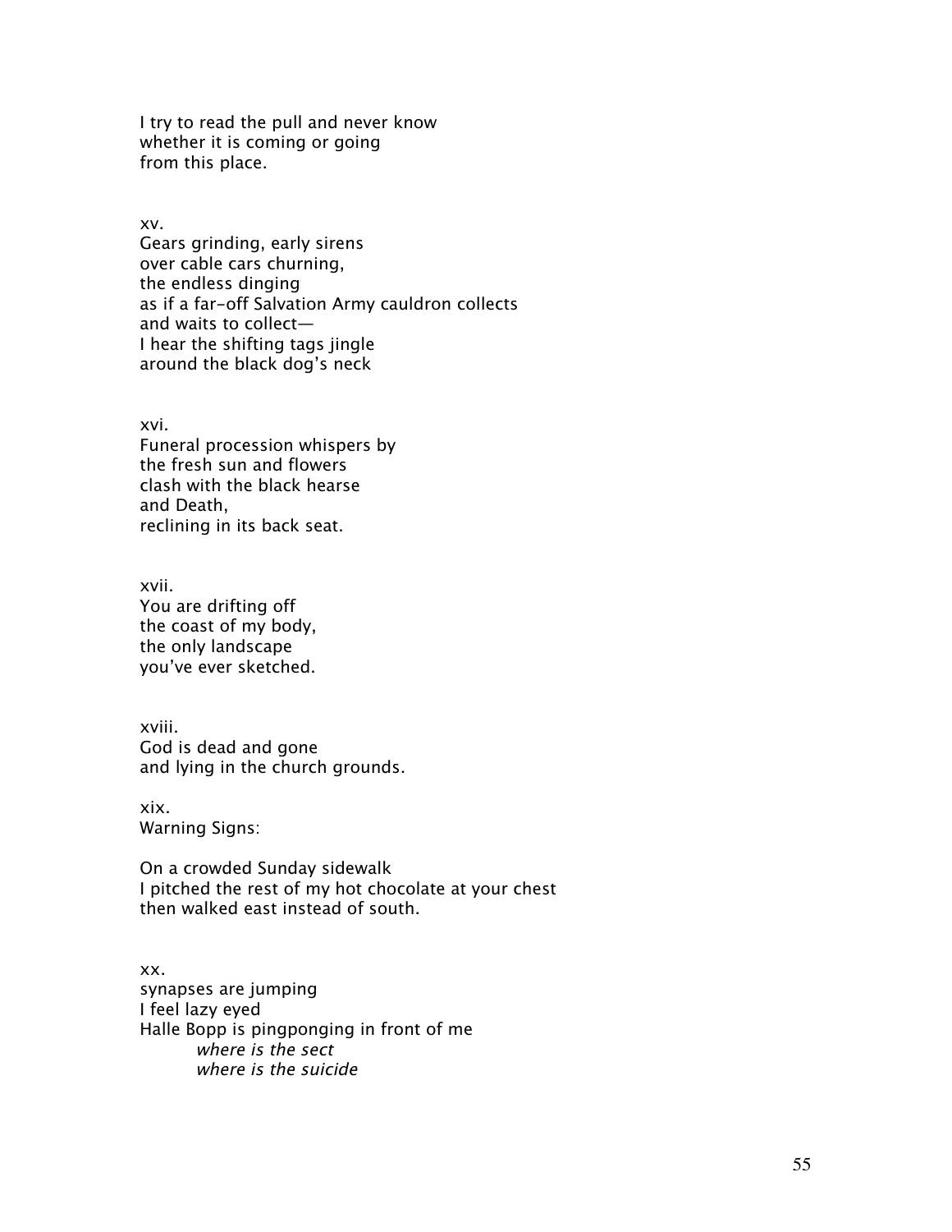I try to read the pull and never know
whether it is coming or going
from this place.

xv.
Gears grinding, early sirens
over cable cars churning,
the endless dinging
as if a far-off Salvation Army cauldron collects
and waits to collect—
I hear the shifting tags jingle
around the black dog's neck

xvi.
Funeral procession whispers by
the fresh sun and flowers
clash with the black hearse
and Death,
reclining in its back seat.

xvii.
You are drifting off
the coast of my body,
the only landscape
you've ever sketched.

xviii.
God is dead and gone
and lying in the church grounds.

xix.
Warning Signs:

On a crowded Sunday sidewalk
I pitched the rest of my hot chocolate at your chest
then walked east instead of south.

xx.
synapses are jumping
I feel lazy eyed
Halle Bopp is pingponging in front of me
        *where is the sect*
        *where is the suicide*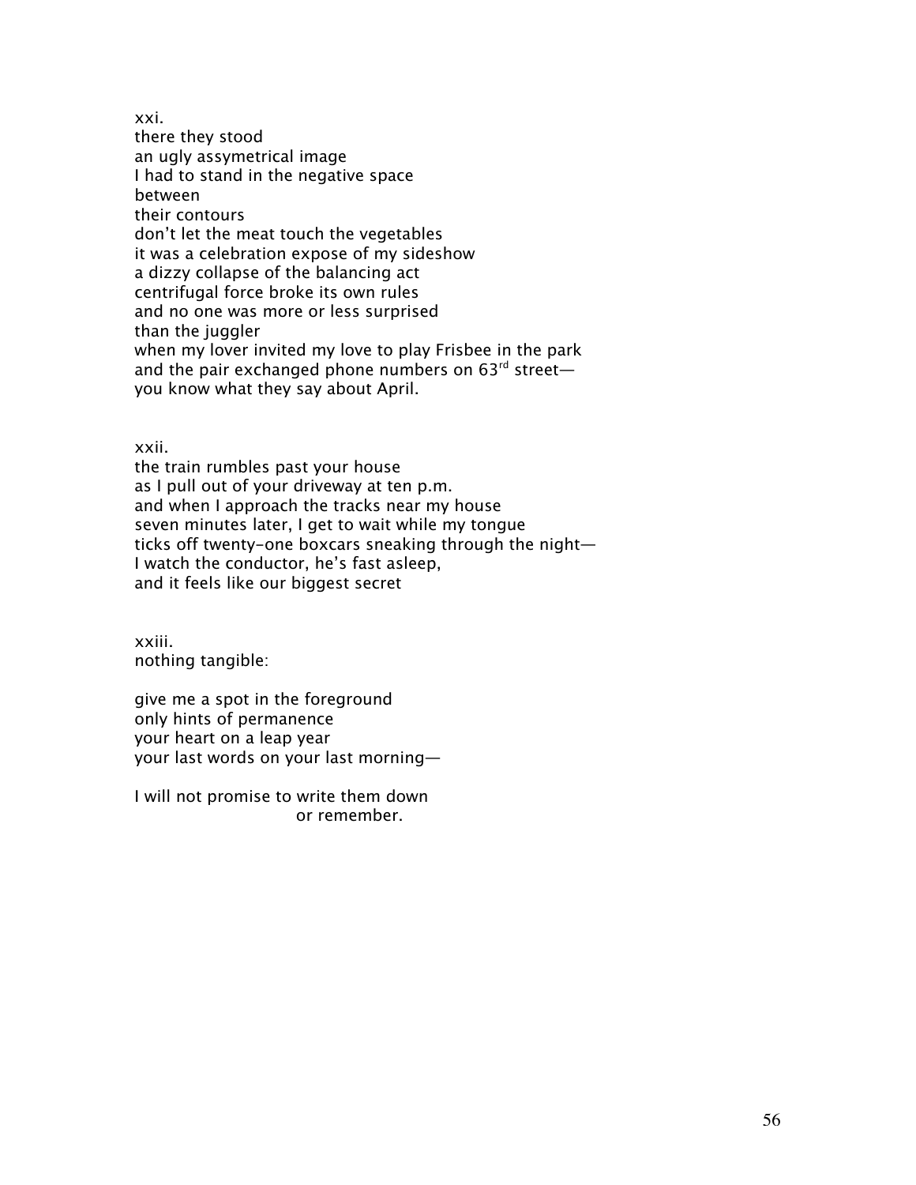xxi.
there they stood
an ugly assymetrical image
I had to stand in the negative space
between
their contours
don't let the meat touch the vegetables
it was a celebration expose of my sideshow
a dizzy collapse of the balancing act
centrifugal force broke its own rules
and no one was more or less surprised
than the juggler
when my lover invited my love to play Frisbee in the park
and the pair exchanged phone numbers on 63rd street—
you know what they say about April.

xxii.
the train rumbles past your house
as I pull out of your driveway at ten p.m.
and when I approach the tracks near my house
seven minutes later, I get to wait while my tongue
ticks off twenty-one boxcars sneaking through the night—
I watch the conductor, he's fast asleep,
and it feels like our biggest secret

xxiii.
nothing tangible:

give me a spot in the foreground
only hints of permanence
your heart on a leap year
your last words on your last morning—

I will not promise to write them down
                                or remember.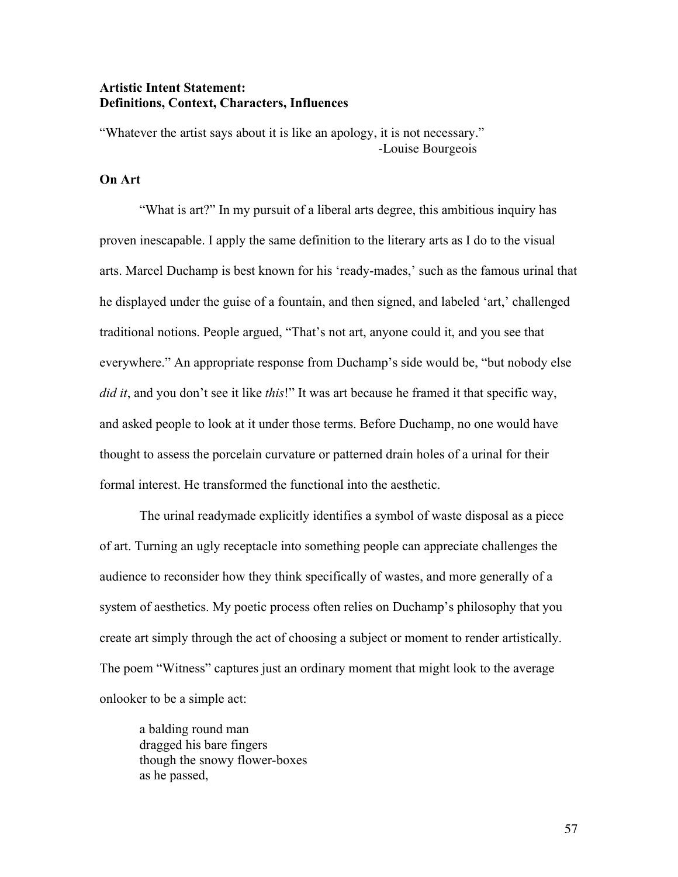**Artistic Intent Statement:**
**Definitions, Context, Characters, Influences**

"Whatever the artist says about it is like an apology, it is not necessary."
-Louise Bourgeois

**On Art**

"What is art?" In my pursuit of a liberal arts degree, this ambitious inquiry has proven inescapable. I apply the same definition to the literary arts as I do to the visual arts. Marcel Duchamp is best known for his 'ready-mades,' such as the famous urinal that he displayed under the guise of a fountain, and then signed, and labeled 'art,' challenged traditional notions. People argued, "That's not art, anyone could it, and you see that everywhere." An appropriate response from Duchamp's side would be, "but nobody else *did it*, and you don't see it like *this*!" It was art because he framed it that specific way, and asked people to look at it under those terms. Before Duchamp, no one would have thought to assess the porcelain curvature or patterned drain holes of a urinal for their formal interest. He transformed the functional into the aesthetic.

The urinal readymade explicitly identifies a symbol of waste disposal as a piece of art. Turning an ugly receptacle into something people can appreciate challenges the audience to reconsider how they think specifically of wastes, and more generally of a system of aesthetics. My poetic process often relies on Duchamp's philosophy that you create art simply through the act of choosing a subject or moment to render artistically. The poem "Witness" captures just an ordinary moment that might look to the average onlooker to be a simple act:

> a balding round man
> dragged his bare fingers
> though the snowy flower-boxes
> as he passed,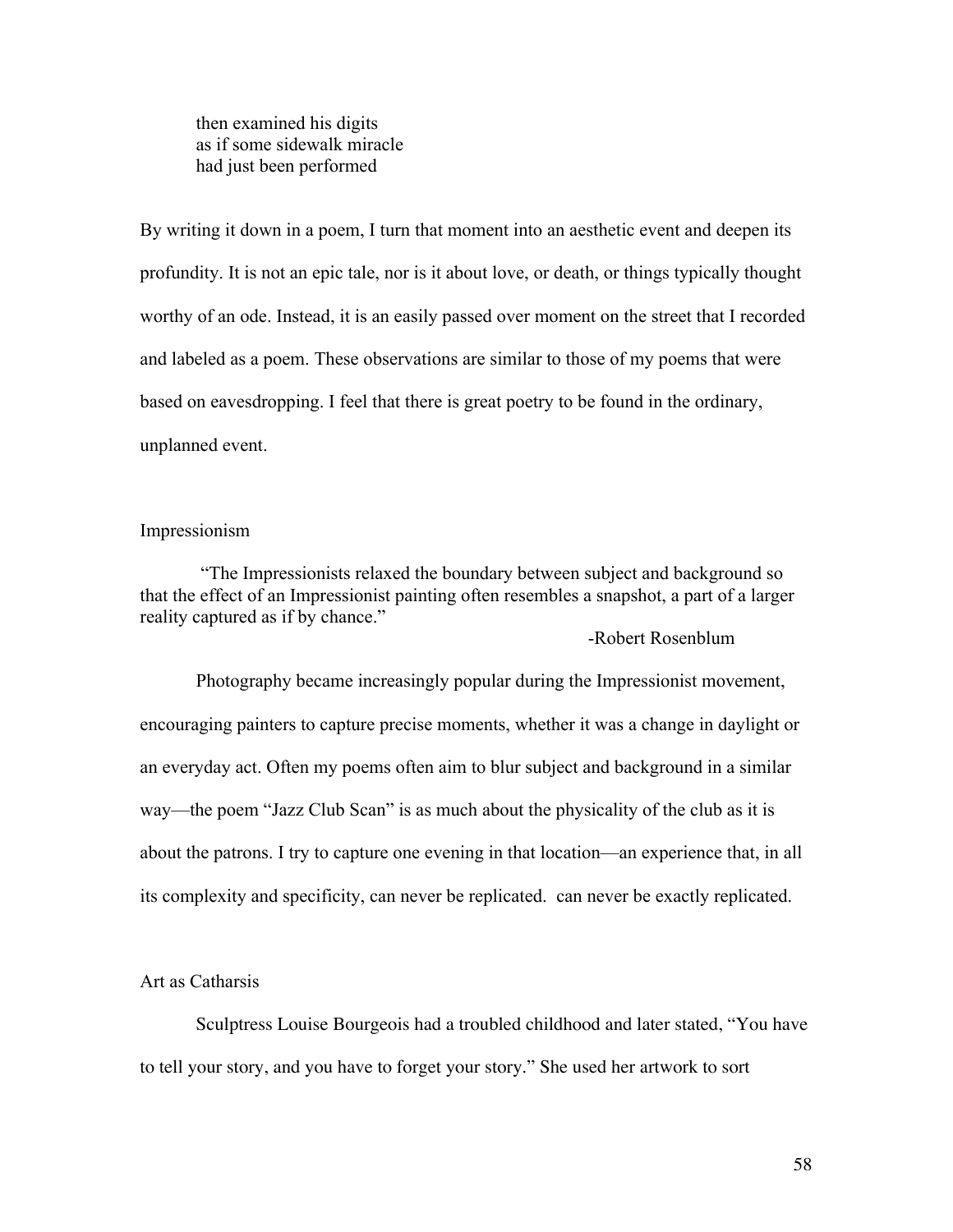then examined his digits
as if some sidewalk miracle
had just been performed

By writing it down in a poem, I turn that moment into an aesthetic event and deepen its profundity. It is not an epic tale, nor is it about love, or death, or things typically thought worthy of an ode. Instead, it is an easily passed over moment on the street that I recorded and labeled as a poem. These observations are similar to those of my poems that were based on eavesdropping. I feel that there is great poetry to be found in the ordinary, unplanned event.

## Impressionism

> "The Impressionists relaxed the boundary between subject and background so that the effect of an Impressionist painting often resembles a snapshot, a part of a larger reality captured as if by chance."
>
> -Robert Rosenblum

Photography became increasingly popular during the Impressionist movement, encouraging painters to capture precise moments, whether it was a change in daylight or an everyday act. Often my poems often aim to blur subject and background in a similar way—the poem "Jazz Club Scan" is as much about the physicality of the club as it is about the patrons. I try to capture one evening in that location—an experience that, in all its complexity and specificity, can never be replicated. can never be exactly replicated.

## Art as Catharsis

Sculptress Louise Bourgeois had a troubled childhood and later stated, "You have to tell your story, and you have to forget your story." She used her artwork to sort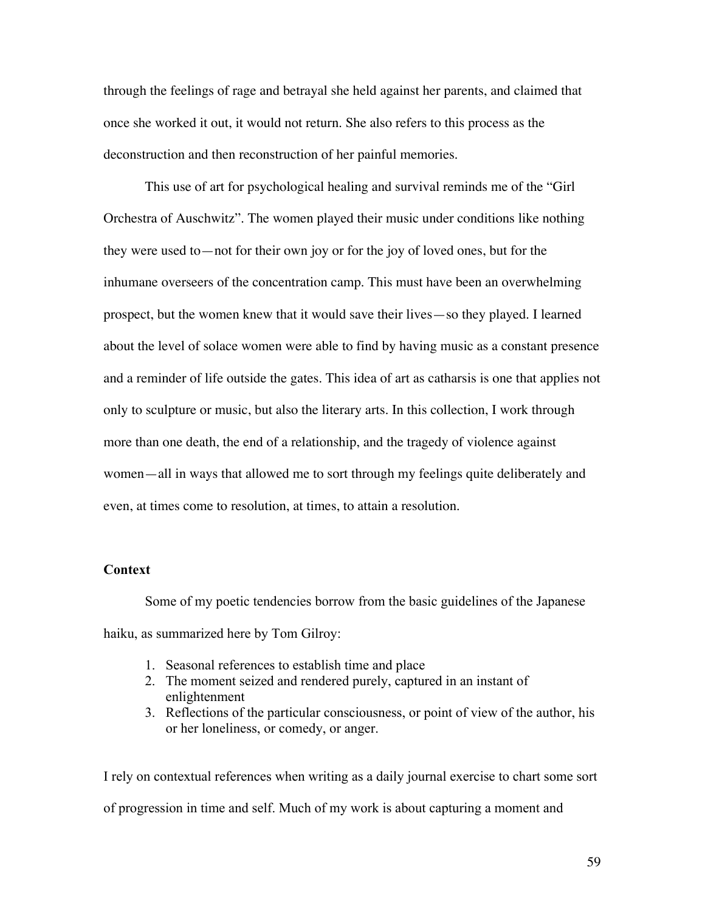through the feelings of rage and betrayal she held against her parents, and claimed that once she worked it out, it would not return. She also refers to this process as the deconstruction and then reconstruction of her painful memories.

This use of art for psychological healing and survival reminds me of the "Girl Orchestra of Auschwitz". The women played their music under conditions like nothing they were used to—not for their own joy or for the joy of loved ones, but for the inhumane overseers of the concentration camp. This must have been an overwhelming prospect, but the women knew that it would save their lives—so they played. I learned about the level of solace women were able to find by having music as a constant presence and a reminder of life outside the gates. This idea of art as catharsis is one that applies not only to sculpture or music, but also the literary arts. In this collection, I work through more than one death, the end of a relationship, and the tragedy of violence against women—all in ways that allowed me to sort through my feelings quite deliberately and even, at times come to resolution, at times, to attain a resolution.

**Context**

Some of my poetic tendencies borrow from the basic guidelines of the Japanese haiku, as summarized here by Tom Gilroy:

1. Seasonal references to establish time and place
2. The moment seized and rendered purely, captured in an instant of enlightenment
3. Reflections of the particular consciousness, or point of view of the author, his or her loneliness, or comedy, or anger.

I rely on contextual references when writing as a daily journal exercise to chart some sort of progression in time and self. Much of my work is about capturing a moment and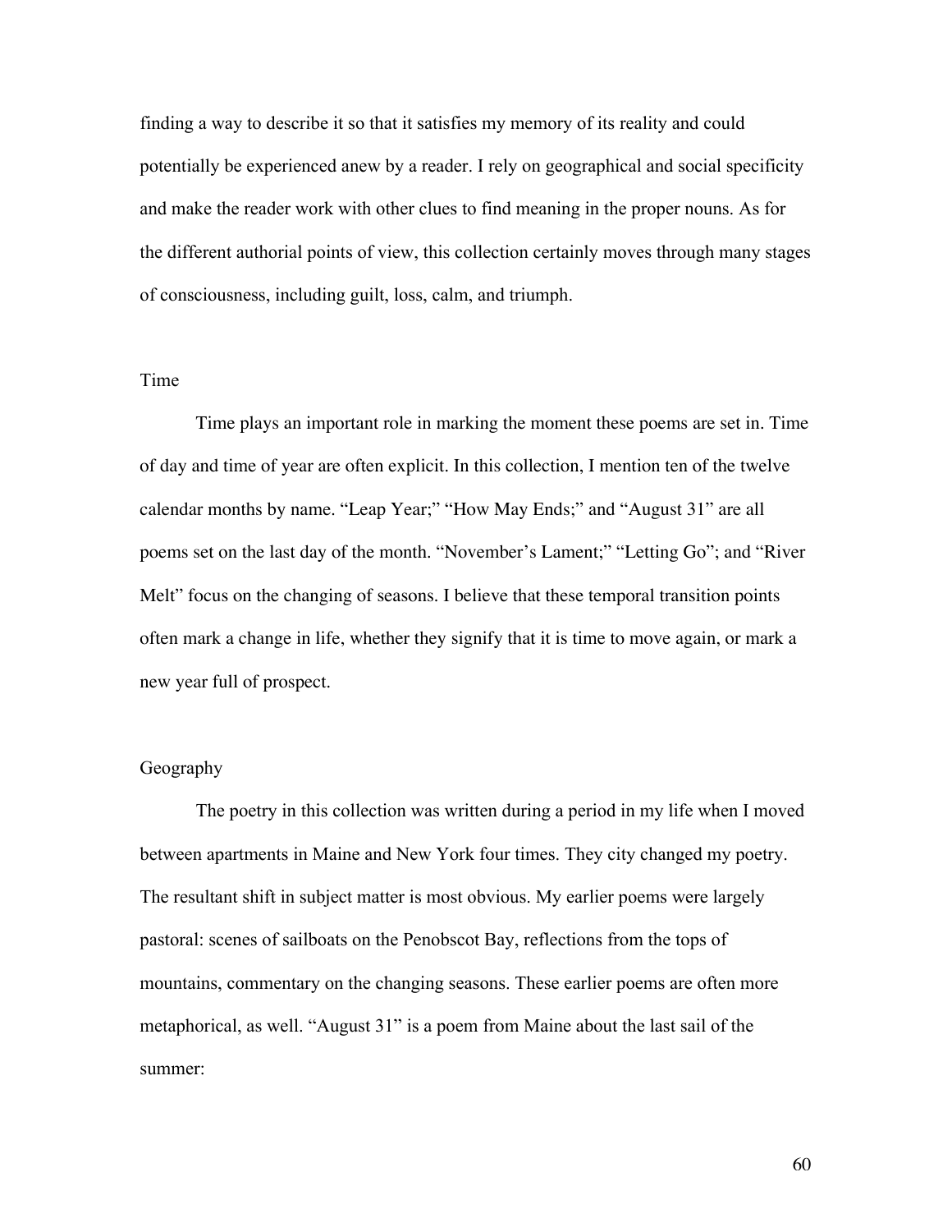finding a way to describe it so that it satisfies my memory of its reality and could potentially be experienced anew by a reader. I rely on geographical and social specificity and make the reader work with other clues to find meaning in the proper nouns. As for the different authorial points of view, this collection certainly moves through many stages of consciousness, including guilt, loss, calm, and triumph.

## Time

Time plays an important role in marking the moment these poems are set in. Time of day and time of year are often explicit. In this collection, I mention ten of the twelve calendar months by name. "Leap Year;" "How May Ends;" and "August 31" are all poems set on the last day of the month. "November's Lament;" "Letting Go"; and "River Melt" focus on the changing of seasons. I believe that these temporal transition points often mark a change in life, whether they signify that it is time to move again, or mark a new year full of prospect.

## Geography

The poetry in this collection was written during a period in my life when I moved between apartments in Maine and New York four times. They city changed my poetry. The resultant shift in subject matter is most obvious. My earlier poems were largely pastoral: scenes of sailboats on the Penobscot Bay, reflections from the tops of mountains, commentary on the changing seasons. These earlier poems are often more metaphorical, as well. "August 31" is a poem from Maine about the last sail of the summer: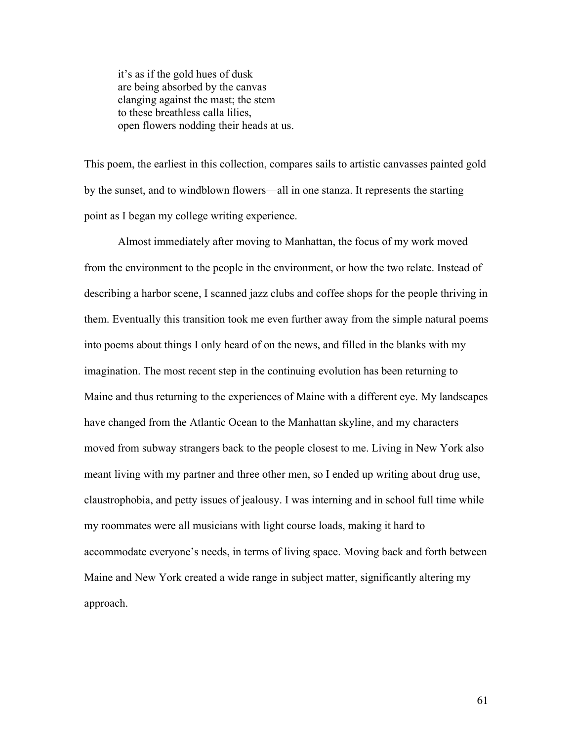it's as if the gold hues of dusk  
are being absorbed by the canvas  
clanging against the mast; the stem  
to these breathless calla lilies,  
open flowers nodding their heads at us.

This poem, the earliest in this collection, compares sails to artistic canvasses painted gold by the sunset, and to windblown flowers—all in one stanza. It represents the starting point as I began my college writing experience.

Almost immediately after moving to Manhattan, the focus of my work moved from the environment to the people in the environment, or how the two relate. Instead of describing a harbor scene, I scanned jazz clubs and coffee shops for the people thriving in them. Eventually this transition took me even further away from the simple natural poems into poems about things I only heard of on the news, and filled in the blanks with my imagination. The most recent step in the continuing evolution has been returning to Maine and thus returning to the experiences of Maine with a different eye. My landscapes have changed from the Atlantic Ocean to the Manhattan skyline, and my characters moved from subway strangers back to the people closest to me. Living in New York also meant living with my partner and three other men, so I ended up writing about drug use, claustrophobia, and petty issues of jealousy. I was interning and in school full time while my roommates were all musicians with light course loads, making it hard to accommodate everyone's needs, in terms of living space. Moving back and forth between Maine and New York created a wide range in subject matter, significantly altering my approach.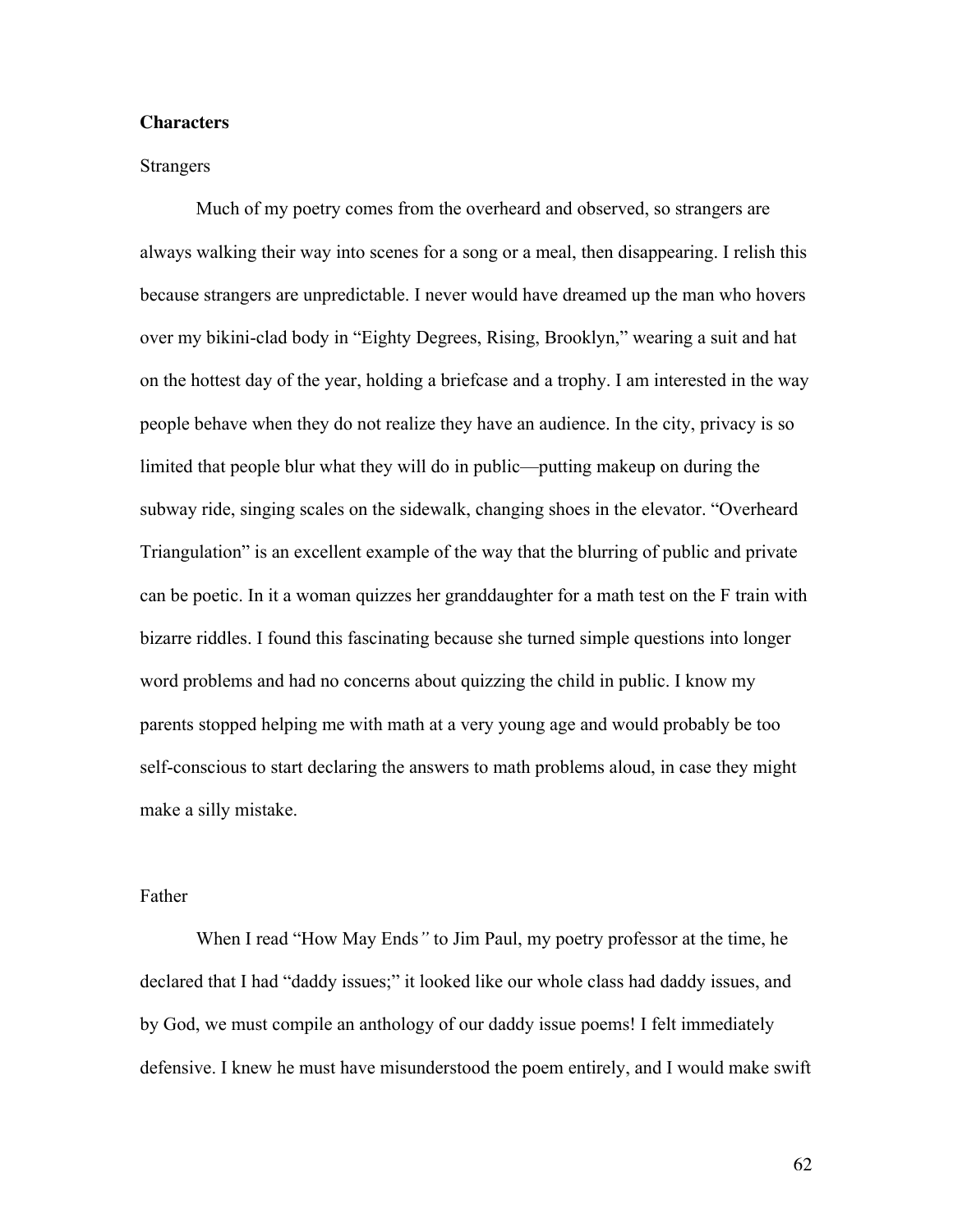**Characters**

Strangers

Much of my poetry comes from the overheard and observed, so strangers are always walking their way into scenes for a song or a meal, then disappearing. I relish this because strangers are unpredictable. I never would have dreamed up the man who hovers over my bikini-clad body in "Eighty Degrees, Rising, Brooklyn," wearing a suit and hat on the hottest day of the year, holding a briefcase and a trophy. I am interested in the way people behave when they do not realize they have an audience. In the city, privacy is so limited that people blur what they will do in public—putting makeup on during the subway ride, singing scales on the sidewalk, changing shoes in the elevator. "Overheard Triangulation" is an excellent example of the way that the blurring of public and private can be poetic. In it a woman quizzes her granddaughter for a math test on the F train with bizarre riddles. I found this fascinating because she turned simple questions into longer word problems and had no concerns about quizzing the child in public. I know my parents stopped helping me with math at a very young age and would probably be too self-conscious to start declaring the answers to math problems aloud, in case they might make a silly mistake.

Father

When I read "How May Ends" to Jim Paul, my poetry professor at the time, he declared that I had "daddy issues;" it looked like our whole class had daddy issues, and by God, we must compile an anthology of our daddy issue poems! I felt immediately defensive. I knew he must have misunderstood the poem entirely, and I would make swift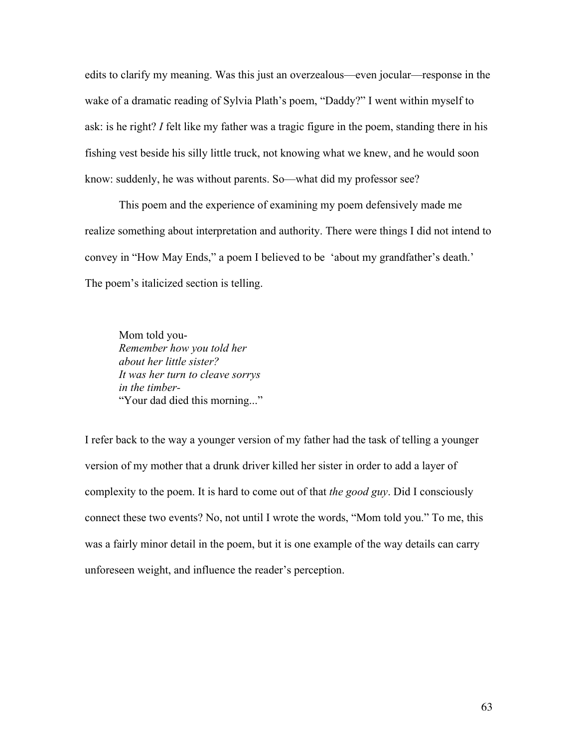edits to clarify my meaning. Was this just an overzealous—even jocular—response in the wake of a dramatic reading of Sylvia Plath's poem, "Daddy?" I went within myself to ask: is he right? *I* felt like my father was a tragic figure in the poem, standing there in his fishing vest beside his silly little truck, not knowing what we knew, and he would soon know: suddenly, he was without parents. So—what did my professor see?

This poem and the experience of examining my poem defensively made me realize something about interpretation and authority. There were things I did not intend to convey in "How May Ends," a poem I believed to be 'about my grandfather's death.' The poem's italicized section is telling.

> Mom told you-
> *Remember how you told her*
> *about her little sister?*
> *It was her turn to cleave sorrys*
> *in the timber-*
> "Your dad died this morning..."

I refer back to the way a younger version of my father had the task of telling a younger version of my mother that a drunk driver killed her sister in order to add a layer of complexity to the poem. It is hard to come out of that *the good guy*. Did I consciously connect these two events? No, not until I wrote the words, "Mom told you." To me, this was a fairly minor detail in the poem, but it is one example of the way details can carry unforeseen weight, and influence the reader's perception.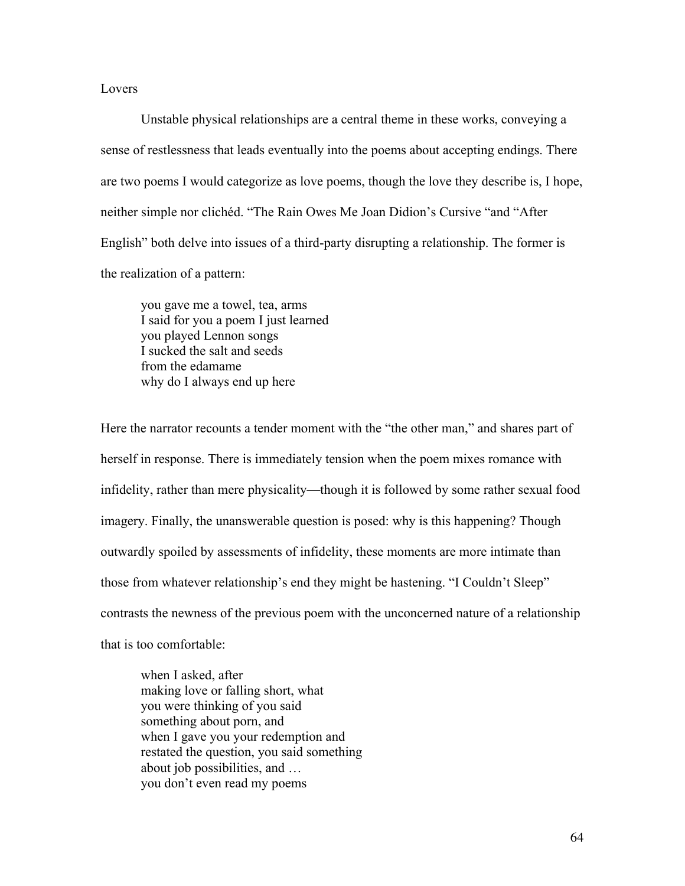## Lovers

Unstable physical relationships are a central theme in these works, conveying a sense of restlessness that leads eventually into the poems about accepting endings. There are two poems I would categorize as love poems, though the love they describe is, I hope, neither simple nor clichéd. "The Rain Owes Me Joan Didion's Cursive "and "After English" both delve into issues of a third-party disrupting a relationship. The former is the realization of a pattern:

> you gave me a towel, tea, arms
> I said for you a poem I just learned
> you played Lennon songs
> I sucked the salt and seeds
> from the edamame
> why do I always end up here

Here the narrator recounts a tender moment with the "the other man," and shares part of herself in response. There is immediately tension when the poem mixes romance with infidelity, rather than mere physicality—though it is followed by some rather sexual food imagery. Finally, the unanswerable question is posed: why is this happening? Though outwardly spoiled by assessments of infidelity, these moments are more intimate than those from whatever relationship's end they might be hastening. "I Couldn't Sleep" contrasts the newness of the previous poem with the unconcerned nature of a relationship that is too comfortable:

> when I asked, after
> making love or falling short, what
> you were thinking of you said
> something about porn, and
> when I gave you your redemption and
> restated the question, you said something
> about job possibilities, and …
> you don't even read my poems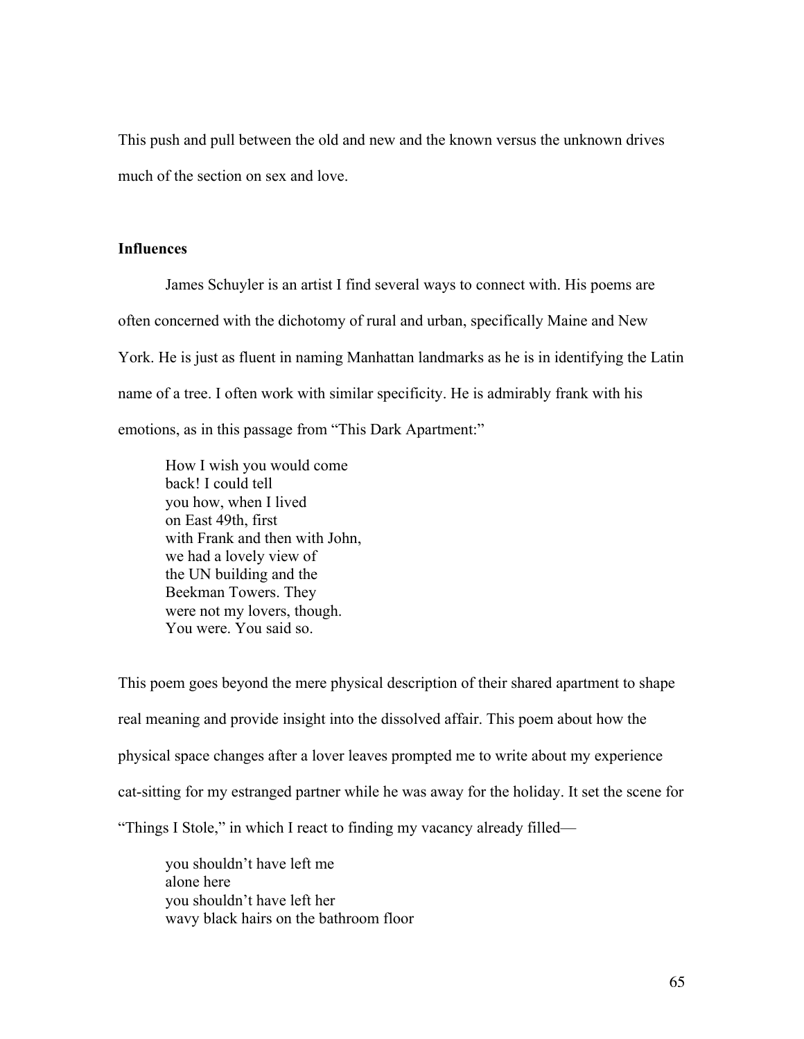This push and pull between the old and new and the known versus the unknown drives much of the section on sex and love.

### Influences

James Schuyler is an artist I find several ways to connect with. His poems are often concerned with the dichotomy of rural and urban, specifically Maine and New York. He is just as fluent in naming Manhattan landmarks as he is in identifying the Latin name of a tree. I often work with similar specificity. He is admirably frank with his emotions, as in this passage from "This Dark Apartment:"

> How I wish you would come  
> back! I could tell  
> you how, when I lived  
> on East 49th, first  
> with Frank and then with John,  
> we had a lovely view of  
> the UN building and the  
> Beekman Towers. They  
> were not my lovers, though.  
> You were. You said so.

This poem goes beyond the mere physical description of their shared apartment to shape real meaning and provide insight into the dissolved affair. This poem about how the physical space changes after a lover leaves prompted me to write about my experience cat-sitting for my estranged partner while he was away for the holiday. It set the scene for "Things I Stole," in which I react to finding my vacancy already filled—

> you shouldn't have left me  
> alone here  
> you shouldn't have left her  
> wavy black hairs on the bathroom floor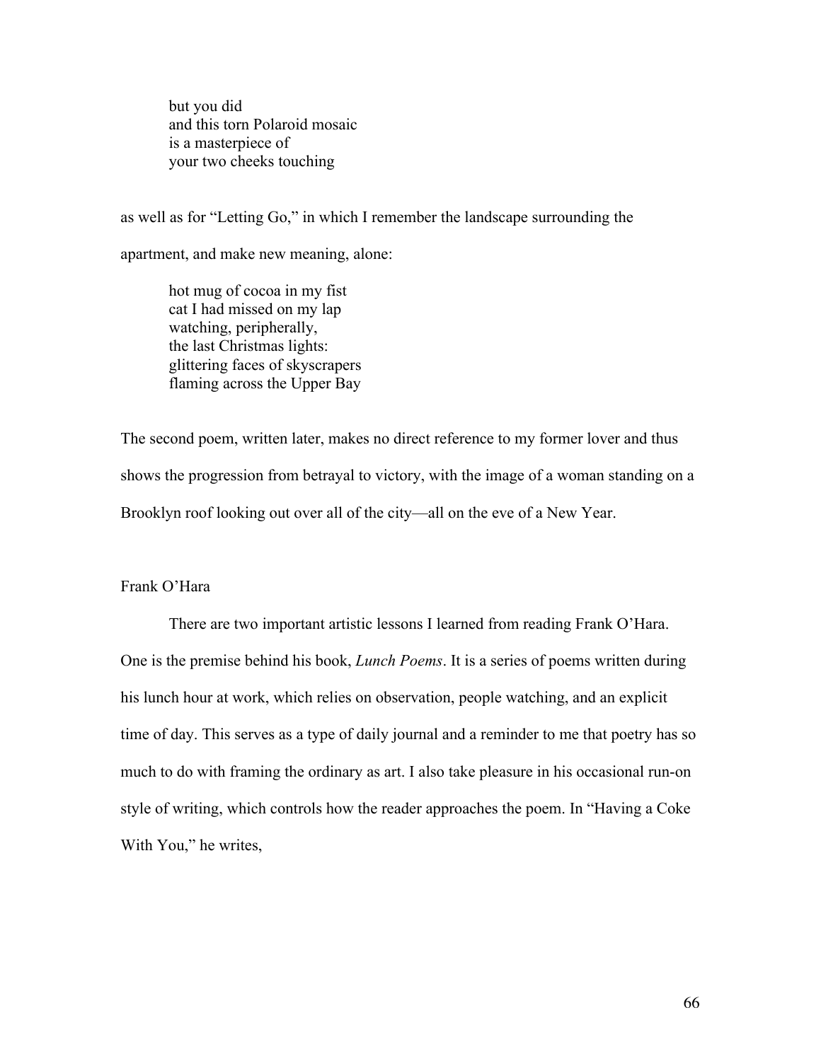> but you did
> and this torn Polaroid mosaic
> is a masterpiece of
> your two cheeks touching

as well as for “Letting Go,” in which I remember the landscape surrounding the apartment, and make new meaning, alone:

> hot mug of cocoa in my fist
> cat I had missed on my lap
> watching, peripherally,
> the last Christmas lights:
> glittering faces of skyscrapers
> flaming across the Upper Bay

The second poem, written later, makes no direct reference to my former lover and thus shows the progression from betrayal to victory, with the image of a woman standing on a Brooklyn roof looking out over all of the city—all on the eve of a New Year.

### Frank O’Hara

There are two important artistic lessons I learned from reading Frank O’Hara. One is the premise behind his book, *Lunch Poems*. It is a series of poems written during his lunch hour at work, which relies on observation, people watching, and an explicit time of day. This serves as a type of daily journal and a reminder to me that poetry has so much to do with framing the ordinary as art. I also take pleasure in his occasional run-on style of writing, which controls how the reader approaches the poem. In “Having a Coke With You,” he writes,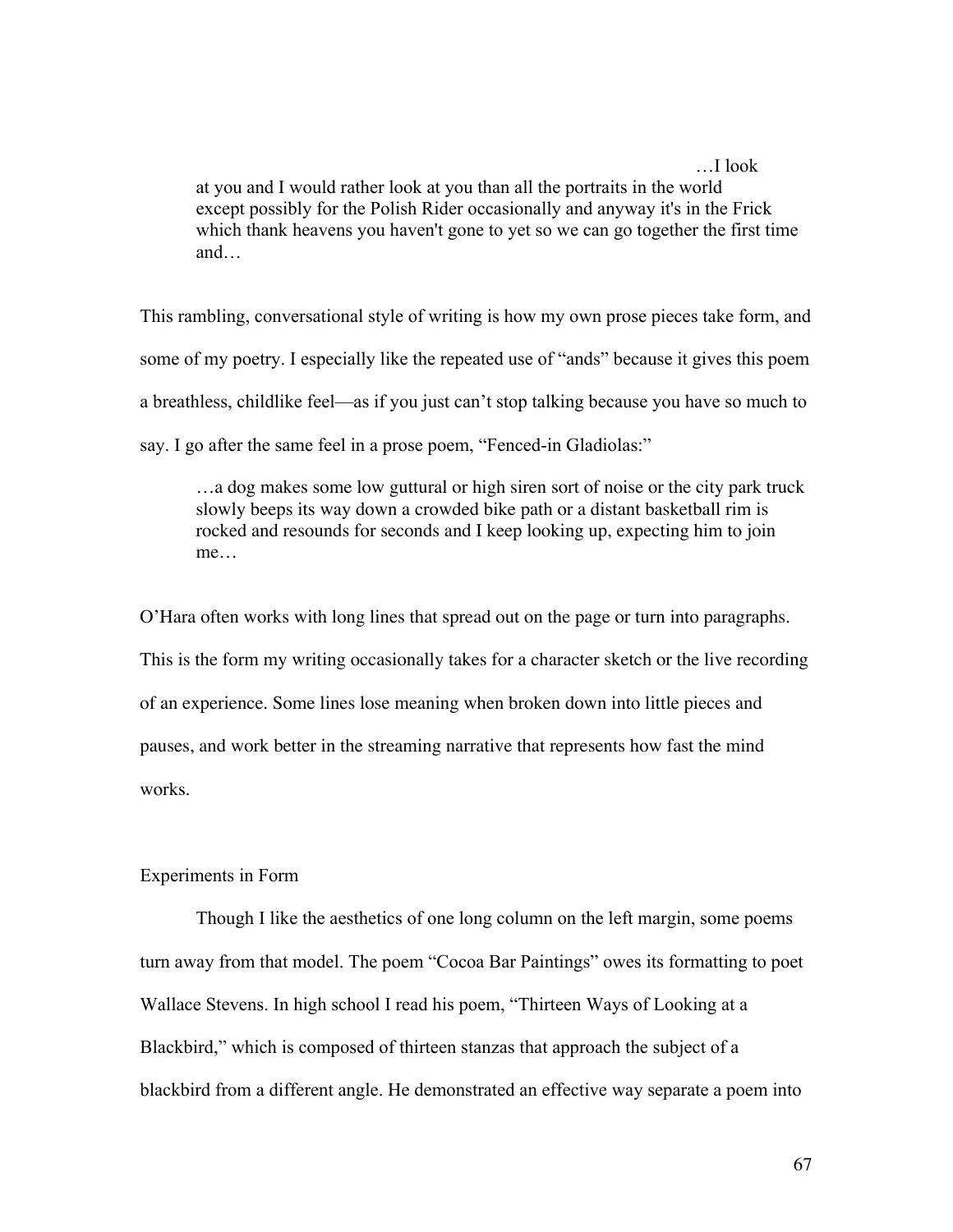> …I look
> at you and I would rather look at you than all the portraits in the world
> except possibly for the Polish Rider occasionally and anyway it's in the Frick
> which thank heavens you haven't gone to yet so we can go together the first time
> and…

This rambling, conversational style of writing is how my own prose pieces take form, and some of my poetry. I especially like the repeated use of "ands" because it gives this poem a breathless, childlike feel—as if you just can't stop talking because you have so much to say. I go after the same feel in a prose poem, "Fenced-in Gladiolas:"

> …a dog makes some low guttural or high siren sort of noise or the city park truck slowly beeps its way down a crowded bike path or a distant basketball rim is rocked and resounds for seconds and I keep looking up, expecting him to join me…

O'Hara often works with long lines that spread out on the page or turn into paragraphs. This is the form my writing occasionally takes for a character sketch or the live recording of an experience. Some lines lose meaning when broken down into little pieces and pauses, and work better in the streaming narrative that represents how fast the mind works.

## Experiments in Form

Though I like the aesthetics of one long column on the left margin, some poems turn away from that model. The poem "Cocoa Bar Paintings" owes its formatting to poet Wallace Stevens. In high school I read his poem, "Thirteen Ways of Looking at a Blackbird," which is composed of thirteen stanzas that approach the subject of a blackbird from a different angle. He demonstrated an effective way separate a poem into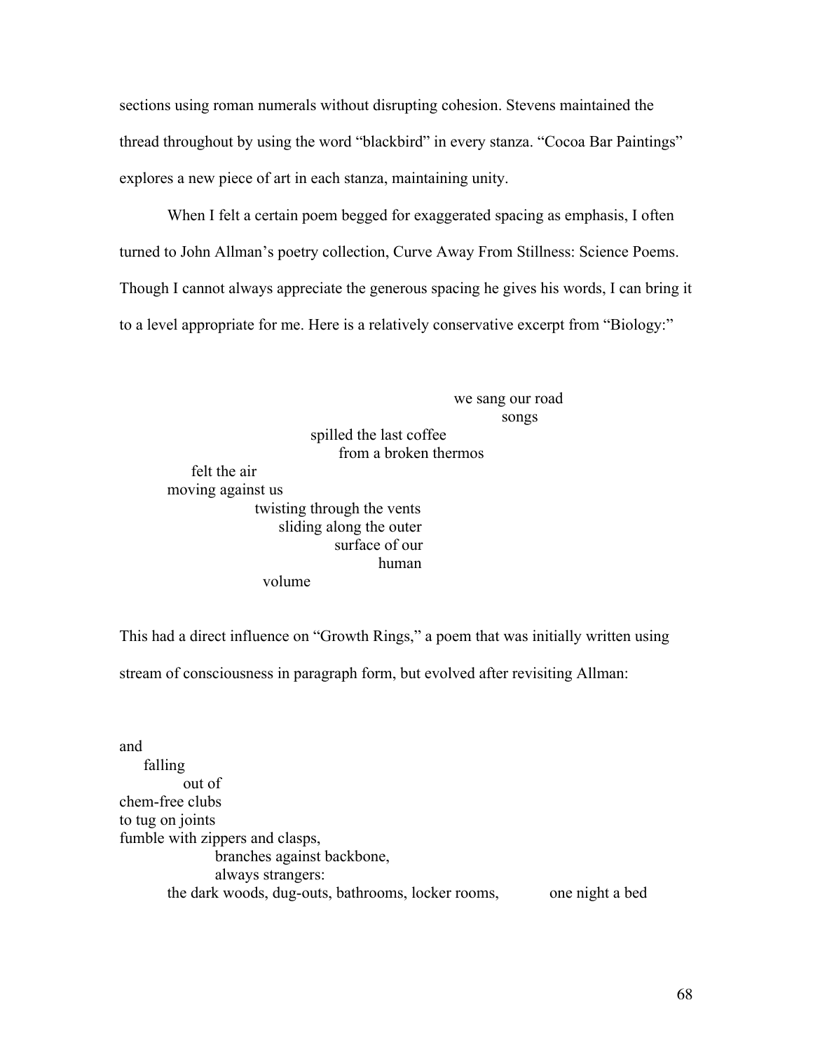sections using roman numerals without disrupting cohesion. Stevens maintained the thread throughout by using the word "blackbird" in every stanza. "Cocoa Bar Paintings" explores a new piece of art in each stanza, maintaining unity.

When I felt a certain poem begged for exaggerated spacing as emphasis, I often turned to John Allman's poetry collection, Curve Away From Stillness: Science Poems. Though I cannot always appreciate the generous spacing he gives his words, I can bring it to a level appropriate for me. Here is a relatively conservative excerpt from "Biology:"

```
                                        we sang our road
                                                 songs
                       spilled the last coffee
                            from a broken thermos
      felt the air
  moving against us
                  twisting through the vents
                       sliding along the outer
                                  surface of our
                                          human
                   volume
```

This had a direct influence on "Growth Rings," a poem that was initially written using stream of consciousness in paragraph form, but evolved after revisiting Allman:

```
and
    falling
           out of
chem-free clubs
to tug on joints
fumble with zippers and clasps,
                  branches against backbone,
                  always strangers:
         the dark woods, dug-outs, bathrooms, locker rooms,          one night a bed
```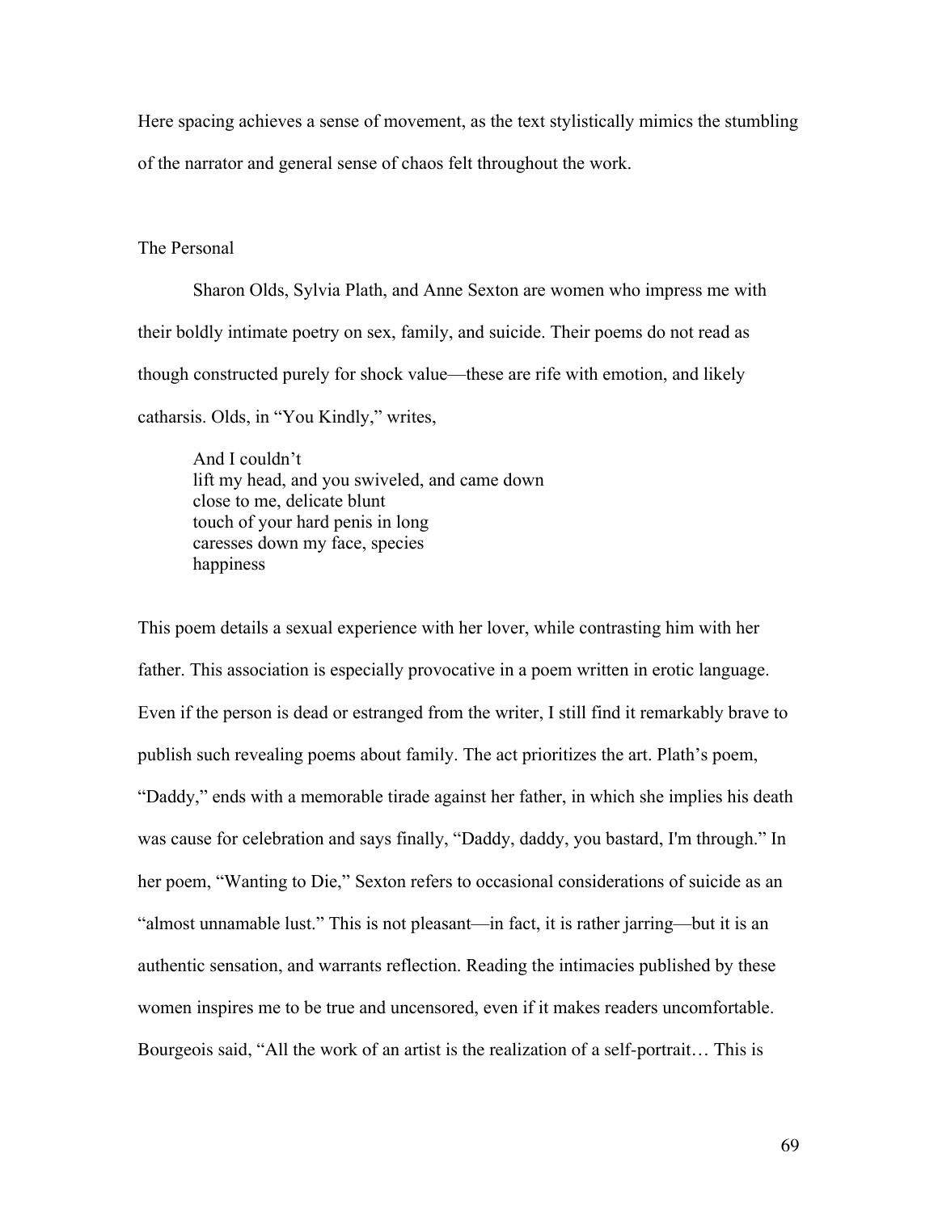Here spacing achieves a sense of movement, as the text stylistically mimics the stumbling of the narrator and general sense of chaos felt throughout the work.

## The Personal

Sharon Olds, Sylvia Plath, and Anne Sexton are women who impress me with their boldly intimate poetry on sex, family, and suicide. Their poems do not read as though constructed purely for shock value—these are rife with emotion, and likely catharsis. Olds, in "You Kindly," writes,

> And I couldn't  
> lift my head, and you swiveled, and came down  
> close to me, delicate blunt  
> touch of your hard penis in long  
> caresses down my face, species  
> happiness

This poem details a sexual experience with her lover, while contrasting him with her father. This association is especially provocative in a poem written in erotic language. Even if the person is dead or estranged from the writer, I still find it remarkably brave to publish such revealing poems about family. The act prioritizes the art. Plath's poem, "Daddy," ends with a memorable tirade against her father, in which she implies his death was cause for celebration and says finally, "Daddy, daddy, you bastard, I'm through." In her poem, "Wanting to Die," Sexton refers to occasional considerations of suicide as an "almost unnamable lust." This is not pleasant—in fact, it is rather jarring—but it is an authentic sensation, and warrants reflection. Reading the intimacies published by these women inspires me to be true and uncensored, even if it makes readers uncomfortable. Bourgeois said, "All the work of an artist is the realization of a self-portrait… This is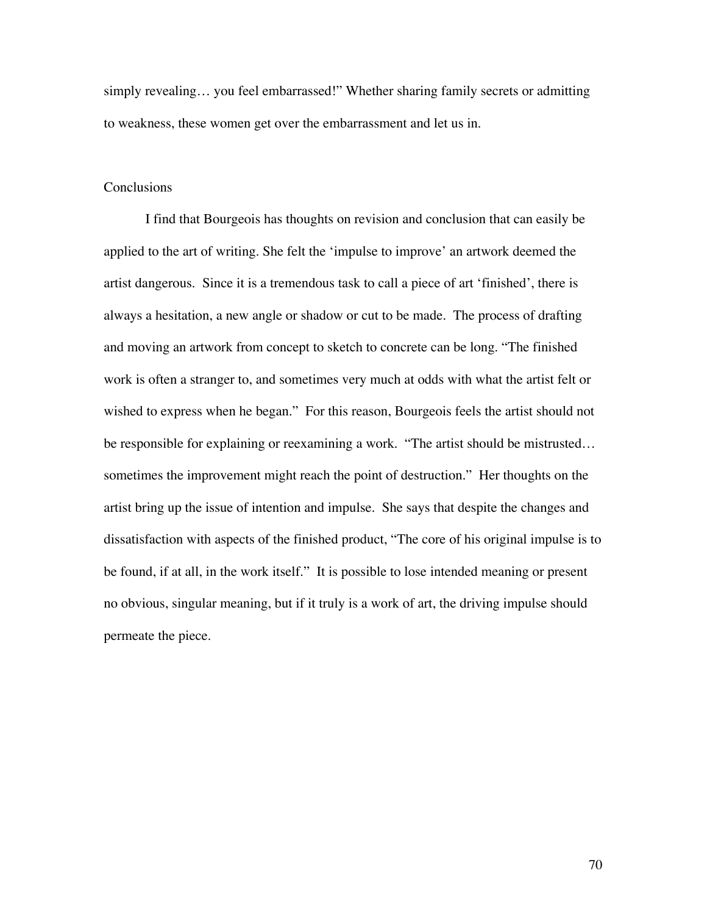simply revealing… you feel embarrassed!" Whether sharing family secrets or admitting to weakness, these women get over the embarrassment and let us in.

## Conclusions

I find that Bourgeois has thoughts on revision and conclusion that can easily be applied to the art of writing. She felt the 'impulse to improve' an artwork deemed the artist dangerous. Since it is a tremendous task to call a piece of art 'finished', there is always a hesitation, a new angle or shadow or cut to be made. The process of drafting and moving an artwork from concept to sketch to concrete can be long. "The finished work is often a stranger to, and sometimes very much at odds with what the artist felt or wished to express when he began." For this reason, Bourgeois feels the artist should not be responsible for explaining or reexamining a work. "The artist should be mistrusted… sometimes the improvement might reach the point of destruction." Her thoughts on the artist bring up the issue of intention and impulse. She says that despite the changes and dissatisfaction with aspects of the finished product, "The core of his original impulse is to be found, if at all, in the work itself." It is possible to lose intended meaning or present no obvious, singular meaning, but if it truly is a work of art, the driving impulse should permeate the piece.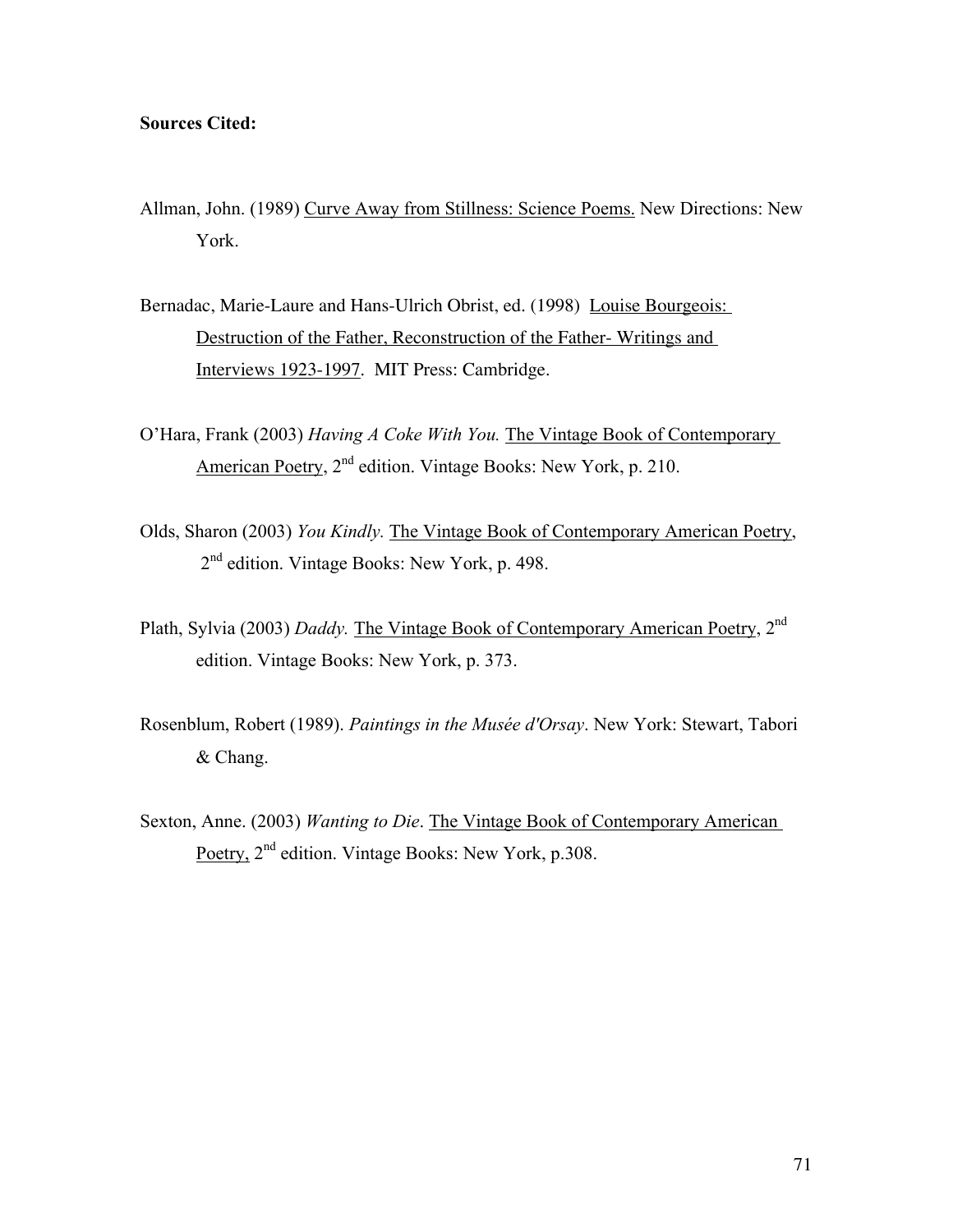**Sources Cited:**

Allman, John. (1989) Curve Away from Stillness: Science Poems. New Directions: New York.

Bernadac, Marie-Laure and Hans-Ulrich Obrist, ed. (1998) Louise Bourgeois: Destruction of the Father, Reconstruction of the Father- Writings and Interviews 1923-1997. MIT Press: Cambridge.

O'Hara, Frank (2003) *Having A Coke With You.* The Vintage Book of Contemporary American Poetry, 2nd edition. Vintage Books: New York, p. 210.

Olds, Sharon (2003) *You Kindly.* The Vintage Book of Contemporary American Poetry, 2nd edition. Vintage Books: New York, p. 498.

Plath, Sylvia (2003) *Daddy.* The Vintage Book of Contemporary American Poetry, 2nd edition. Vintage Books: New York, p. 373.

Rosenblum, Robert (1989). *Paintings in the Musée d'Orsay*. New York: Stewart, Tabori & Chang.

Sexton, Anne. (2003) *Wanting to Die*. The Vintage Book of Contemporary American Poetry, 2nd edition. Vintage Books: New York, p.308.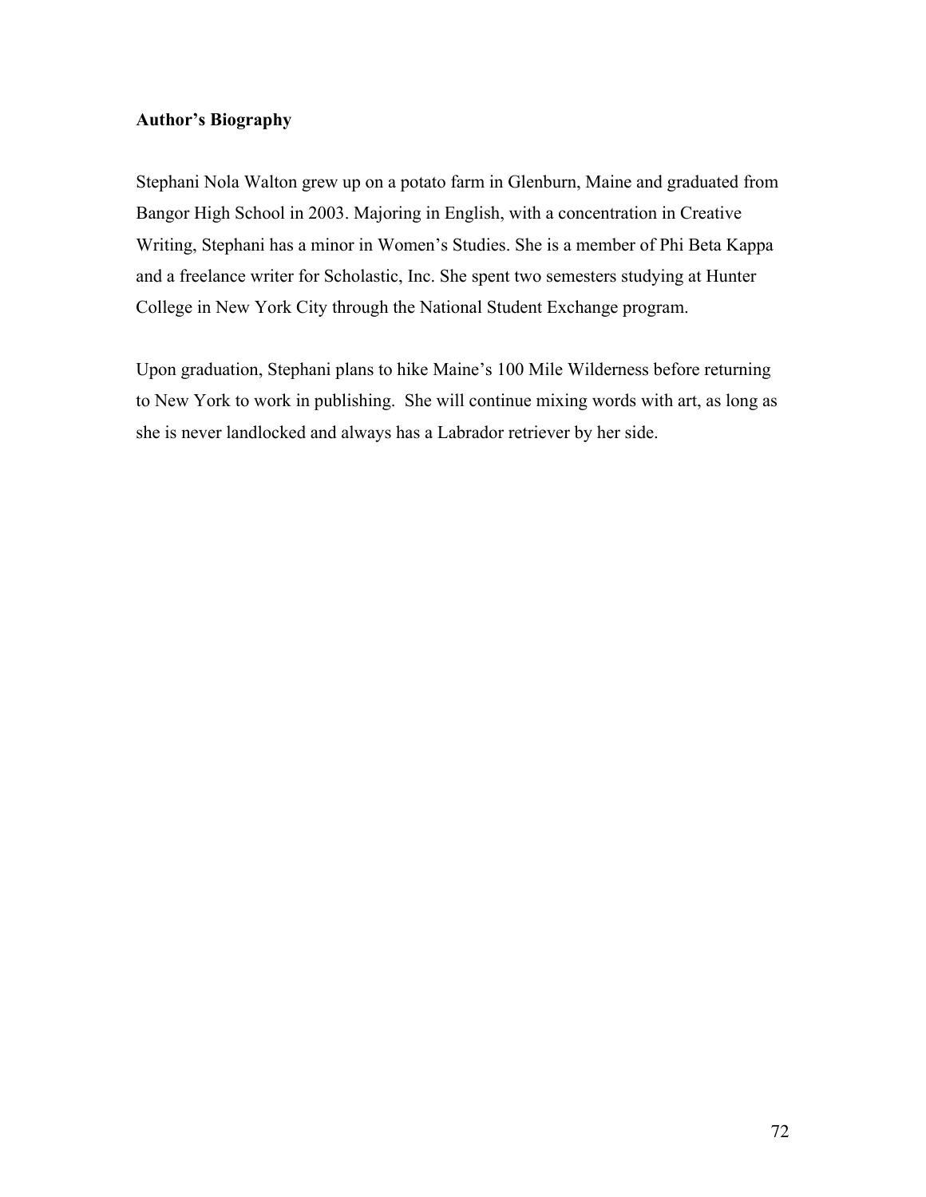**Author's Biography**

Stephani Nola Walton grew up on a potato farm in Glenburn, Maine and graduated from Bangor High School in 2003. Majoring in English, with a concentration in Creative Writing, Stephani has a minor in Women's Studies. She is a member of Phi Beta Kappa and a freelance writer for Scholastic, Inc. She spent two semesters studying at Hunter College in New York City through the National Student Exchange program.

Upon graduation, Stephani plans to hike Maine's 100 Mile Wilderness before returning to New York to work in publishing. She will continue mixing words with art, as long as she is never landlocked and always has a Labrador retriever by her side.